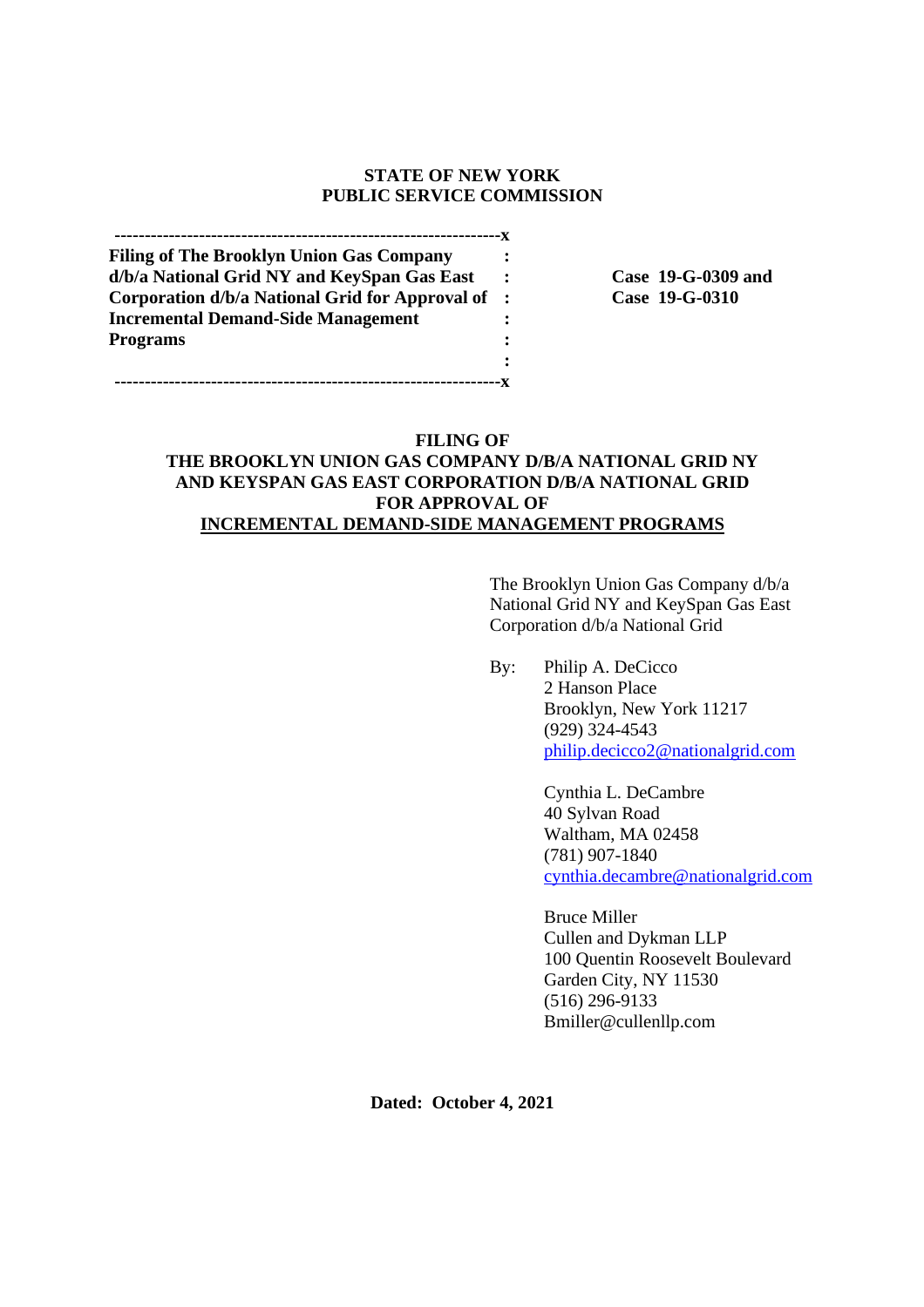**STATE OF NEW YORK**
**PUBLIC SERVICE COMMISSION**

| | |
|---|---|
| **Filing of The Brooklyn Union Gas Company d/b/a National Grid NY and KeySpan Gas East Corporation d/b/a National Grid for Approval of Incremental Demand-Side Management Programs** | **Case 19-G-0309 and Case 19-G-0310** |

**FILING OF**
**THE BROOKLYN UNION GAS COMPANY D/B/A NATIONAL GRID NY AND KEYSPAN GAS EAST CORPORATION D/B/A NATIONAL GRID FOR APPROVAL OF**
**<u>INCREMENTAL DEMAND-SIDE MANAGEMENT PROGRAMS</u>**

The Brooklyn Union Gas Company d/b/a National Grid NY and KeySpan Gas East Corporation d/b/a National Grid

By: Philip A. DeCicco
2 Hanson Place
Brooklyn, New York 11217
(929) 324-4543
philip.decicco2@nationalgrid.com

Cynthia L. DeCambre
40 Sylvan Road
Waltham, MA 02458
(781) 907-1840
cynthia.decambre@nationalgrid.com

Bruce Miller
Cullen and Dykman LLP
100 Quentin Roosevelt Boulevard
Garden City, NY 11530
(516) 296-9133
Bmiller@cullenllp.com

**Dated: October 4, 2021**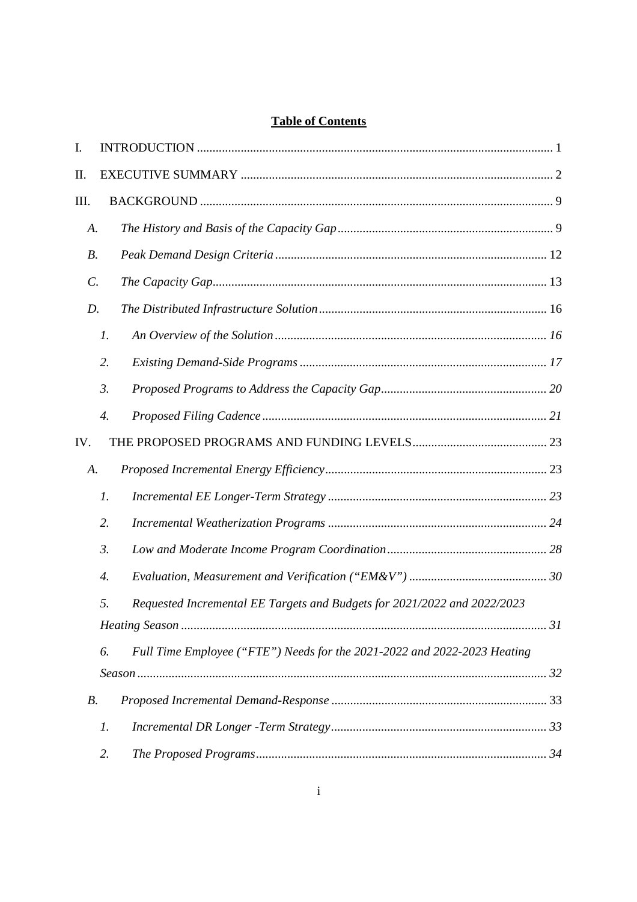# Table of Contents

I. INTRODUCTION ..... 1

II. EXECUTIVE SUMMARY ..... 2

III. BACKGROUND ..... 9

- A. *The History and Basis of the Capacity Gap* ..... 9
- B. *Peak Demand Design Criteria* ..... 12
- C. *The Capacity Gap* ..... 13
- D. *The Distributed Infrastructure Solution* ..... 16
  - 1. *An Overview of the Solution* ..... 16
  - 2. *Existing Demand-Side Programs* ..... 17
  - 3. *Proposed Programs to Address the Capacity Gap* ..... 20
  - 4. *Proposed Filing Cadence* ..... 21

IV. THE PROPOSED PROGRAMS AND FUNDING LEVELS ..... 23

- A. *Proposed Incremental Energy Efficiency* ..... 23
  - 1. *Incremental EE Longer-Term Strategy* ..... 23
  - 2. *Incremental Weatherization Programs* ..... 24
  - 3. *Low and Moderate Income Program Coordination* ..... 28
  - 4. *Evaluation, Measurement and Verification ("EM&V")* ..... 30
  - 5. *Requested Incremental EE Targets and Budgets for 2021/2022 and 2022/2023 Heating Season* ..... 31
  - 6. *Full Time Employee ("FTE") Needs for the 2021-2022 and 2022-2023 Heating Season* ..... 32
- B. *Proposed Incremental Demand-Response* ..... 33
  - 1. *Incremental DR Longer -Term Strategy* ..... 33
  - 2. *The Proposed Programs* ..... 34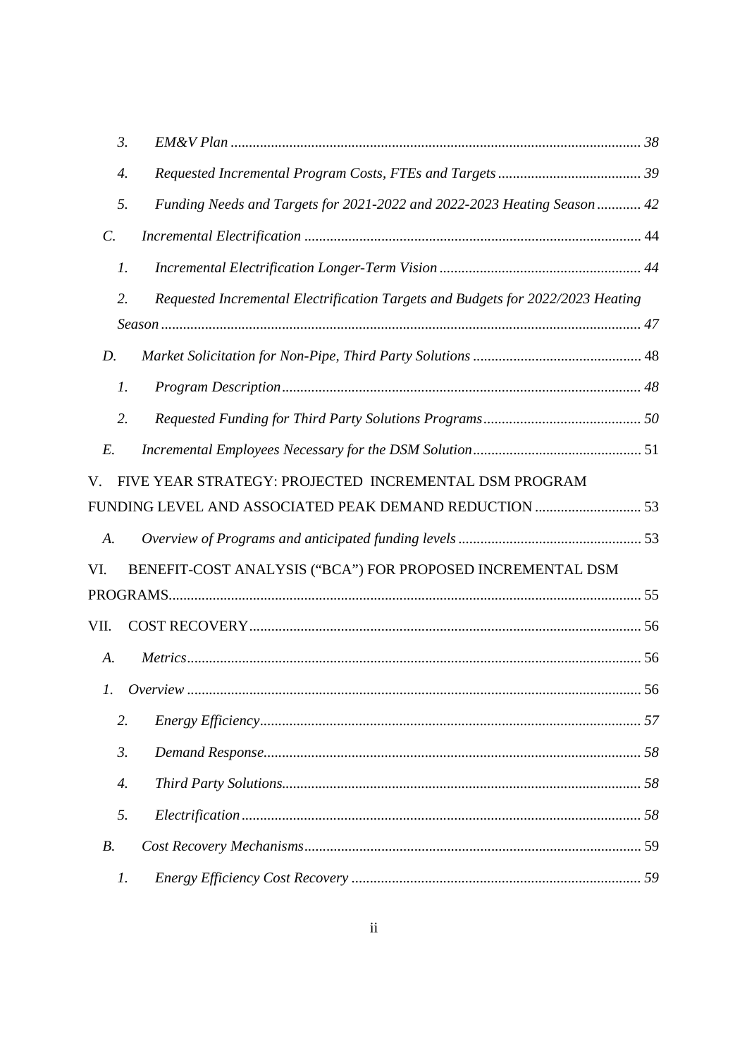3. *EM&V Plan* ........................................................................................................ 38

4. *Requested Incremental Program Costs, FTEs and Targets* ....................................... 39

5. *Funding Needs and Targets for 2021-2022 and 2022-2023 Heating Season* ............ 42

C. *Incremental Electrification* ........................................................................................ 44

1. *Incremental Electrification Longer-Term Vision* ...................................................... 44

2. *Requested Incremental Electrification Targets and Budgets for 2022/2023 Heating Season* ........................................................................................................................ 47

D. *Market Solicitation for Non-Pipe, Third Party Solutions* .............................................. 48

1. *Program Description* .................................................................................................. 48

2. *Requested Funding for Third Party Solutions Programs* ........................................... 50

E. *Incremental Employees Necessary for the DSM Solution* .............................................. 51

V. FIVE YEAR STRATEGY: PROJECTED INCREMENTAL DSM PROGRAM FUNDING LEVEL AND ASSOCIATED PEAK DEMAND REDUCTION ............................. 53

A. *Overview of Programs and anticipated funding levels* .................................................. 53

VI. BENEFIT-COST ANALYSIS ("BCA") FOR PROPOSED INCREMENTAL DSM PROGRAMS .................................................................................................................... 55

VII. COST RECOVERY ........................................................................................................ 56

A. *Metrics* ........................................................................................................................ 56

1. *Overview* ..................................................................................................................... 56

2. *Energy Efficiency* ........................................................................................................ 57

3. *Demand Response* ...................................................................................................... 58

4. *Third Party Solutions* .................................................................................................. 58

5. *Electrification* ............................................................................................................. 58

B. *Cost Recovery Mechanisms* ......................................................................................... 59

1. *Energy Efficiency Cost Recovery* ............................................................................... 59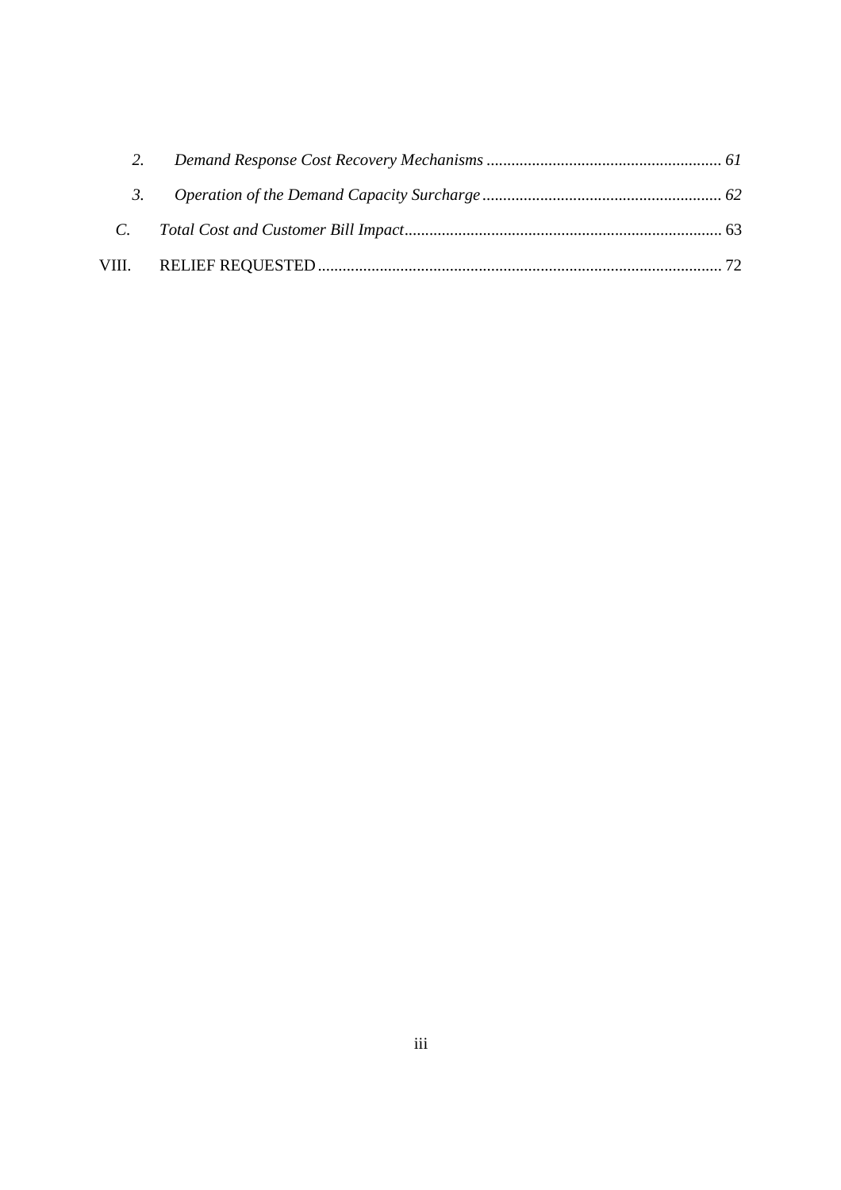2. *Demand Response Cost Recovery Mechanisms* ........................................................ *61*

3. *Operation of the Demand Capacity Surcharge* ......................................................... *62*

C. *Total Cost and Customer Bill Impact*............................................................................ 63

VIII. RELIEF REQUESTED................................................................................................ 72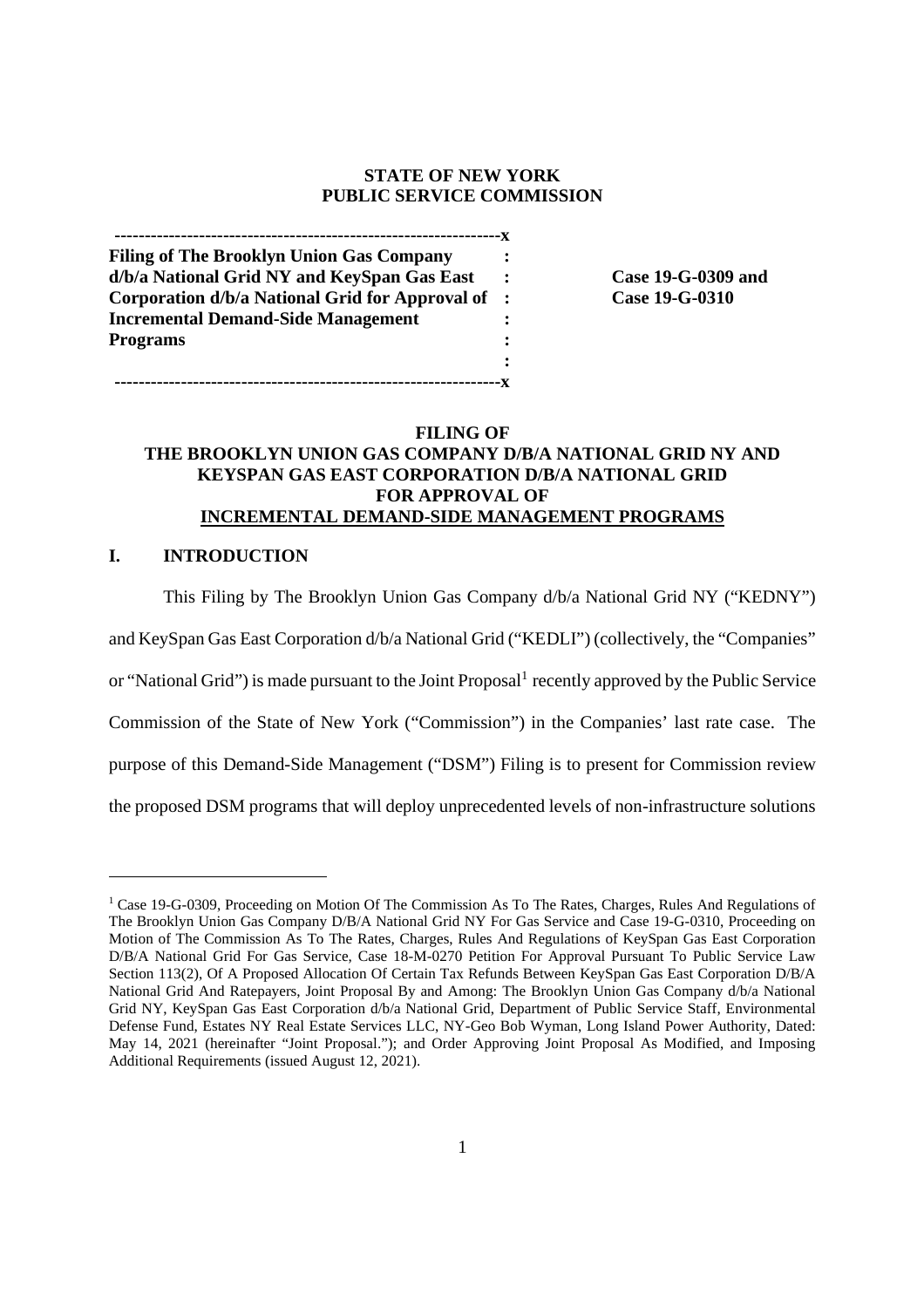**STATE OF NEW YORK**
**PUBLIC SERVICE COMMISSION**

| | | |
|---|---|---|
| **Filing of The Brooklyn Union Gas Company d/b/a National Grid NY and KeySpan Gas East Corporation d/b/a National Grid for Approval of Incremental Demand-Side Management Programs** | : | **Case 19-G-0309 and Case 19-G-0310** |

**FILING OF**
**THE BROOKLYN UNION GAS COMPANY D/B/A NATIONAL GRID NY AND KEYSPAN GAS EAST CORPORATION D/B/A NATIONAL GRID FOR APPROVAL OF INCREMENTAL DEMAND-SIDE MANAGEMENT PROGRAMS**

## I. INTRODUCTION

This Filing by The Brooklyn Union Gas Company d/b/a National Grid NY ("KEDNY") and KeySpan Gas East Corporation d/b/a National Grid ("KEDLI") (collectively, the "Companies" or "National Grid") is made pursuant to the Joint Proposal[1] recently approved by the Public Service Commission of the State of New York ("Commission") in the Companies' last rate case. The purpose of this Demand-Side Management ("DSM") Filing is to present for Commission review the proposed DSM programs that will deploy unprecedented levels of non-infrastructure solutions

[1] Case 19-G-0309, Proceeding on Motion Of The Commission As To The Rates, Charges, Rules And Regulations of The Brooklyn Union Gas Company D/B/A National Grid NY For Gas Service and Case 19-G-0310, Proceeding on Motion of The Commission As To The Rates, Charges, Rules And Regulations of KeySpan Gas East Corporation D/B/A National Grid For Gas Service, Case 18-M-0270 Petition For Approval Pursuant To Public Service Law Section 113(2), Of A Proposed Allocation Of Certain Tax Refunds Between KeySpan Gas East Corporation D/B/A National Grid And Ratepayers, Joint Proposal By and Among: The Brooklyn Union Gas Company d/b/a National Grid NY, KeySpan Gas East Corporation d/b/a National Grid, Department of Public Service Staff, Environmental Defense Fund, Estates NY Real Estate Services LLC, NY-Geo Bob Wyman, Long Island Power Authority, Dated: May 14, 2021 (hereinafter "Joint Proposal."); and Order Approving Joint Proposal As Modified, and Imposing Additional Requirements (issued August 12, 2021).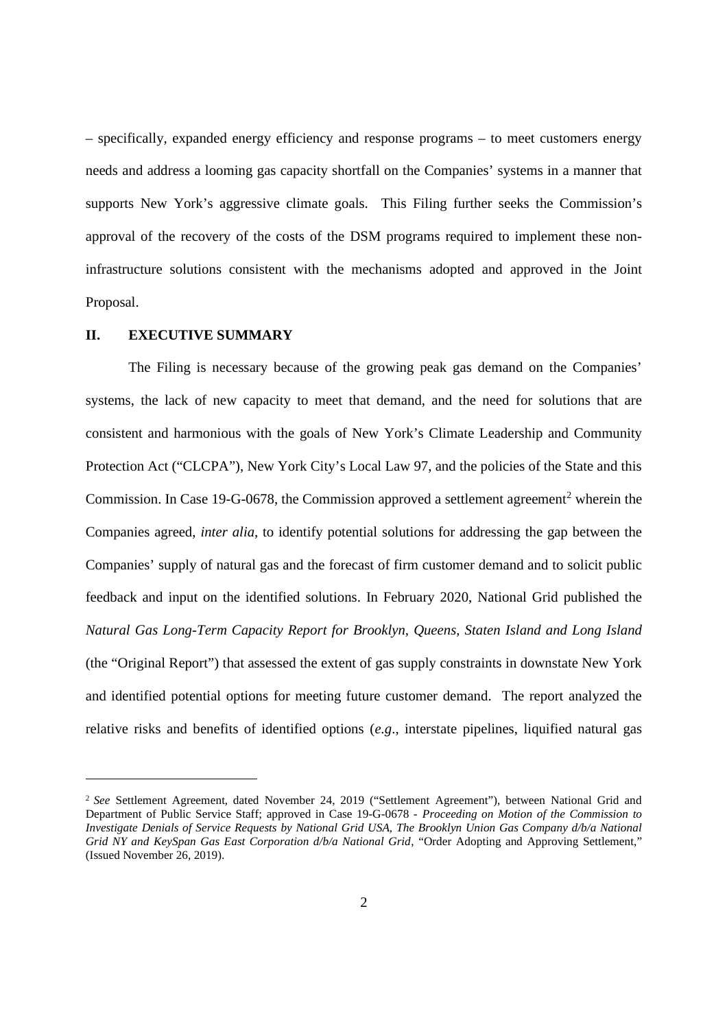– specifically, expanded energy efficiency and response programs – to meet customers energy needs and address a looming gas capacity shortfall on the Companies' systems in a manner that supports New York's aggressive climate goals. This Filing further seeks the Commission's approval of the recovery of the costs of the DSM programs required to implement these non-infrastructure solutions consistent with the mechanisms adopted and approved in the Joint Proposal.

## II. EXECUTIVE SUMMARY

The Filing is necessary because of the growing peak gas demand on the Companies' systems, the lack of new capacity to meet that demand, and the need for solutions that are consistent and harmonious with the goals of New York's Climate Leadership and Community Protection Act ("CLCPA"), New York City's Local Law 97, and the policies of the State and this Commission. In Case 19-G-0678, the Commission approved a settlement agreement[2] wherein the Companies agreed, *inter alia*, to identify potential solutions for addressing the gap between the Companies' supply of natural gas and the forecast of firm customer demand and to solicit public feedback and input on the identified solutions. In February 2020, National Grid published the *Natural Gas Long-Term Capacity Report for Brooklyn, Queens, Staten Island and Long Island* (the "Original Report") that assessed the extent of gas supply constraints in downstate New York and identified potential options for meeting future customer demand. The report analyzed the relative risks and benefits of identified options (*e.g*., interstate pipelines, liquified natural gas

[2] *See* Settlement Agreement, dated November 24, 2019 ("Settlement Agreement"), between National Grid and Department of Public Service Staff; approved in Case 19-G-0678 - *Proceeding on Motion of the Commission to Investigate Denials of Service Requests by National Grid USA, The Brooklyn Union Gas Company d/b/a National Grid NY and KeySpan Gas East Corporation d/b/a National Grid*, "Order Adopting and Approving Settlement," (Issued November 26, 2019).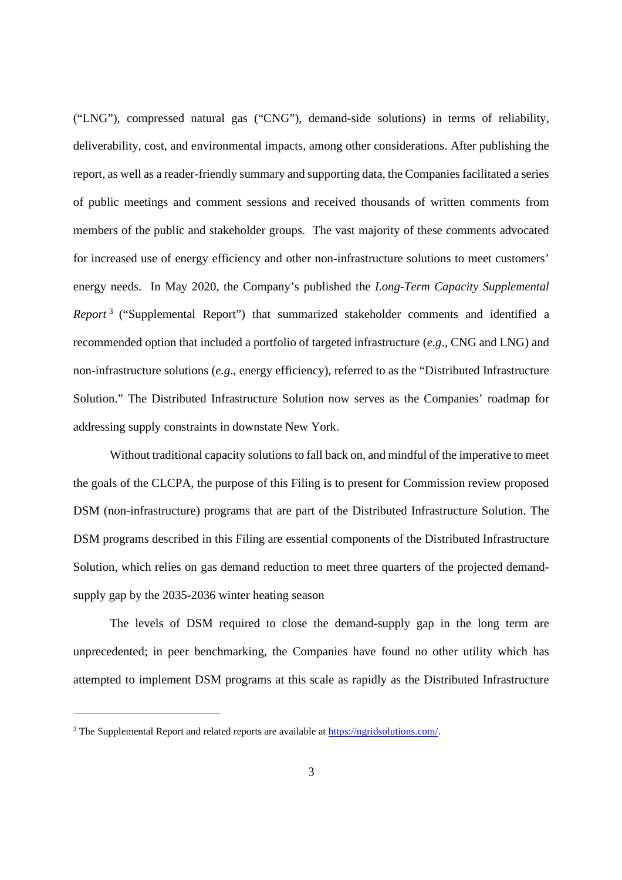("LNG"), compressed natural gas ("CNG"), demand-side solutions) in terms of reliability, deliverability, cost, and environmental impacts, among other considerations. After publishing the report, as well as a reader-friendly summary and supporting data, the Companies facilitated a series of public meetings and comment sessions and received thousands of written comments from members of the public and stakeholder groups. The vast majority of these comments advocated for increased use of energy efficiency and other non-infrastructure solutions to meet customers' energy needs. In May 2020, the Company's published the *Long-Term Capacity Supplemental Report*[3] ("Supplemental Report") that summarized stakeholder comments and identified a recommended option that included a portfolio of targeted infrastructure (*e.g*., CNG and LNG) and non-infrastructure solutions (*e.g*., energy efficiency), referred to as the "Distributed Infrastructure Solution." The Distributed Infrastructure Solution now serves as the Companies' roadmap for addressing supply constraints in downstate New York.

Without traditional capacity solutions to fall back on, and mindful of the imperative to meet the goals of the CLCPA, the purpose of this Filing is to present for Commission review proposed DSM (non-infrastructure) programs that are part of the Distributed Infrastructure Solution. The DSM programs described in this Filing are essential components of the Distributed Infrastructure Solution, which relies on gas demand reduction to meet three quarters of the projected demand-supply gap by the 2035-2036 winter heating season

The levels of DSM required to close the demand-supply gap in the long term are unprecedented; in peer benchmarking, the Companies have found no other utility which has attempted to implement DSM programs at this scale as rapidly as the Distributed Infrastructure

[3] The Supplemental Report and related reports are available at https://ngridsolutions.com/.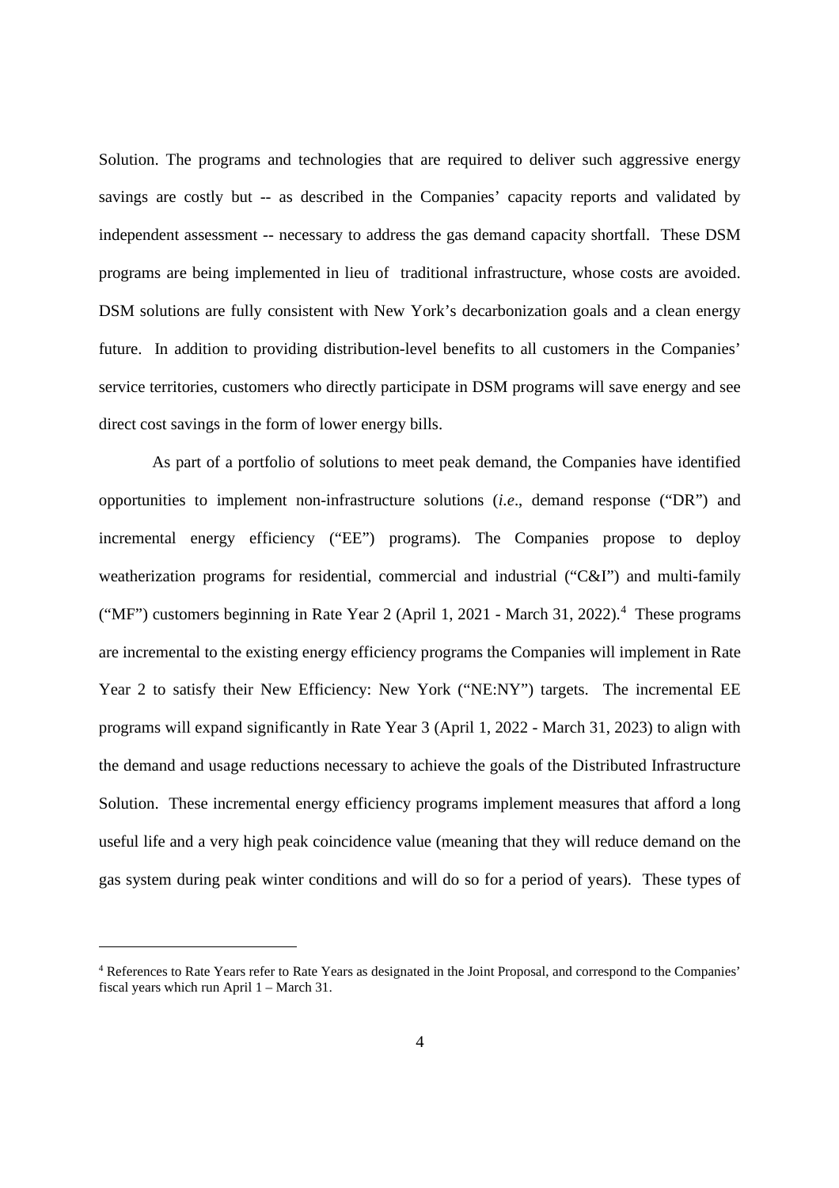Solution. The programs and technologies that are required to deliver such aggressive energy savings are costly but -- as described in the Companies' capacity reports and validated by independent assessment -- necessary to address the gas demand capacity shortfall. These DSM programs are being implemented in lieu of traditional infrastructure, whose costs are avoided. DSM solutions are fully consistent with New York's decarbonization goals and a clean energy future. In addition to providing distribution-level benefits to all customers in the Companies' service territories, customers who directly participate in DSM programs will save energy and see direct cost savings in the form of lower energy bills.

As part of a portfolio of solutions to meet peak demand, the Companies have identified opportunities to implement non-infrastructure solutions (*i.e*., demand response ("DR") and incremental energy efficiency ("EE") programs). The Companies propose to deploy weatherization programs for residential, commercial and industrial ("C&I") and multi-family ("MF") customers beginning in Rate Year 2 (April 1, 2021 - March 31, 2022).[4] These programs are incremental to the existing energy efficiency programs the Companies will implement in Rate Year 2 to satisfy their New Efficiency: New York ("NE:NY") targets. The incremental EE programs will expand significantly in Rate Year 3 (April 1, 2022 - March 31, 2023) to align with the demand and usage reductions necessary to achieve the goals of the Distributed Infrastructure Solution. These incremental energy efficiency programs implement measures that afford a long useful life and a very high peak coincidence value (meaning that they will reduce demand on the gas system during peak winter conditions and will do so for a period of years). These types of

---

[4] References to Rate Years refer to Rate Years as designated in the Joint Proposal, and correspond to the Companies' fiscal years which run April 1 – March 31.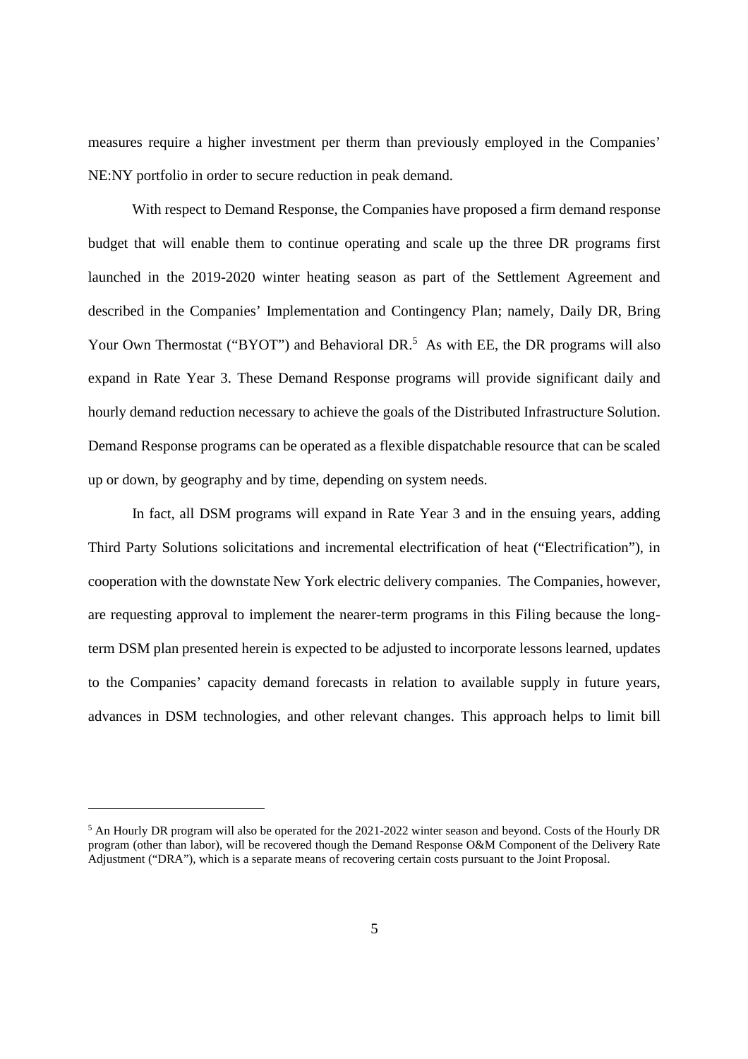measures require a higher investment per therm than previously employed in the Companies' NE:NY portfolio in order to secure reduction in peak demand.

With respect to Demand Response, the Companies have proposed a firm demand response budget that will enable them to continue operating and scale up the three DR programs first launched in the 2019-2020 winter heating season as part of the Settlement Agreement and described in the Companies' Implementation and Contingency Plan; namely, Daily DR, Bring Your Own Thermostat ("BYOT") and Behavioral DR.[5] As with EE, the DR programs will also expand in Rate Year 3. These Demand Response programs will provide significant daily and hourly demand reduction necessary to achieve the goals of the Distributed Infrastructure Solution. Demand Response programs can be operated as a flexible dispatchable resource that can be scaled up or down, by geography and by time, depending on system needs.

In fact, all DSM programs will expand in Rate Year 3 and in the ensuing years, adding Third Party Solutions solicitations and incremental electrification of heat ("Electrification"), in cooperation with the downstate New York electric delivery companies. The Companies, however, are requesting approval to implement the nearer-term programs in this Filing because the long-term DSM plan presented herein is expected to be adjusted to incorporate lessons learned, updates to the Companies' capacity demand forecasts in relation to available supply in future years, advances in DSM technologies, and other relevant changes. This approach helps to limit bill

---

[5] An Hourly DR program will also be operated for the 2021-2022 winter season and beyond. Costs of the Hourly DR program (other than labor), will be recovered though the Demand Response O&M Component of the Delivery Rate Adjustment ("DRA"), which is a separate means of recovering certain costs pursuant to the Joint Proposal.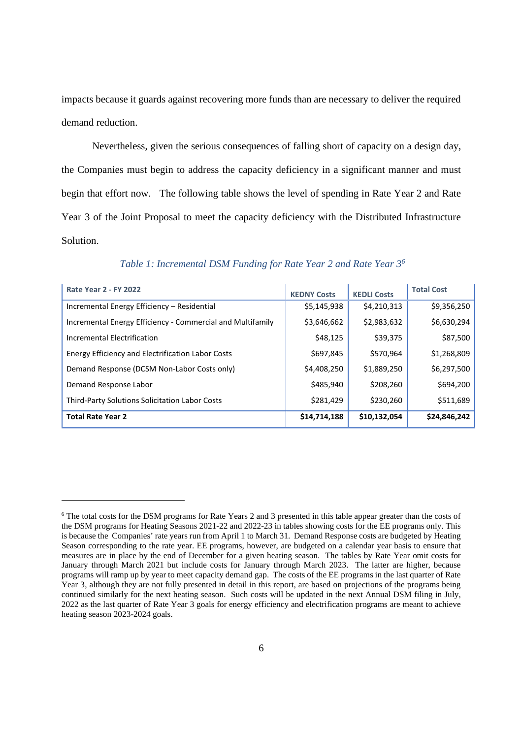impacts because it guards against recovering more funds than are necessary to deliver the required demand reduction.

Nevertheless, given the serious consequences of falling short of capacity on a design day, the Companies must begin to address the capacity deficiency in a significant manner and must begin that effort now. The following table shows the level of spending in Rate Year 2 and Rate Year 3 of the Joint Proposal to meet the capacity deficiency with the Distributed Infrastructure Solution.

*Table 1: Incremental DSM Funding for Rate Year 2 and Rate Year 3*[6]

| Rate Year 2 - FY 2022 | KEDNY Costs | KEDLI Costs | Total Cost |
|---|---|---|---|
| Incremental Energy Efficiency – Residential | $5,145,938 | $4,210,313 | $9,356,250 |
| Incremental Energy Efficiency - Commercial and Multifamily | $3,646,662 | $2,983,632 | $6,630,294 |
| Incremental Electrification | $48,125 | $39,375 | $87,500 |
| Energy Efficiency and Electrification Labor Costs | $697,845 | $570,964 | $1,268,809 |
| Demand Response (DCSM Non-Labor Costs only) | $4,408,250 | $1,889,250 | $6,297,500 |
| Demand Response Labor | $485,940 | $208,260 | $694,200 |
| Third-Party Solutions Solicitation Labor Costs | $281,429 | $230,260 | $511,689 |
| **Total Rate Year 2** | **$14,714,188** | **$10,132,054** | **$24,846,242** |

[6] The total costs for the DSM programs for Rate Years 2 and 3 presented in this table appear greater than the costs of the DSM programs for Heating Seasons 2021-22 and 2022-23 in tables showing costs for the EE programs only. This is because the Companies' rate years run from April 1 to March 31. Demand Response costs are budgeted by Heating Season corresponding to the rate year. EE programs, however, are budgeted on a calendar year basis to ensure that measures are in place by the end of December for a given heating season. The tables by Rate Year omit costs for January through March 2021 but include costs for January through March 2023. The latter are higher, because programs will ramp up by year to meet capacity demand gap. The costs of the EE programs in the last quarter of Rate Year 3, although they are not fully presented in detail in this report, are based on projections of the programs being continued similarly for the next heating season. Such costs will be updated in the next Annual DSM filing in July, 2022 as the last quarter of Rate Year 3 goals for energy efficiency and electrification programs are meant to achieve heating season 2023-2024 goals.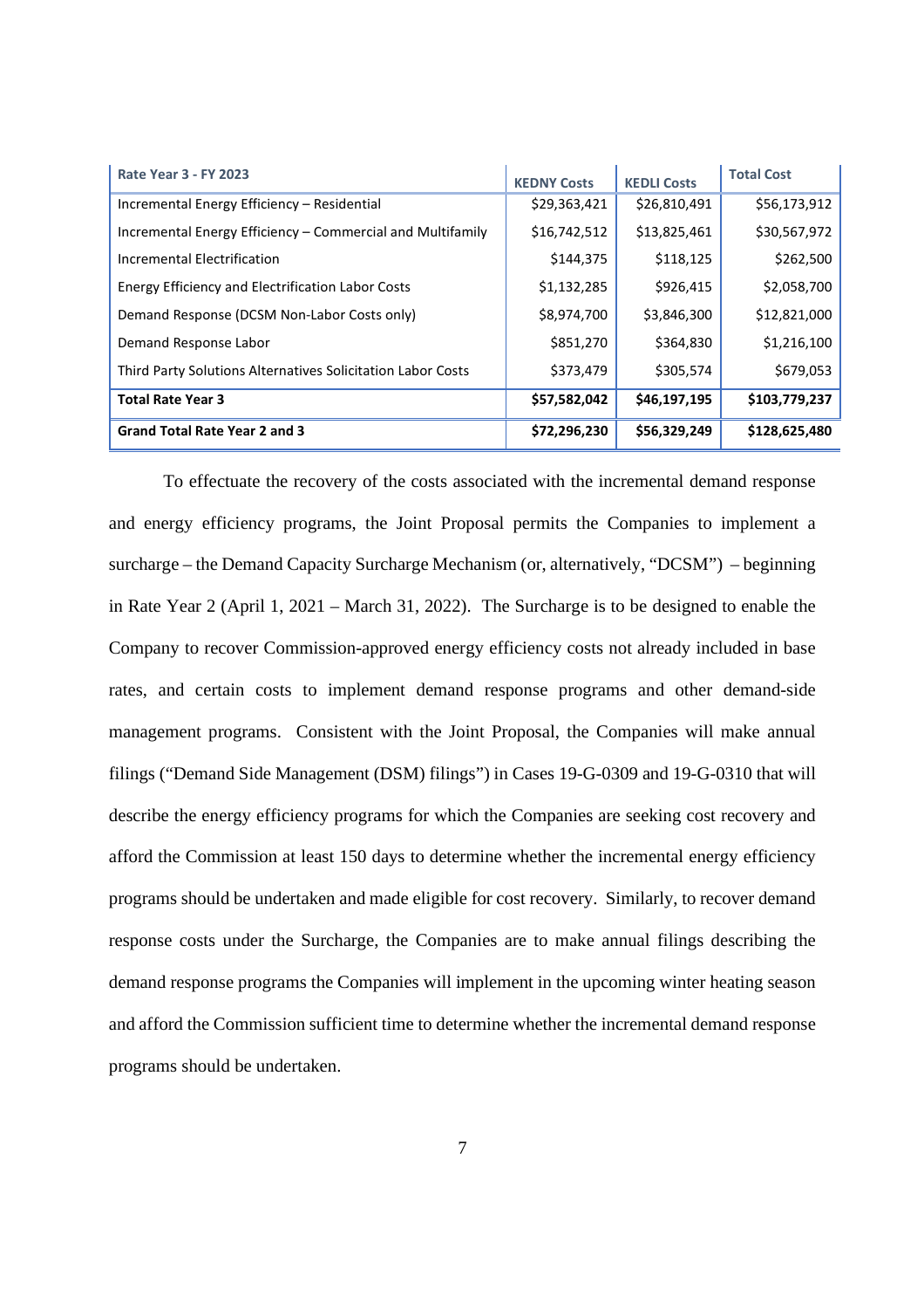| Rate Year 3 - FY 2023 | KEDNY Costs | KEDLI Costs | Total Cost |
|---|---|---|---|
| Incremental Energy Efficiency – Residential | $29,363,421 | $26,810,491 | $56,173,912 |
| Incremental Energy Efficiency – Commercial and Multifamily | $16,742,512 | $13,825,461 | $30,567,972 |
| Incremental Electrification | $144,375 | $118,125 | $262,500 |
| Energy Efficiency and Electrification Labor Costs | $1,132,285 | $926,415 | $2,058,700 |
| Demand Response (DCSM Non-Labor Costs only) | $8,974,700 | $3,846,300 | $12,821,000 |
| Demand Response Labor | $851,270 | $364,830 | $1,216,100 |
| Third Party Solutions Alternatives Solicitation Labor Costs | $373,479 | $305,574 | $679,053 |
| **Total Rate Year 3** | **$57,582,042** | **$46,197,195** | **$103,779,237** |
| **Grand Total Rate Year 2 and 3** | **$72,296,230** | **$56,329,249** | **$128,625,480** |

To effectuate the recovery of the costs associated with the incremental demand response and energy efficiency programs, the Joint Proposal permits the Companies to implement a surcharge – the Demand Capacity Surcharge Mechanism (or, alternatively, "DCSM") – beginning in Rate Year 2 (April 1, 2021 – March 31, 2022). The Surcharge is to be designed to enable the Company to recover Commission-approved energy efficiency costs not already included in base rates, and certain costs to implement demand response programs and other demand-side management programs. Consistent with the Joint Proposal, the Companies will make annual filings ("Demand Side Management (DSM) filings") in Cases 19-G-0309 and 19-G-0310 that will describe the energy efficiency programs for which the Companies are seeking cost recovery and afford the Commission at least 150 days to determine whether the incremental energy efficiency programs should be undertaken and made eligible for cost recovery. Similarly, to recover demand response costs under the Surcharge, the Companies are to make annual filings describing the demand response programs the Companies will implement in the upcoming winter heating season and afford the Commission sufficient time to determine whether the incremental demand response programs should be undertaken.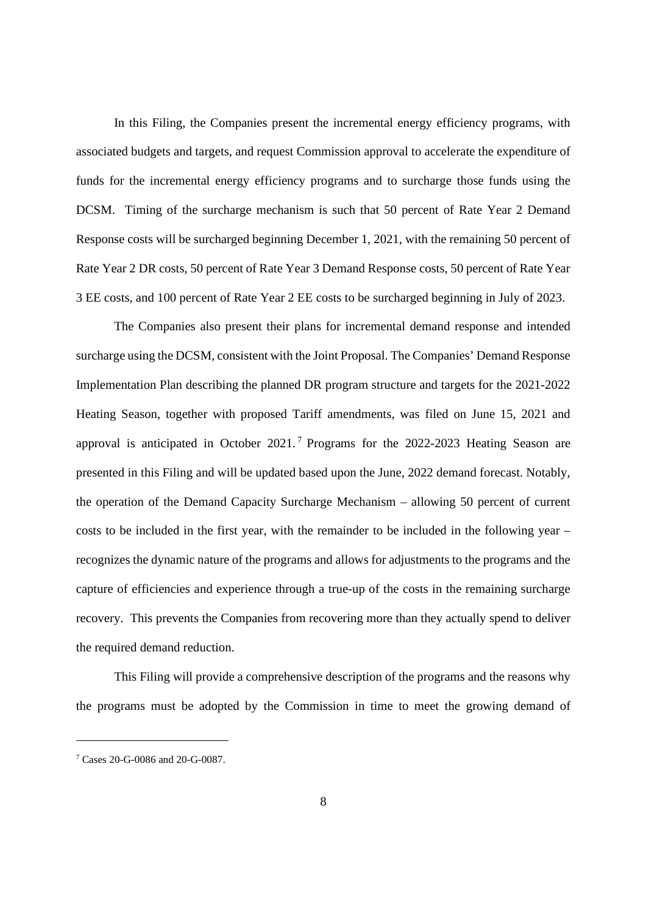In this Filing, the Companies present the incremental energy efficiency programs, with associated budgets and targets, and request Commission approval to accelerate the expenditure of funds for the incremental energy efficiency programs and to surcharge those funds using the DCSM. Timing of the surcharge mechanism is such that 50 percent of Rate Year 2 Demand Response costs will be surcharged beginning December 1, 2021, with the remaining 50 percent of Rate Year 2 DR costs, 50 percent of Rate Year 3 Demand Response costs, 50 percent of Rate Year 3 EE costs, and 100 percent of Rate Year 2 EE costs to be surcharged beginning in July of 2023.

The Companies also present their plans for incremental demand response and intended surcharge using the DCSM, consistent with the Joint Proposal. The Companies' Demand Response Implementation Plan describing the planned DR program structure and targets for the 2021-2022 Heating Season, together with proposed Tariff amendments, was filed on June 15, 2021 and approval is anticipated in October 2021.[7] Programs for the 2022-2023 Heating Season are presented in this Filing and will be updated based upon the June, 2022 demand forecast. Notably, the operation of the Demand Capacity Surcharge Mechanism – allowing 50 percent of current costs to be included in the first year, with the remainder to be included in the following year – recognizes the dynamic nature of the programs and allows for adjustments to the programs and the capture of efficiencies and experience through a true-up of the costs in the remaining surcharge recovery. This prevents the Companies from recovering more than they actually spend to deliver the required demand reduction.

This Filing will provide a comprehensive description of the programs and the reasons why the programs must be adopted by the Commission in time to meet the growing demand of

[7] Cases 20-G-0086 and 20-G-0087.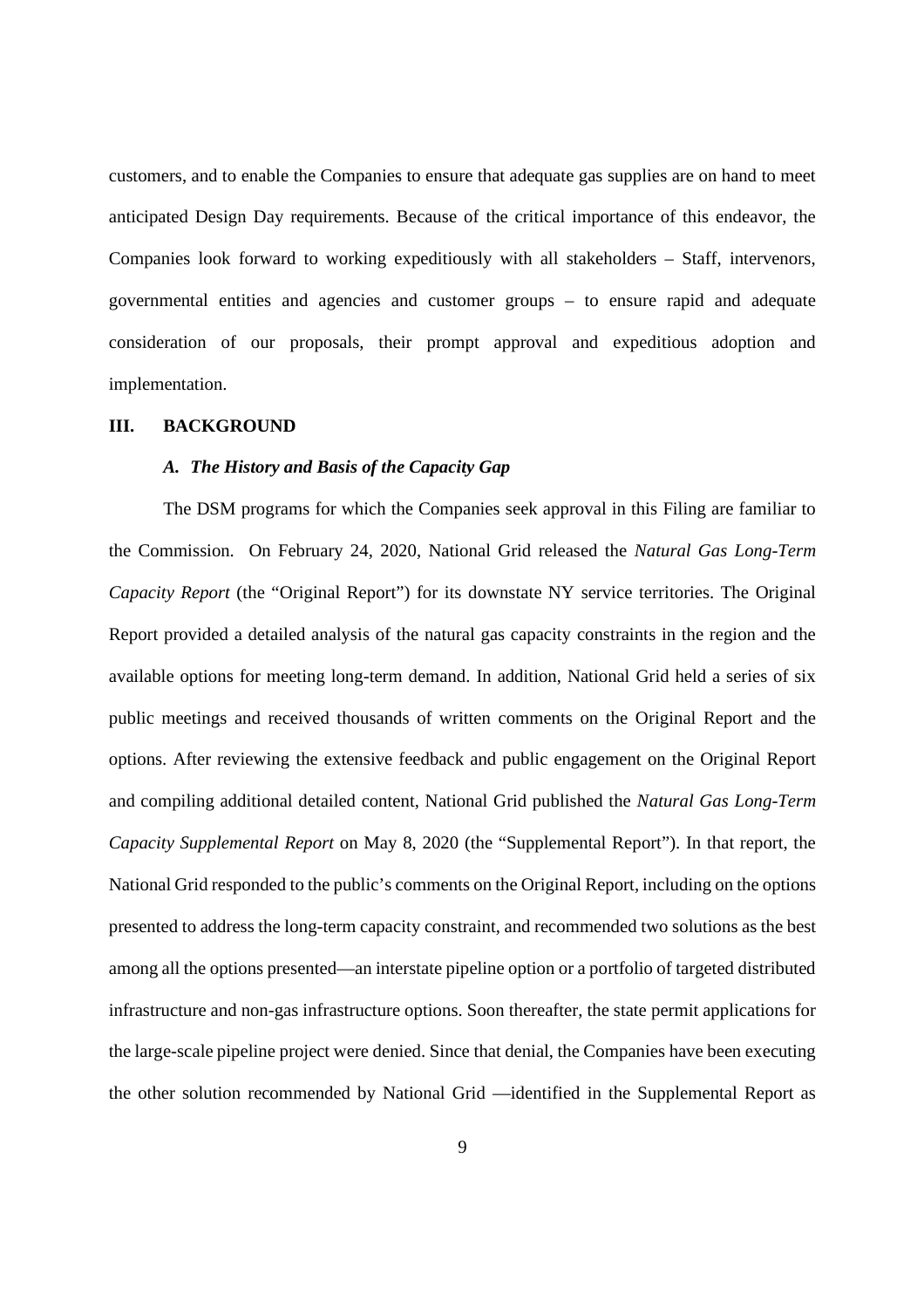customers, and to enable the Companies to ensure that adequate gas supplies are on hand to meet anticipated Design Day requirements. Because of the critical importance of this endeavor, the Companies look forward to working expeditiously with all stakeholders – Staff, intervenors, governmental entities and agencies and customer groups – to ensure rapid and adequate consideration of our proposals, their prompt approval and expeditious adoption and implementation.

## III. BACKGROUND

### *A. The History and Basis of the Capacity Gap*

The DSM programs for which the Companies seek approval in this Filing are familiar to the Commission. On February 24, 2020, National Grid released the *Natural Gas Long-Term Capacity Report* (the "Original Report") for its downstate NY service territories. The Original Report provided a detailed analysis of the natural gas capacity constraints in the region and the available options for meeting long-term demand. In addition, National Grid held a series of six public meetings and received thousands of written comments on the Original Report and the options. After reviewing the extensive feedback and public engagement on the Original Report and compiling additional detailed content, National Grid published the *Natural Gas Long-Term Capacity Supplemental Report* on May 8, 2020 (the "Supplemental Report"). In that report, the National Grid responded to the public's comments on the Original Report, including on the options presented to address the long-term capacity constraint, and recommended two solutions as the best among all the options presented—an interstate pipeline option or a portfolio of targeted distributed infrastructure and non-gas infrastructure options. Soon thereafter, the state permit applications for the large-scale pipeline project were denied. Since that denial, the Companies have been executing the other solution recommended by National Grid —identified in the Supplemental Report as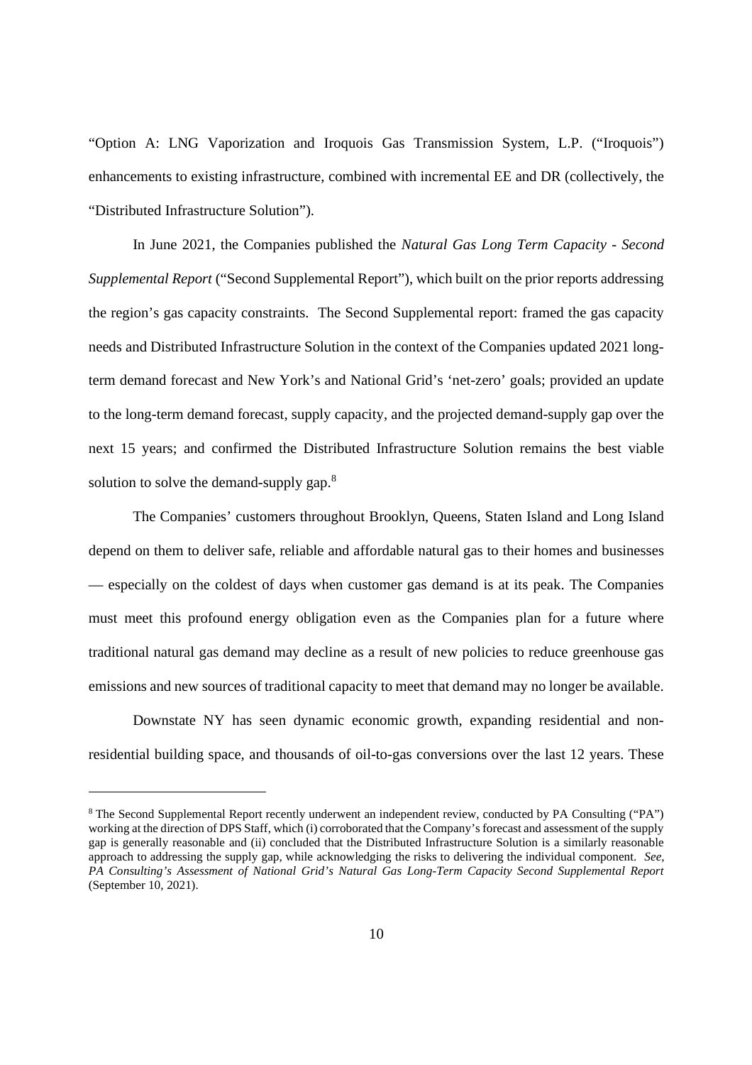"Option A: LNG Vaporization and Iroquois Gas Transmission System, L.P. ("Iroquois") enhancements to existing infrastructure, combined with incremental EE and DR (collectively, the "Distributed Infrastructure Solution").

In June 2021, the Companies published the *Natural Gas Long Term Capacity - Second Supplemental Report* ("Second Supplemental Report"), which built on the prior reports addressing the region's gas capacity constraints. The Second Supplemental report: framed the gas capacity needs and Distributed Infrastructure Solution in the context of the Companies updated 2021 long-term demand forecast and New York's and National Grid's 'net-zero' goals; provided an update to the long-term demand forecast, supply capacity, and the projected demand-supply gap over the next 15 years; and confirmed the Distributed Infrastructure Solution remains the best viable solution to solve the demand-supply gap.[8]

The Companies' customers throughout Brooklyn, Queens, Staten Island and Long Island depend on them to deliver safe, reliable and affordable natural gas to their homes and businesses — especially on the coldest of days when customer gas demand is at its peak. The Companies must meet this profound energy obligation even as the Companies plan for a future where traditional natural gas demand may decline as a result of new policies to reduce greenhouse gas emissions and new sources of traditional capacity to meet that demand may no longer be available.

Downstate NY has seen dynamic economic growth, expanding residential and non-residential building space, and thousands of oil-to-gas conversions over the last 12 years. These

---

[8] The Second Supplemental Report recently underwent an independent review, conducted by PA Consulting ("PA") working at the direction of DPS Staff, which (i) corroborated that the Company's forecast and assessment of the supply gap is generally reasonable and (ii) concluded that the Distributed Infrastructure Solution is a similarly reasonable approach to addressing the supply gap, while acknowledging the risks to delivering the individual component. *See*, *PA Consulting's Assessment of National Grid's Natural Gas Long-Term Capacity Second Supplemental Report* (September 10, 2021).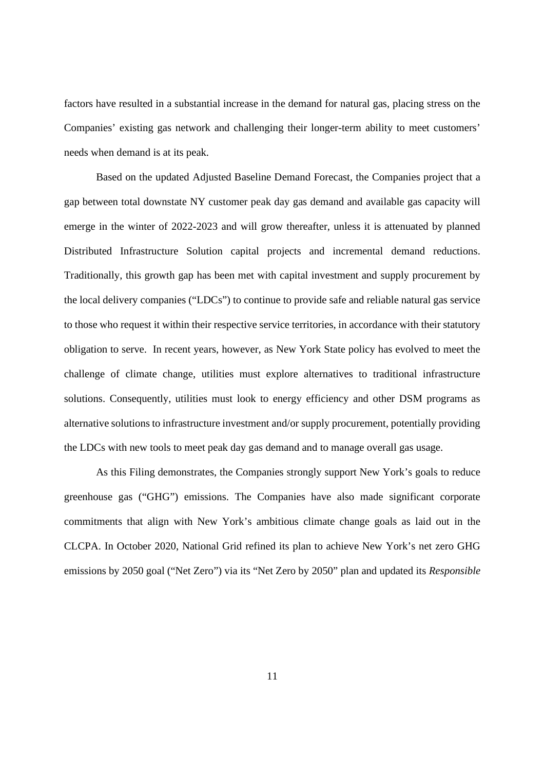factors have resulted in a substantial increase in the demand for natural gas, placing stress on the Companies' existing gas network and challenging their longer-term ability to meet customers' needs when demand is at its peak.

Based on the updated Adjusted Baseline Demand Forecast, the Companies project that a gap between total downstate NY customer peak day gas demand and available gas capacity will emerge in the winter of 2022-2023 and will grow thereafter, unless it is attenuated by planned Distributed Infrastructure Solution capital projects and incremental demand reductions. Traditionally, this growth gap has been met with capital investment and supply procurement by the local delivery companies ("LDCs") to continue to provide safe and reliable natural gas service to those who request it within their respective service territories, in accordance with their statutory obligation to serve. In recent years, however, as New York State policy has evolved to meet the challenge of climate change, utilities must explore alternatives to traditional infrastructure solutions. Consequently, utilities must look to energy efficiency and other DSM programs as alternative solutions to infrastructure investment and/or supply procurement, potentially providing the LDCs with new tools to meet peak day gas demand and to manage overall gas usage.

As this Filing demonstrates, the Companies strongly support New York's goals to reduce greenhouse gas ("GHG") emissions. The Companies have also made significant corporate commitments that align with New York's ambitious climate change goals as laid out in the CLCPA. In October 2020, National Grid refined its plan to achieve New York's net zero GHG emissions by 2050 goal ("Net Zero") via its "Net Zero by 2050" plan and updated its *Responsible*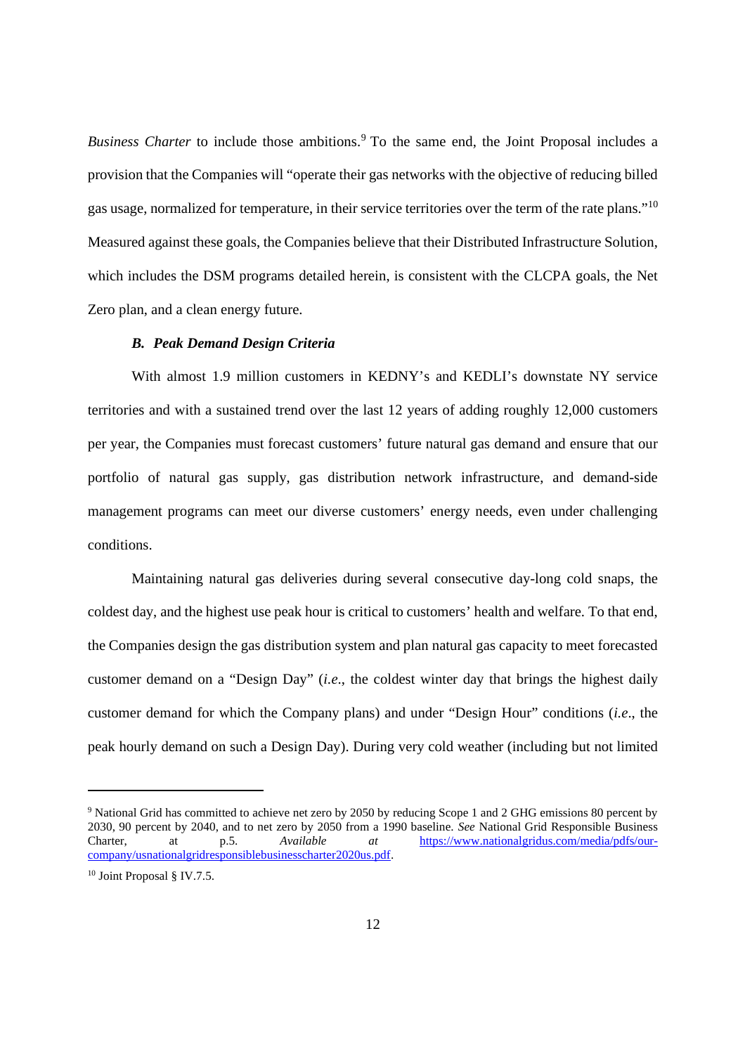*Business Charter* to include those ambitions.[9] To the same end, the Joint Proposal includes a provision that the Companies will "operate their gas networks with the objective of reducing billed gas usage, normalized for temperature, in their service territories over the term of the rate plans."[10] Measured against these goals, the Companies believe that their Distributed Infrastructure Solution, which includes the DSM programs detailed herein, is consistent with the CLCPA goals, the Net Zero plan, and a clean energy future.

### *B. Peak Demand Design Criteria*

With almost 1.9 million customers in KEDNY's and KEDLI's downstate NY service territories and with a sustained trend over the last 12 years of adding roughly 12,000 customers per year, the Companies must forecast customers' future natural gas demand and ensure that our portfolio of natural gas supply, gas distribution network infrastructure, and demand-side management programs can meet our diverse customers' energy needs, even under challenging conditions.

Maintaining natural gas deliveries during several consecutive day-long cold snaps, the coldest day, and the highest use peak hour is critical to customers' health and welfare. To that end, the Companies design the gas distribution system and plan natural gas capacity to meet forecasted customer demand on a "Design Day" (*i.e*., the coldest winter day that brings the highest daily customer demand for which the Company plans) and under "Design Hour" conditions (*i.e*., the peak hourly demand on such a Design Day). During very cold weather (including but not limited

---

[9] National Grid has committed to achieve net zero by 2050 by reducing Scope 1 and 2 GHG emissions 80 percent by 2030, 90 percent by 2040, and to net zero by 2050 from a 1990 baseline. *See* National Grid Responsible Business Charter, at p.5. *Available at* https://www.nationalgridus.com/media/pdfs/our-company/usnationalgridresponsiblebusinesscharter2020us.pdf.

[10] Joint Proposal § IV.7.5.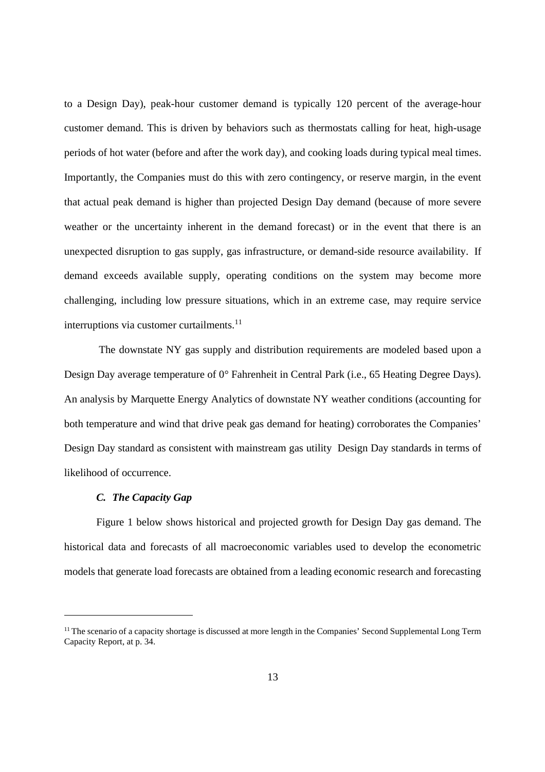to a Design Day), peak-hour customer demand is typically 120 percent of the average-hour customer demand. This is driven by behaviors such as thermostats calling for heat, high-usage periods of hot water (before and after the work day), and cooking loads during typical meal times. Importantly, the Companies must do this with zero contingency, or reserve margin, in the event that actual peak demand is higher than projected Design Day demand (because of more severe weather or the uncertainty inherent in the demand forecast) or in the event that there is an unexpected disruption to gas supply, gas infrastructure, or demand-side resource availability. If demand exceeds available supply, operating conditions on the system may become more challenging, including low pressure situations, which in an extreme case, may require service interruptions via customer curtailments.[11]

The downstate NY gas supply and distribution requirements are modeled based upon a Design Day average temperature of 0° Fahrenheit in Central Park (i.e., 65 Heating Degree Days). An analysis by Marquette Energy Analytics of downstate NY weather conditions (accounting for both temperature and wind that drive peak gas demand for heating) corroborates the Companies' Design Day standard as consistent with mainstream gas utility Design Day standards in terms of likelihood of occurrence.

### *C. The Capacity Gap*

Figure 1 below shows historical and projected growth for Design Day gas demand. The historical data and forecasts of all macroeconomic variables used to develop the econometric models that generate load forecasts are obtained from a leading economic research and forecasting

---

[11] The scenario of a capacity shortage is discussed at more length in the Companies' Second Supplemental Long Term Capacity Report, at p. 34.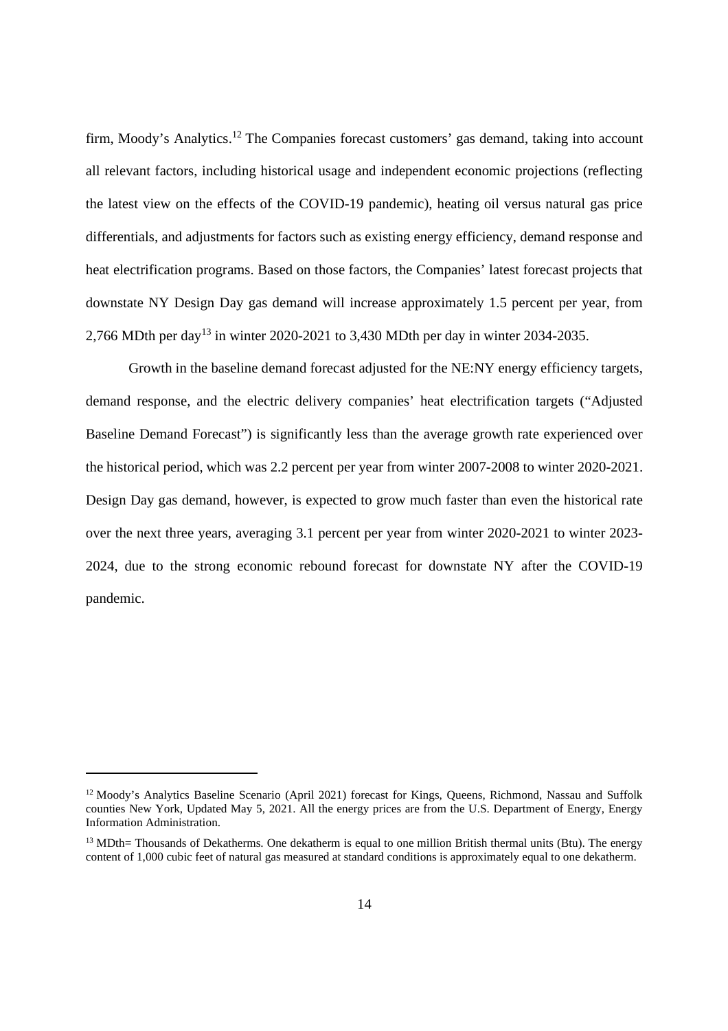firm, Moody's Analytics.[12] The Companies forecast customers' gas demand, taking into account all relevant factors, including historical usage and independent economic projections (reflecting the latest view on the effects of the COVID-19 pandemic), heating oil versus natural gas price differentials, and adjustments for factors such as existing energy efficiency, demand response and heat electrification programs. Based on those factors, the Companies' latest forecast projects that downstate NY Design Day gas demand will increase approximately 1.5 percent per year, from 2,766 MDth per day[13] in winter 2020-2021 to 3,430 MDth per day in winter 2034-2035.

Growth in the baseline demand forecast adjusted for the NE:NY energy efficiency targets, demand response, and the electric delivery companies' heat electrification targets ("Adjusted Baseline Demand Forecast") is significantly less than the average growth rate experienced over the historical period, which was 2.2 percent per year from winter 2007-2008 to winter 2020-2021. Design Day gas demand, however, is expected to grow much faster than even the historical rate over the next three years, averaging 3.1 percent per year from winter 2020-2021 to winter 2023-2024, due to the strong economic rebound forecast for downstate NY after the COVID-19 pandemic.

---

[12] Moody's Analytics Baseline Scenario (April 2021) forecast for Kings, Queens, Richmond, Nassau and Suffolk counties New York, Updated May 5, 2021. All the energy prices are from the U.S. Department of Energy, Energy Information Administration.

[13] MDth= Thousands of Dekatherms. One dekatherm is equal to one million British thermal units (Btu). The energy content of 1,000 cubic feet of natural gas measured at standard conditions is approximately equal to one dekatherm.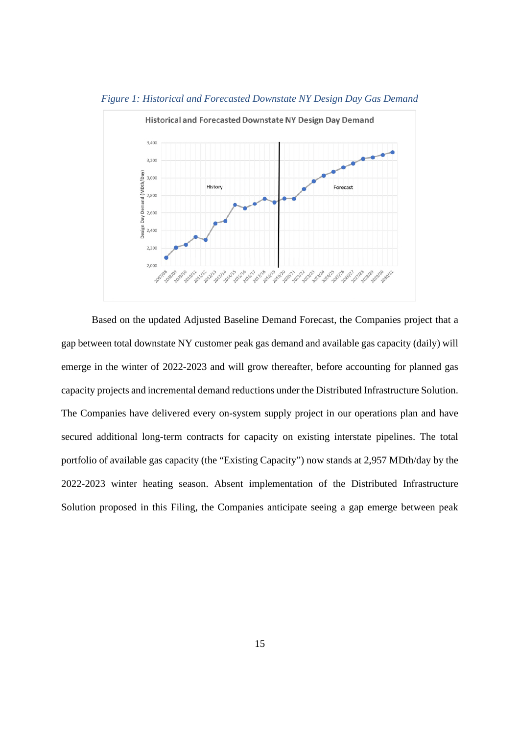*Figure 1: Historical and Forecasted Downstate NY Design Day Gas Demand*

Based on the updated Adjusted Baseline Demand Forecast, the Companies project that a gap between total downstate NY customer peak gas demand and available gas capacity (daily) will emerge in the winter of 2022-2023 and will grow thereafter, before accounting for planned gas capacity projects and incremental demand reductions under the Distributed Infrastructure Solution. The Companies have delivered every on-system supply project in our operations plan and have secured additional long-term contracts for capacity on existing interstate pipelines. The total portfolio of available gas capacity (the "Existing Capacity") now stands at 2,957 MDth/day by the 2022-2023 winter heating season. Absent implementation of the Distributed Infrastructure Solution proposed in this Filing, the Companies anticipate seeing a gap emerge between peak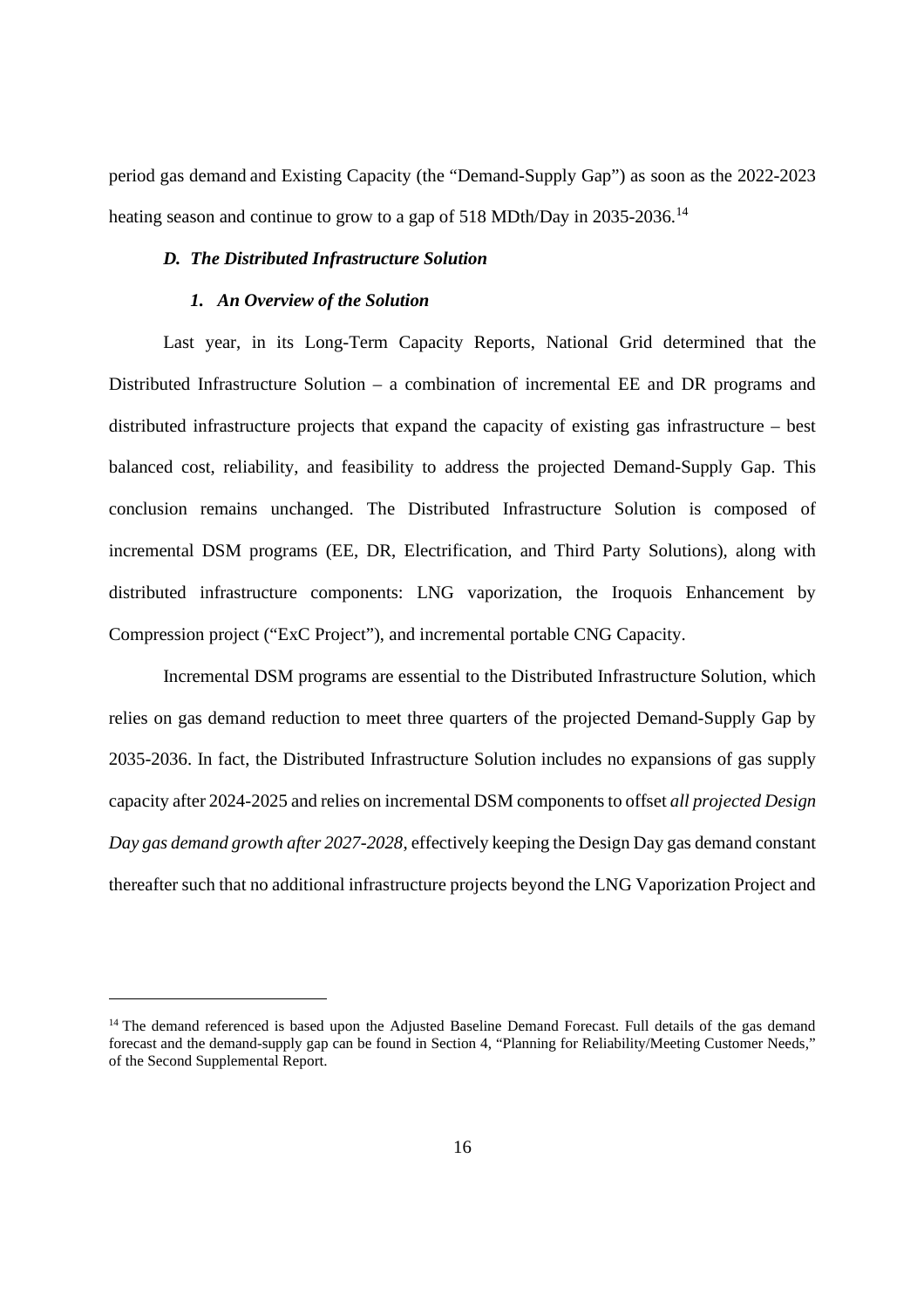period gas demand and Existing Capacity (the "Demand-Supply Gap") as soon as the 2022-2023 heating season and continue to grow to a gap of 518 MDth/Day in 2035-2036.[14]

### *D. The Distributed Infrastructure Solution*

#### *1. An Overview of the Solution*

Last year, in its Long-Term Capacity Reports, National Grid determined that the Distributed Infrastructure Solution – a combination of incremental EE and DR programs and distributed infrastructure projects that expand the capacity of existing gas infrastructure – best balanced cost, reliability, and feasibility to address the projected Demand-Supply Gap. This conclusion remains unchanged. The Distributed Infrastructure Solution is composed of incremental DSM programs (EE, DR, Electrification, and Third Party Solutions), along with distributed infrastructure components: LNG vaporization, the Iroquois Enhancement by Compression project ("ExC Project"), and incremental portable CNG Capacity.

Incremental DSM programs are essential to the Distributed Infrastructure Solution, which relies on gas demand reduction to meet three quarters of the projected Demand-Supply Gap by 2035-2036. In fact, the Distributed Infrastructure Solution includes no expansions of gas supply capacity after 2024-2025 and relies on incremental DSM components to offset *all projected Design Day gas demand growth after 2027-2028*, effectively keeping the Design Day gas demand constant thereafter such that no additional infrastructure projects beyond the LNG Vaporization Project and

---

[14] The demand referenced is based upon the Adjusted Baseline Demand Forecast. Full details of the gas demand forecast and the demand-supply gap can be found in Section 4, "Planning for Reliability/Meeting Customer Needs," of the Second Supplemental Report.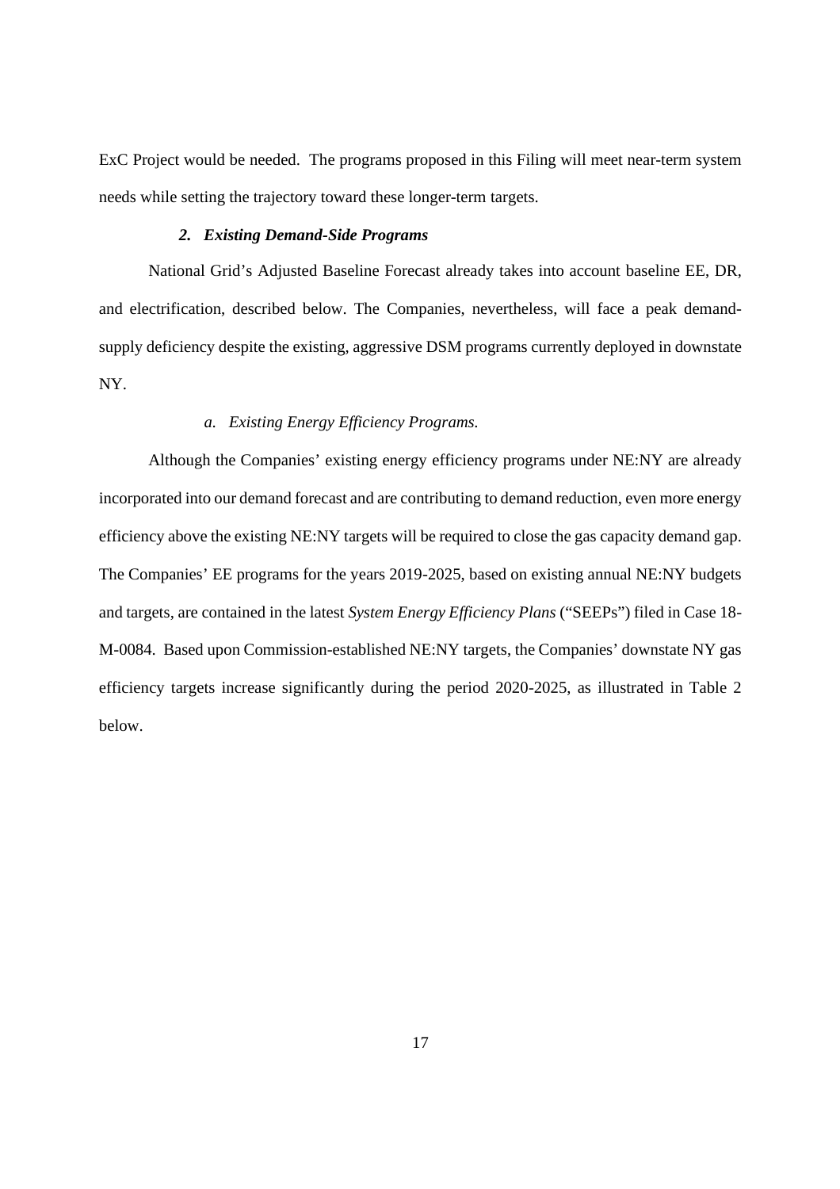ExC Project would be needed. The programs proposed in this Filing will meet near-term system needs while setting the trajectory toward these longer-term targets.

### *2. Existing Demand-Side Programs*

National Grid's Adjusted Baseline Forecast already takes into account baseline EE, DR, and electrification, described below. The Companies, nevertheless, will face a peak demand-supply deficiency despite the existing, aggressive DSM programs currently deployed in downstate NY.

#### *a. Existing Energy Efficiency Programs.*

Although the Companies' existing energy efficiency programs under NE:NY are already incorporated into our demand forecast and are contributing to demand reduction, even more energy efficiency above the existing NE:NY targets will be required to close the gas capacity demand gap. The Companies' EE programs for the years 2019-2025, based on existing annual NE:NY budgets and targets, are contained in the latest *System Energy Efficiency Plans* ("SEEPs") filed in Case 18-M-0084. Based upon Commission-established NE:NY targets, the Companies' downstate NY gas efficiency targets increase significantly during the period 2020-2025, as illustrated in Table 2 below.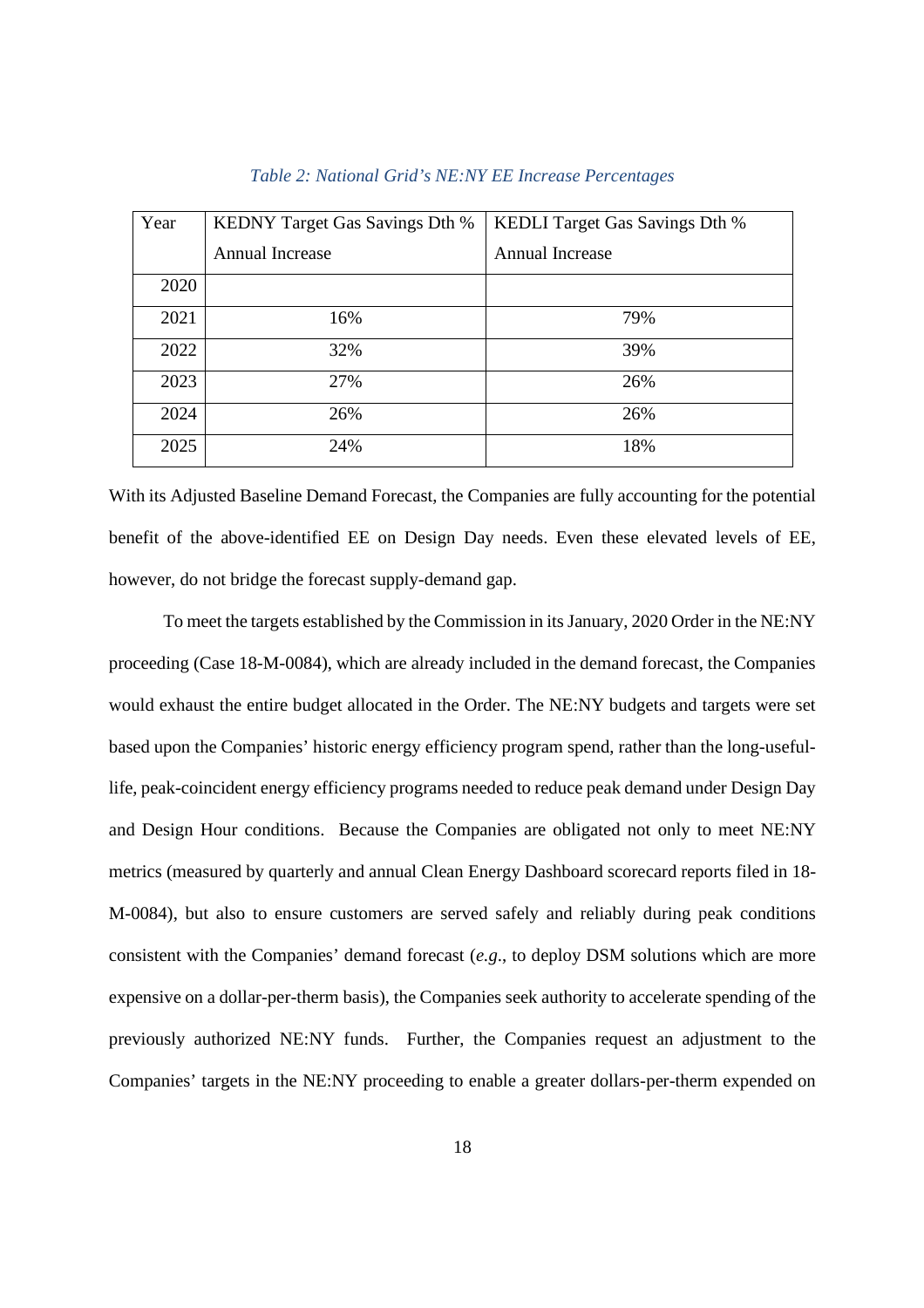*Table 2: National Grid's NE:NY EE Increase Percentages*

| Year | KEDNY Target Gas Savings Dth % Annual Increase | KEDLI Target Gas Savings Dth % Annual Increase |
|---|---|---|
| 2020 | | |
| 2021 | 16% | 79% |
| 2022 | 32% | 39% |
| 2023 | 27% | 26% |
| 2024 | 26% | 26% |
| 2025 | 24% | 18% |

With its Adjusted Baseline Demand Forecast, the Companies are fully accounting for the potential benefit of the above-identified EE on Design Day needs. Even these elevated levels of EE, however, do not bridge the forecast supply-demand gap.

To meet the targets established by the Commission in its January, 2020 Order in the NE:NY proceeding (Case 18-M-0084), which are already included in the demand forecast, the Companies would exhaust the entire budget allocated in the Order. The NE:NY budgets and targets were set based upon the Companies' historic energy efficiency program spend, rather than the long-useful-life, peak-coincident energy efficiency programs needed to reduce peak demand under Design Day and Design Hour conditions. Because the Companies are obligated not only to meet NE:NY metrics (measured by quarterly and annual Clean Energy Dashboard scorecard reports filed in 18-M-0084), but also to ensure customers are served safely and reliably during peak conditions consistent with the Companies' demand forecast (*e.g.*, to deploy DSM solutions which are more expensive on a dollar-per-therm basis), the Companies seek authority to accelerate spending of the previously authorized NE:NY funds. Further, the Companies request an adjustment to the Companies' targets in the NE:NY proceeding to enable a greater dollars-per-therm expended on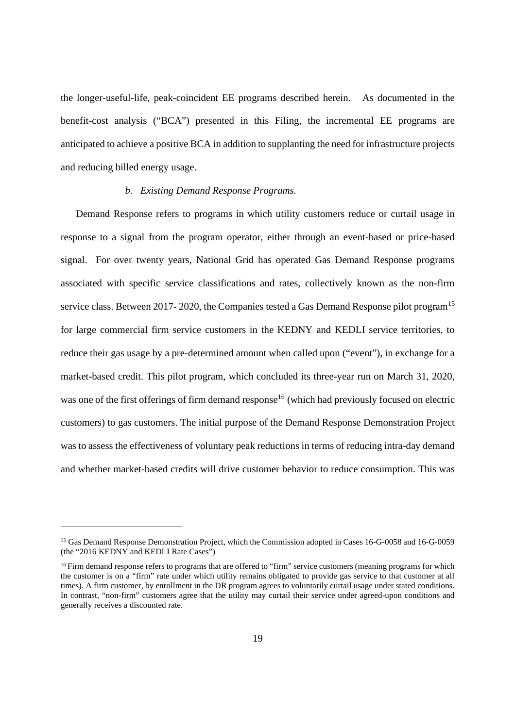the longer-useful-life, peak-coincident EE programs described herein. As documented in the benefit-cost analysis ("BCA") presented in this Filing, the incremental EE programs are anticipated to achieve a positive BCA in addition to supplanting the need for infrastructure projects and reducing billed energy usage.

*b. Existing Demand Response Programs.*

Demand Response refers to programs in which utility customers reduce or curtail usage in response to a signal from the program operator, either through an event-based or price-based signal. For over twenty years, National Grid has operated Gas Demand Response programs associated with specific service classifications and rates, collectively known as the non-firm service class. Between 2017- 2020, the Companies tested a Gas Demand Response pilot program[15] for large commercial firm service customers in the KEDNY and KEDLI service territories, to reduce their gas usage by a pre-determined amount when called upon ("event"), in exchange for a market-based credit. This pilot program, which concluded its three-year run on March 31, 2020, was one of the first offerings of firm demand response[16] (which had previously focused on electric customers) to gas customers. The initial purpose of the Demand Response Demonstration Project was to assess the effectiveness of voluntary peak reductions in terms of reducing intra-day demand and whether market-based credits will drive customer behavior to reduce consumption. This was

---

[15] Gas Demand Response Demonstration Project, which the Commission adopted in Cases 16-G-0058 and 16-G-0059 (the "2016 KEDNY and KEDLI Rate Cases")

[16] Firm demand response refers to programs that are offered to "firm" service customers (meaning programs for which the customer is on a "firm" rate under which utility remains obligated to provide gas service to that customer at all times). A firm customer, by enrollment in the DR program agrees to voluntarily curtail usage under stated conditions. In contrast, "non-firm" customers agree that the utility may curtail their service under agreed-upon conditions and generally receives a discounted rate.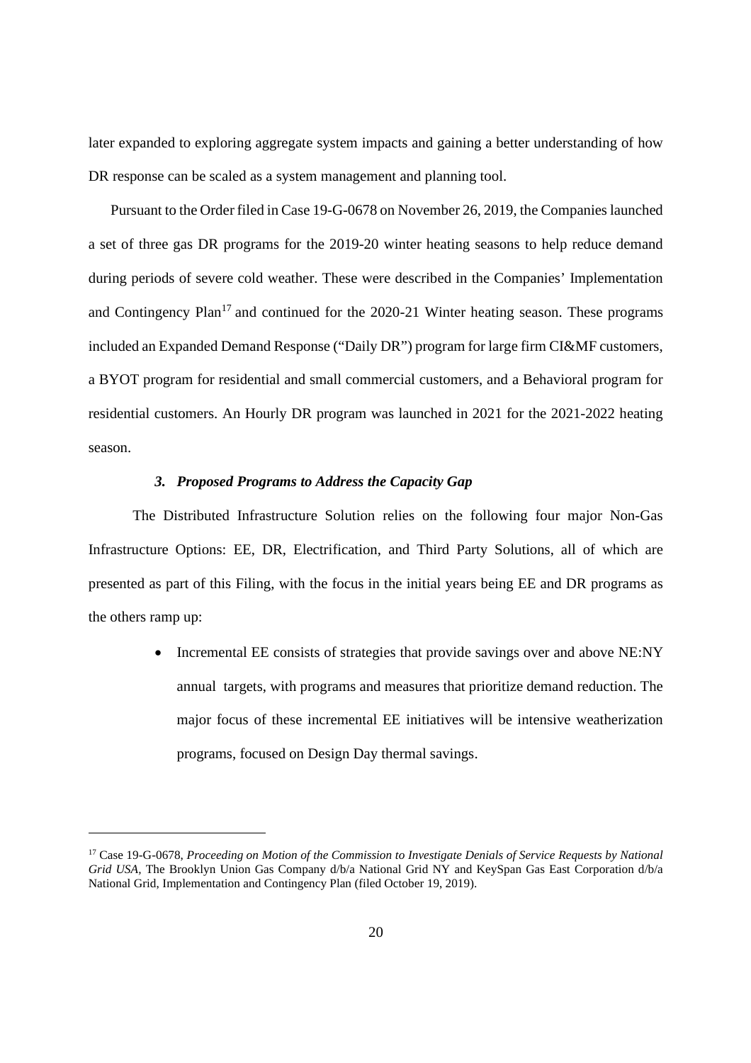later expanded to exploring aggregate system impacts and gaining a better understanding of how DR response can be scaled as a system management and planning tool.

Pursuant to the Order filed in Case 19-G-0678 on November 26, 2019, the Companies launched a set of three gas DR programs for the 2019-20 winter heating seasons to help reduce demand during periods of severe cold weather. These were described in the Companies' Implementation and Contingency Plan[17] and continued for the 2020-21 Winter heating season. These programs included an Expanded Demand Response ("Daily DR") program for large firm CI&MF customers, a BYOT program for residential and small commercial customers, and a Behavioral program for residential customers. An Hourly DR program was launched in 2021 for the 2021-2022 heating season.

### *3. Proposed Programs to Address the Capacity Gap*

The Distributed Infrastructure Solution relies on the following four major Non-Gas Infrastructure Options: EE, DR, Electrification, and Third Party Solutions, all of which are presented as part of this Filing, with the focus in the initial years being EE and DR programs as the others ramp up:

- Incremental EE consists of strategies that provide savings over and above NE:NY annual targets, with programs and measures that prioritize demand reduction. The major focus of these incremental EE initiatives will be intensive weatherization programs, focused on Design Day thermal savings.

---

[17] Case 19-G-0678, *Proceeding on Motion of the Commission to Investigate Denials of Service Requests by National Grid USA*, The Brooklyn Union Gas Company d/b/a National Grid NY and KeySpan Gas East Corporation d/b/a National Grid, Implementation and Contingency Plan (filed October 19, 2019).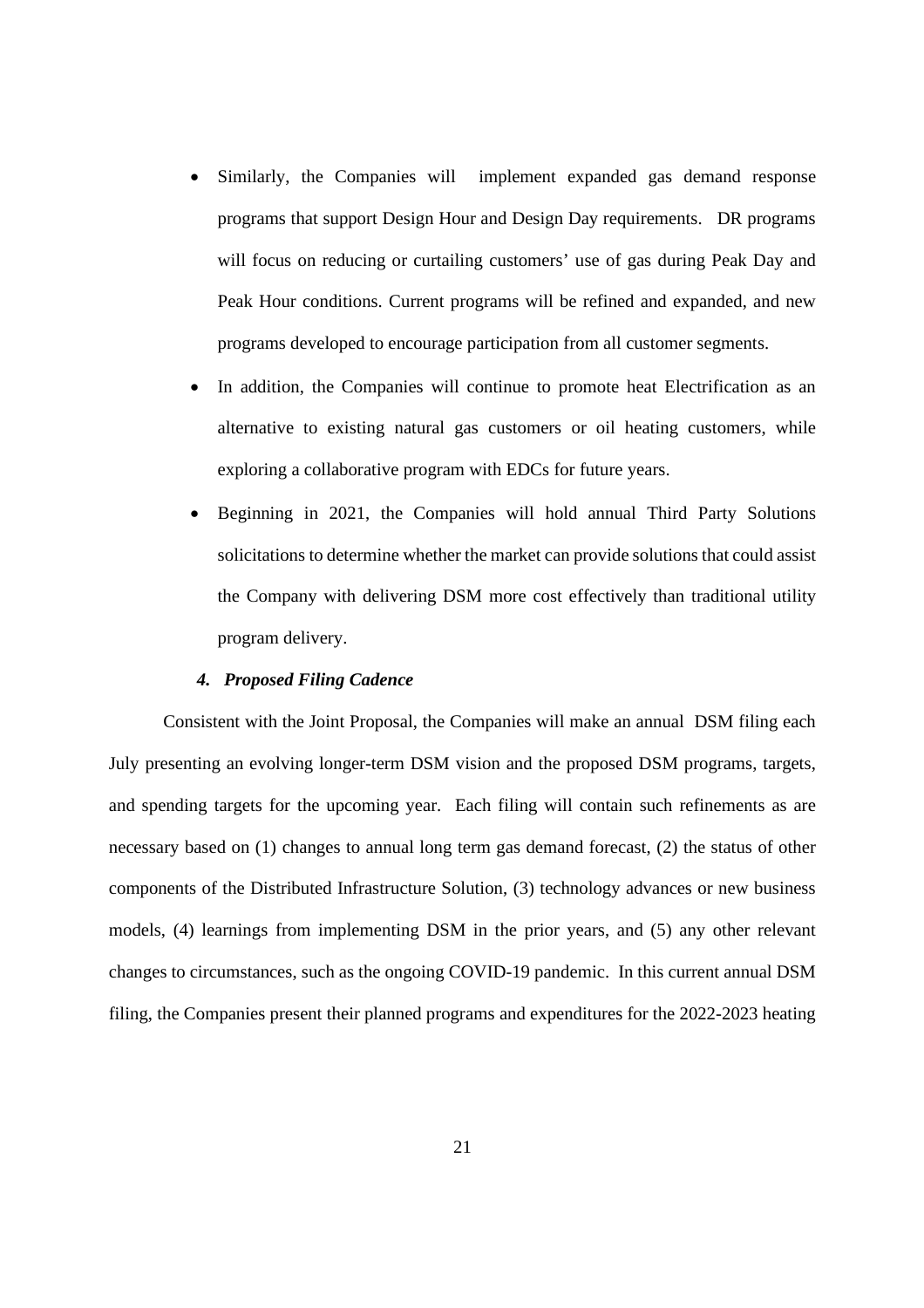- Similarly, the Companies will implement expanded gas demand response programs that support Design Hour and Design Day requirements. DR programs will focus on reducing or curtailing customers' use of gas during Peak Day and Peak Hour conditions. Current programs will be refined and expanded, and new programs developed to encourage participation from all customer segments.
- In addition, the Companies will continue to promote heat Electrification as an alternative to existing natural gas customers or oil heating customers, while exploring a collaborative program with EDCs for future years.
- Beginning in 2021, the Companies will hold annual Third Party Solutions solicitations to determine whether the market can provide solutions that could assist the Company with delivering DSM more cost effectively than traditional utility program delivery.

### *4. Proposed Filing Cadence*

Consistent with the Joint Proposal, the Companies will make an annual DSM filing each July presenting an evolving longer-term DSM vision and the proposed DSM programs, targets, and spending targets for the upcoming year. Each filing will contain such refinements as are necessary based on (1) changes to annual long term gas demand forecast, (2) the status of other components of the Distributed Infrastructure Solution, (3) technology advances or new business models, (4) learnings from implementing DSM in the prior years, and (5) any other relevant changes to circumstances, such as the ongoing COVID-19 pandemic. In this current annual DSM filing, the Companies present their planned programs and expenditures for the 2022-2023 heating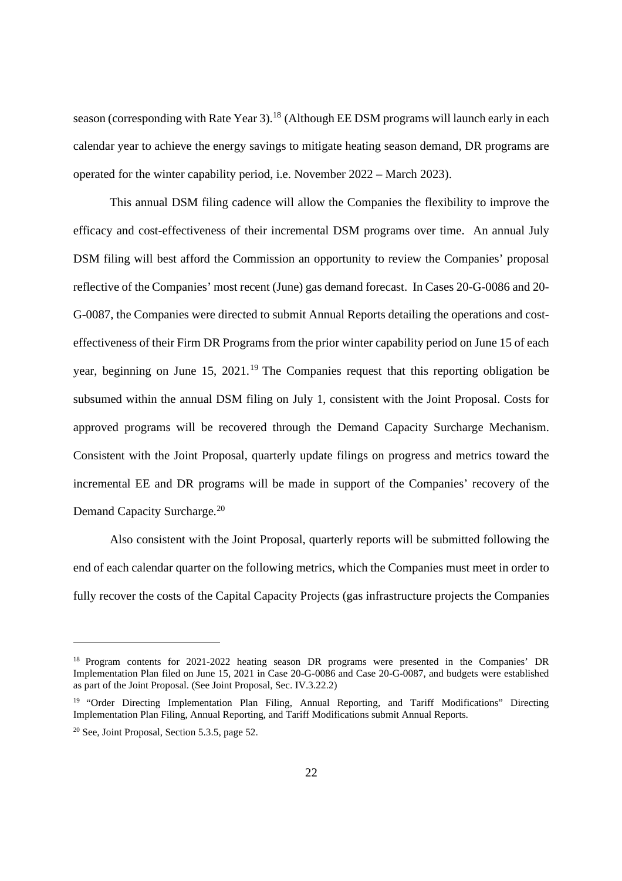season (corresponding with Rate Year 3).[18] (Although EE DSM programs will launch early in each calendar year to achieve the energy savings to mitigate heating season demand, DR programs are operated for the winter capability period, i.e. November 2022 – March 2023).

This annual DSM filing cadence will allow the Companies the flexibility to improve the efficacy and cost-effectiveness of their incremental DSM programs over time. An annual July DSM filing will best afford the Commission an opportunity to review the Companies' proposal reflective of the Companies' most recent (June) gas demand forecast. In Cases 20-G-0086 and 20-G-0087, the Companies were directed to submit Annual Reports detailing the operations and cost-effectiveness of their Firm DR Programs from the prior winter capability period on June 15 of each year, beginning on June 15, 2021.[19] The Companies request that this reporting obligation be subsumed within the annual DSM filing on July 1, consistent with the Joint Proposal. Costs for approved programs will be recovered through the Demand Capacity Surcharge Mechanism. Consistent with the Joint Proposal, quarterly update filings on progress and metrics toward the incremental EE and DR programs will be made in support of the Companies' recovery of the Demand Capacity Surcharge.[20]

Also consistent with the Joint Proposal, quarterly reports will be submitted following the end of each calendar quarter on the following metrics, which the Companies must meet in order to fully recover the costs of the Capital Capacity Projects (gas infrastructure projects the Companies

---

[18] Program contents for 2021-2022 heating season DR programs were presented in the Companies' DR Implementation Plan filed on June 15, 2021 in Case 20-G-0086 and Case 20-G-0087, and budgets were established as part of the Joint Proposal. (See Joint Proposal, Sec. IV.3.22.2)

[19] "Order Directing Implementation Plan Filing, Annual Reporting, and Tariff Modifications" Directing Implementation Plan Filing, Annual Reporting, and Tariff Modifications submit Annual Reports.

[20] See, Joint Proposal, Section 5.3.5, page 52.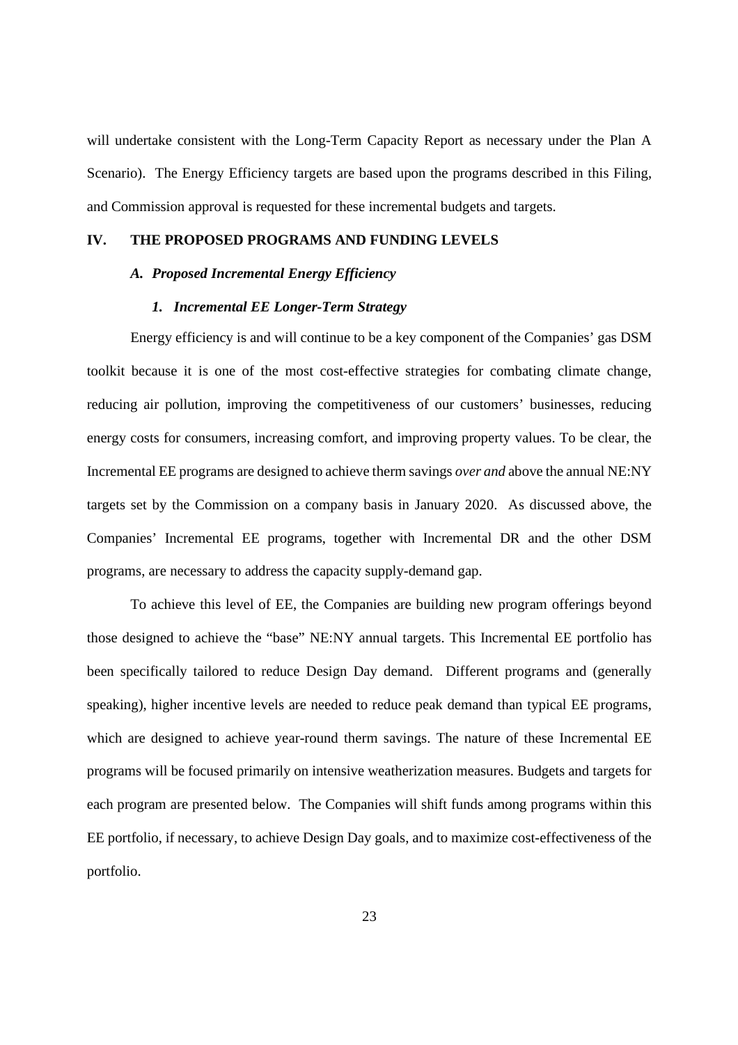will undertake consistent with the Long-Term Capacity Report as necessary under the Plan A Scenario). The Energy Efficiency targets are based upon the programs described in this Filing, and Commission approval is requested for these incremental budgets and targets.

## IV. THE PROPOSED PROGRAMS AND FUNDING LEVELS

### *A. Proposed Incremental Energy Efficiency*

#### *1. Incremental EE Longer-Term Strategy*

Energy efficiency is and will continue to be a key component of the Companies' gas DSM toolkit because it is one of the most cost-effective strategies for combating climate change, reducing air pollution, improving the competitiveness of our customers' businesses, reducing energy costs for consumers, increasing comfort, and improving property values. To be clear, the Incremental EE programs are designed to achieve therm savings *over and* above the annual NE:NY targets set by the Commission on a company basis in January 2020. As discussed above, the Companies' Incremental EE programs, together with Incremental DR and the other DSM programs, are necessary to address the capacity supply-demand gap.

To achieve this level of EE, the Companies are building new program offerings beyond those designed to achieve the "base" NE:NY annual targets. This Incremental EE portfolio has been specifically tailored to reduce Design Day demand. Different programs and (generally speaking), higher incentive levels are needed to reduce peak demand than typical EE programs, which are designed to achieve year-round therm savings. The nature of these Incremental EE programs will be focused primarily on intensive weatherization measures. Budgets and targets for each program are presented below. The Companies will shift funds among programs within this EE portfolio, if necessary, to achieve Design Day goals, and to maximize cost-effectiveness of the portfolio.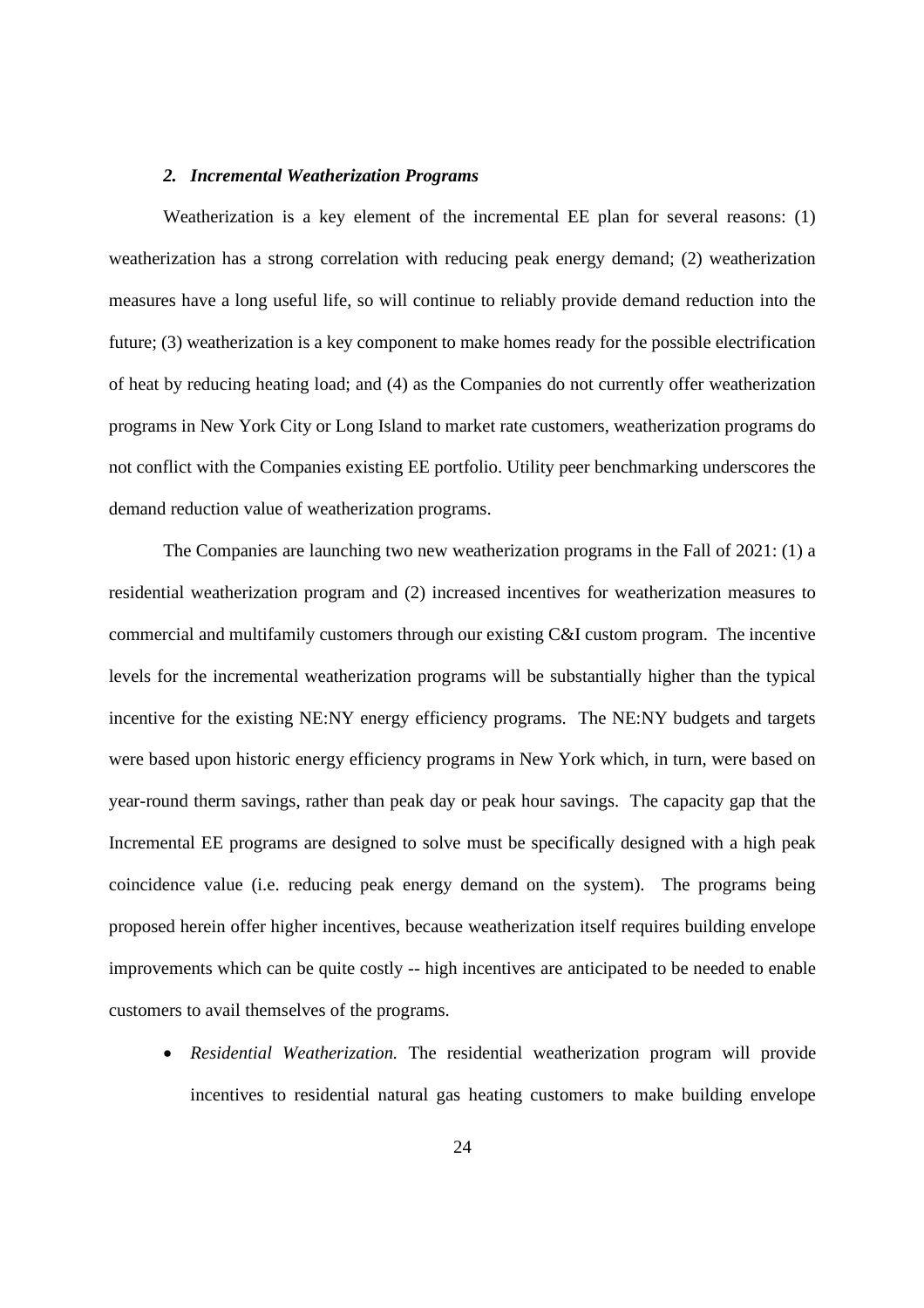### *2. Incremental Weatherization Programs*

Weatherization is a key element of the incremental EE plan for several reasons: (1) weatherization has a strong correlation with reducing peak energy demand; (2) weatherization measures have a long useful life, so will continue to reliably provide demand reduction into the future; (3) weatherization is a key component to make homes ready for the possible electrification of heat by reducing heating load; and (4) as the Companies do not currently offer weatherization programs in New York City or Long Island to market rate customers, weatherization programs do not conflict with the Companies existing EE portfolio. Utility peer benchmarking underscores the demand reduction value of weatherization programs.

The Companies are launching two new weatherization programs in the Fall of 2021: (1) a residential weatherization program and (2) increased incentives for weatherization measures to commercial and multifamily customers through our existing C&I custom program. The incentive levels for the incremental weatherization programs will be substantially higher than the typical incentive for the existing NE:NY energy efficiency programs. The NE:NY budgets and targets were based upon historic energy efficiency programs in New York which, in turn, were based on year-round therm savings, rather than peak day or peak hour savings. The capacity gap that the Incremental EE programs are designed to solve must be specifically designed with a high peak coincidence value (i.e. reducing peak energy demand on the system). The programs being proposed herein offer higher incentives, because weatherization itself requires building envelope improvements which can be quite costly -- high incentives are anticipated to be needed to enable customers to avail themselves of the programs.

- *Residential Weatherization.* The residential weatherization program will provide incentives to residential natural gas heating customers to make building envelope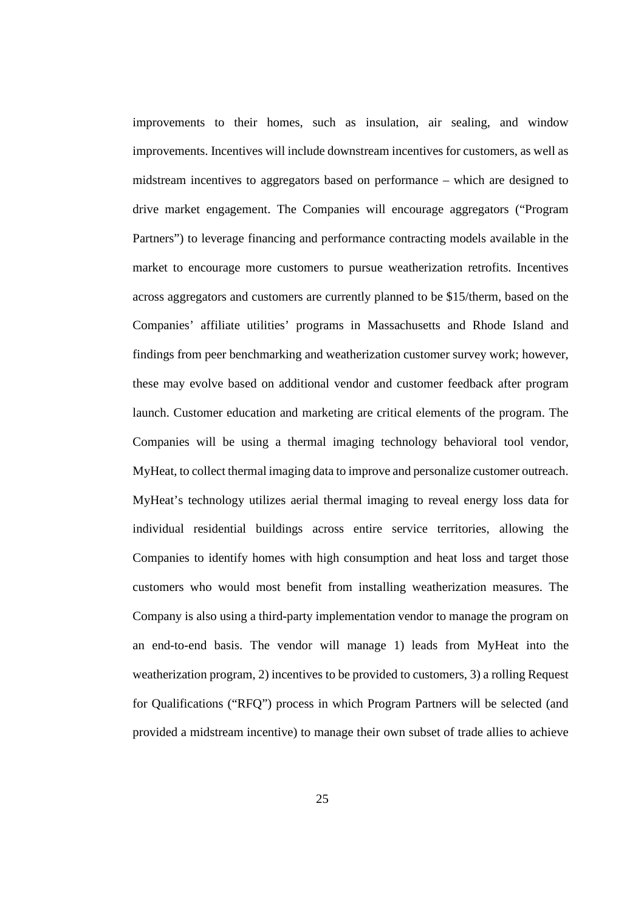improvements to their homes, such as insulation, air sealing, and window improvements. Incentives will include downstream incentives for customers, as well as midstream incentives to aggregators based on performance – which are designed to drive market engagement. The Companies will encourage aggregators ("Program Partners") to leverage financing and performance contracting models available in the market to encourage more customers to pursue weatherization retrofits. Incentives across aggregators and customers are currently planned to be $15/therm, based on the Companies' affiliate utilities' programs in Massachusetts and Rhode Island and findings from peer benchmarking and weatherization customer survey work; however, these may evolve based on additional vendor and customer feedback after program launch. Customer education and marketing are critical elements of the program. The Companies will be using a thermal imaging technology behavioral tool vendor, MyHeat, to collect thermal imaging data to improve and personalize customer outreach. MyHeat's technology utilizes aerial thermal imaging to reveal energy loss data for individual residential buildings across entire service territories, allowing the Companies to identify homes with high consumption and heat loss and target those customers who would most benefit from installing weatherization measures. The Company is also using a third-party implementation vendor to manage the program on an end-to-end basis. The vendor will manage 1) leads from MyHeat into the weatherization program, 2) incentives to be provided to customers, 3) a rolling Request for Qualifications ("RFQ") process in which Program Partners will be selected (and provided a midstream incentive) to manage their own subset of trade allies to achieve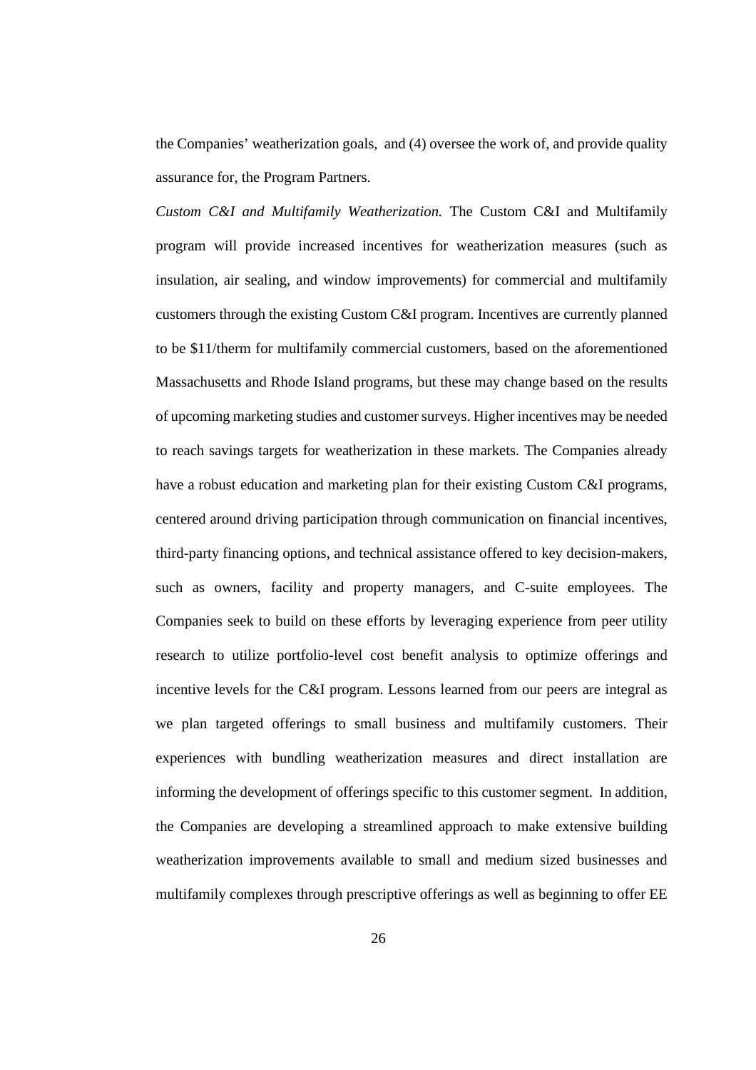the Companies' weatherization goals, and (4) oversee the work of, and provide quality assurance for, the Program Partners.

*Custom C&I and Multifamily Weatherization.* The Custom C&I and Multifamily program will provide increased incentives for weatherization measures (such as insulation, air sealing, and window improvements) for commercial and multifamily customers through the existing Custom C&I program. Incentives are currently planned to be $11/therm for multifamily commercial customers, based on the aforementioned Massachusetts and Rhode Island programs, but these may change based on the results of upcoming marketing studies and customer surveys. Higher incentives may be needed to reach savings targets for weatherization in these markets. The Companies already have a robust education and marketing plan for their existing Custom C&I programs, centered around driving participation through communication on financial incentives, third-party financing options, and technical assistance offered to key decision-makers, such as owners, facility and property managers, and C-suite employees. The Companies seek to build on these efforts by leveraging experience from peer utility research to utilize portfolio-level cost benefit analysis to optimize offerings and incentive levels for the C&I program. Lessons learned from our peers are integral as we plan targeted offerings to small business and multifamily customers. Their experiences with bundling weatherization measures and direct installation are informing the development of offerings specific to this customer segment. In addition, the Companies are developing a streamlined approach to make extensive building weatherization improvements available to small and medium sized businesses and multifamily complexes through prescriptive offerings as well as beginning to offer EE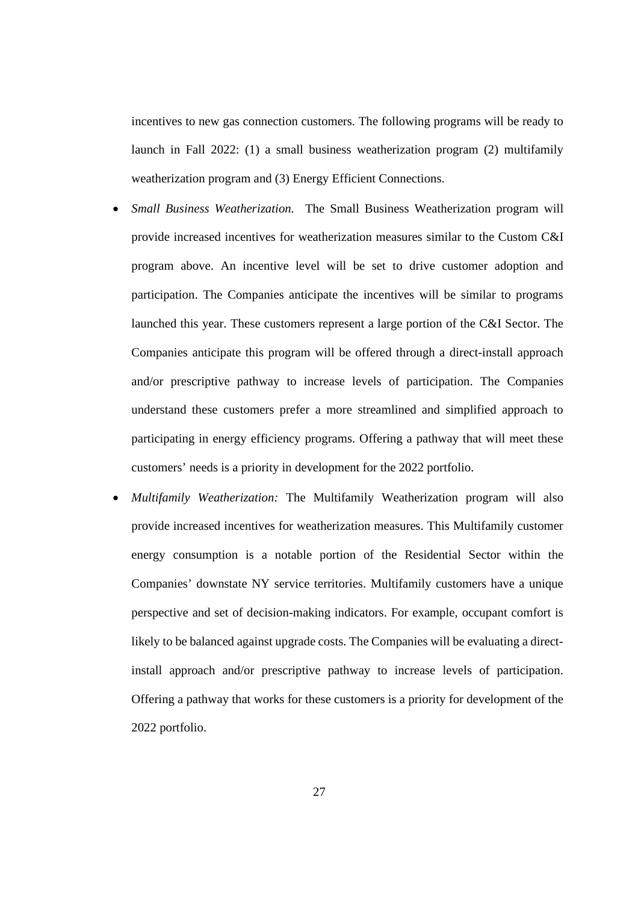incentives to new gas connection customers. The following programs will be ready to launch in Fall 2022: (1) a small business weatherization program (2) multifamily weatherization program and (3) Energy Efficient Connections.

- *Small Business Weatherization.* The Small Business Weatherization program will provide increased incentives for weatherization measures similar to the Custom C&I program above. An incentive level will be set to drive customer adoption and participation. The Companies anticipate the incentives will be similar to programs launched this year. These customers represent a large portion of the C&I Sector. The Companies anticipate this program will be offered through a direct-install approach and/or prescriptive pathway to increase levels of participation. The Companies understand these customers prefer a more streamlined and simplified approach to participating in energy efficiency programs. Offering a pathway that will meet these customers' needs is a priority in development for the 2022 portfolio.
- *Multifamily Weatherization:* The Multifamily Weatherization program will also provide increased incentives for weatherization measures. This Multifamily customer energy consumption is a notable portion of the Residential Sector within the Companies' downstate NY service territories. Multifamily customers have a unique perspective and set of decision-making indicators. For example, occupant comfort is likely to be balanced against upgrade costs. The Companies will be evaluating a direct-install approach and/or prescriptive pathway to increase levels of participation. Offering a pathway that works for these customers is a priority for development of the 2022 portfolio.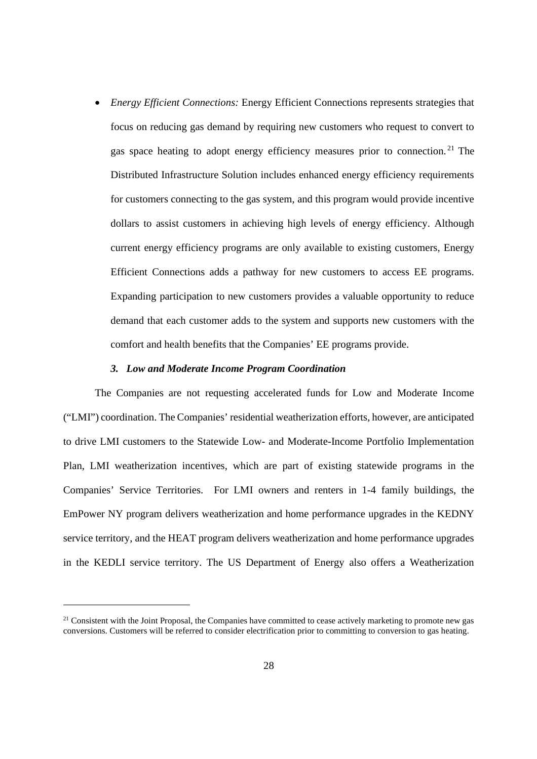- *Energy Efficient Connections:* Energy Efficient Connections represents strategies that focus on reducing gas demand by requiring new customers who request to convert to gas space heating to adopt energy efficiency measures prior to connection.[21] The Distributed Infrastructure Solution includes enhanced energy efficiency requirements for customers connecting to the gas system, and this program would provide incentive dollars to assist customers in achieving high levels of energy efficiency. Although current energy efficiency programs are only available to existing customers, Energy Efficient Connections adds a pathway for new customers to access EE programs. Expanding participation to new customers provides a valuable opportunity to reduce demand that each customer adds to the system and supports new customers with the comfort and health benefits that the Companies' EE programs provide.

### *3. Low and Moderate Income Program Coordination*

The Companies are not requesting accelerated funds for Low and Moderate Income ("LMI") coordination. The Companies' residential weatherization efforts, however, are anticipated to drive LMI customers to the Statewide Low- and Moderate-Income Portfolio Implementation Plan, LMI weatherization incentives, which are part of existing statewide programs in the Companies' Service Territories. For LMI owners and renters in 1-4 family buildings, the EmPower NY program delivers weatherization and home performance upgrades in the KEDNY service territory, and the HEAT program delivers weatherization and home performance upgrades in the KEDLI service territory. The US Department of Energy also offers a Weatherization

[21] Consistent with the Joint Proposal, the Companies have committed to cease actively marketing to promote new gas conversions. Customers will be referred to consider electrification prior to committing to conversion to gas heating.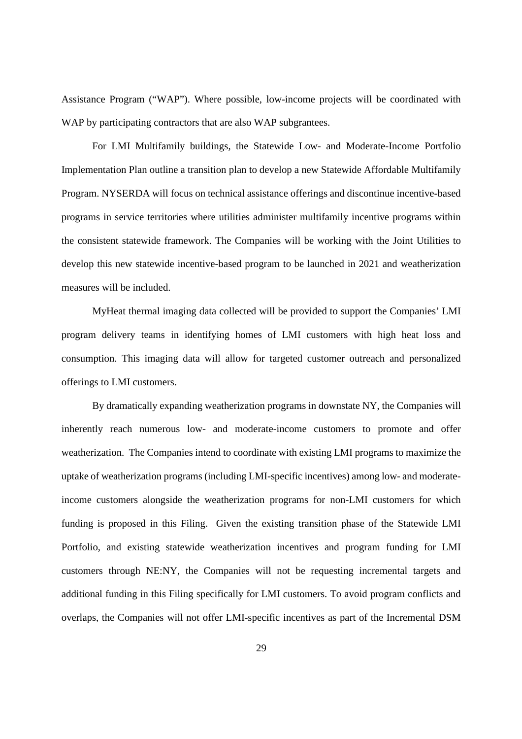Assistance Program ("WAP"). Where possible, low-income projects will be coordinated with WAP by participating contractors that are also WAP subgrantees.

For LMI Multifamily buildings, the Statewide Low- and Moderate-Income Portfolio Implementation Plan outline a transition plan to develop a new Statewide Affordable Multifamily Program. NYSERDA will focus on technical assistance offerings and discontinue incentive-based programs in service territories where utilities administer multifamily incentive programs within the consistent statewide framework. The Companies will be working with the Joint Utilities to develop this new statewide incentive-based program to be launched in 2021 and weatherization measures will be included.

MyHeat thermal imaging data collected will be provided to support the Companies' LMI program delivery teams in identifying homes of LMI customers with high heat loss and consumption. This imaging data will allow for targeted customer outreach and personalized offerings to LMI customers.

By dramatically expanding weatherization programs in downstate NY, the Companies will inherently reach numerous low- and moderate-income customers to promote and offer weatherization. The Companies intend to coordinate with existing LMI programs to maximize the uptake of weatherization programs (including LMI-specific incentives) among low- and moderate-income customers alongside the weatherization programs for non-LMI customers for which funding is proposed in this Filing. Given the existing transition phase of the Statewide LMI Portfolio, and existing statewide weatherization incentives and program funding for LMI customers through NE:NY, the Companies will not be requesting incremental targets and additional funding in this Filing specifically for LMI customers. To avoid program conflicts and overlaps, the Companies will not offer LMI-specific incentives as part of the Incremental DSM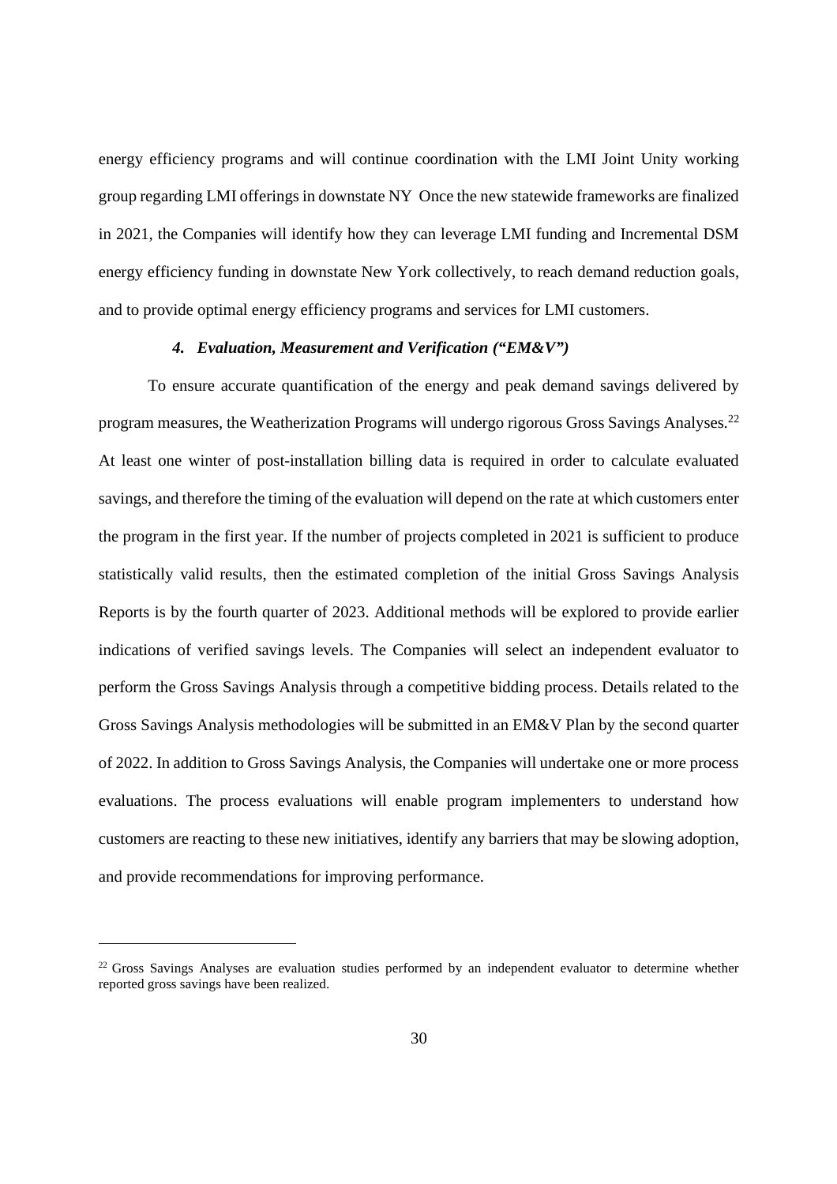energy efficiency programs and will continue coordination with the LMI Joint Unity working group regarding LMI offerings in downstate NY Once the new statewide frameworks are finalized in 2021, the Companies will identify how they can leverage LMI funding and Incremental DSM energy efficiency funding in downstate New York collectively, to reach demand reduction goals, and to provide optimal energy efficiency programs and services for LMI customers.

#### *4. Evaluation, Measurement and Verification ("EM&V")*

To ensure accurate quantification of the energy and peak demand savings delivered by program measures, the Weatherization Programs will undergo rigorous Gross Savings Analyses.[22] At least one winter of post-installation billing data is required in order to calculate evaluated savings, and therefore the timing of the evaluation will depend on the rate at which customers enter the program in the first year. If the number of projects completed in 2021 is sufficient to produce statistically valid results, then the estimated completion of the initial Gross Savings Analysis Reports is by the fourth quarter of 2023. Additional methods will be explored to provide earlier indications of verified savings levels. The Companies will select an independent evaluator to perform the Gross Savings Analysis through a competitive bidding process. Details related to the Gross Savings Analysis methodologies will be submitted in an EM&V Plan by the second quarter of 2022. In addition to Gross Savings Analysis, the Companies will undertake one or more process evaluations. The process evaluations will enable program implementers to understand how customers are reacting to these new initiatives, identify any barriers that may be slowing adoption, and provide recommendations for improving performance.

---

[22] Gross Savings Analyses are evaluation studies performed by an independent evaluator to determine whether reported gross savings have been realized.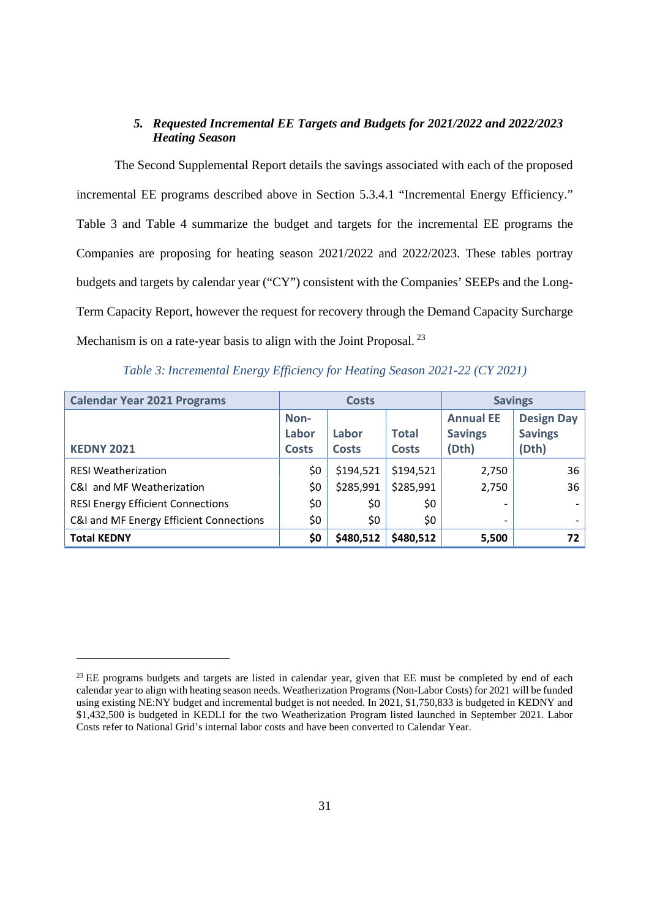### *5. Requested Incremental EE Targets and Budgets for 2021/2022 and 2022/2023 Heating Season*

The Second Supplemental Report details the savings associated with each of the proposed incremental EE programs described above in Section 5.3.4.1 "Incremental Energy Efficiency." Table 3 and Table 4 summarize the budget and targets for the incremental EE programs the Companies are proposing for heating season 2021/2022 and 2022/2023. These tables portray budgets and targets by calendar year ("CY") consistent with the Companies' SEEPs and the Long-Term Capacity Report, however the request for recovery through the Demand Capacity Surcharge Mechanism is on a rate-year basis to align with the Joint Proposal. [23]

*Table 3: Incremental Energy Efficiency for Heating Season 2021-22 (CY 2021)*

| Calendar Year 2021 Programs | Costs | | | Savings | |
|---|---|---|---|---|---|
| **KEDNY 2021** | **Non-Labor Costs** | **Labor Costs** | **Total Costs** | **Annual EE Savings (Dth)** | **Design Day Savings (Dth)** |
| RESI Weatherization | $0 | $194,521 | $194,521 | 2,750 | 36 |
| C&I and MF Weatherization | $0 | $285,991 | $285,991 | 2,750 | 36 |
| RESI Energy Efficient Connections | $0 | $0 | $0 | - | - |
| C&I and MF Energy Efficient Connections | $0 | $0 | $0 | - | - |
| **Total KEDNY** | **$0** | **$480,512** | **$480,512** | **5,500** | **72** |

[23] EE programs budgets and targets are listed in calendar year, given that EE must be completed by end of each calendar year to align with heating season needs. Weatherization Programs (Non-Labor Costs) for 2021 will be funded using existing NE:NY budget and incremental budget is not needed. In 2021, $1,750,833 is budgeted in KEDNY and $1,432,500 is budgeted in KEDLI for the two Weatherization Program listed launched in September 2021. Labor Costs refer to National Grid's internal labor costs and have been converted to Calendar Year.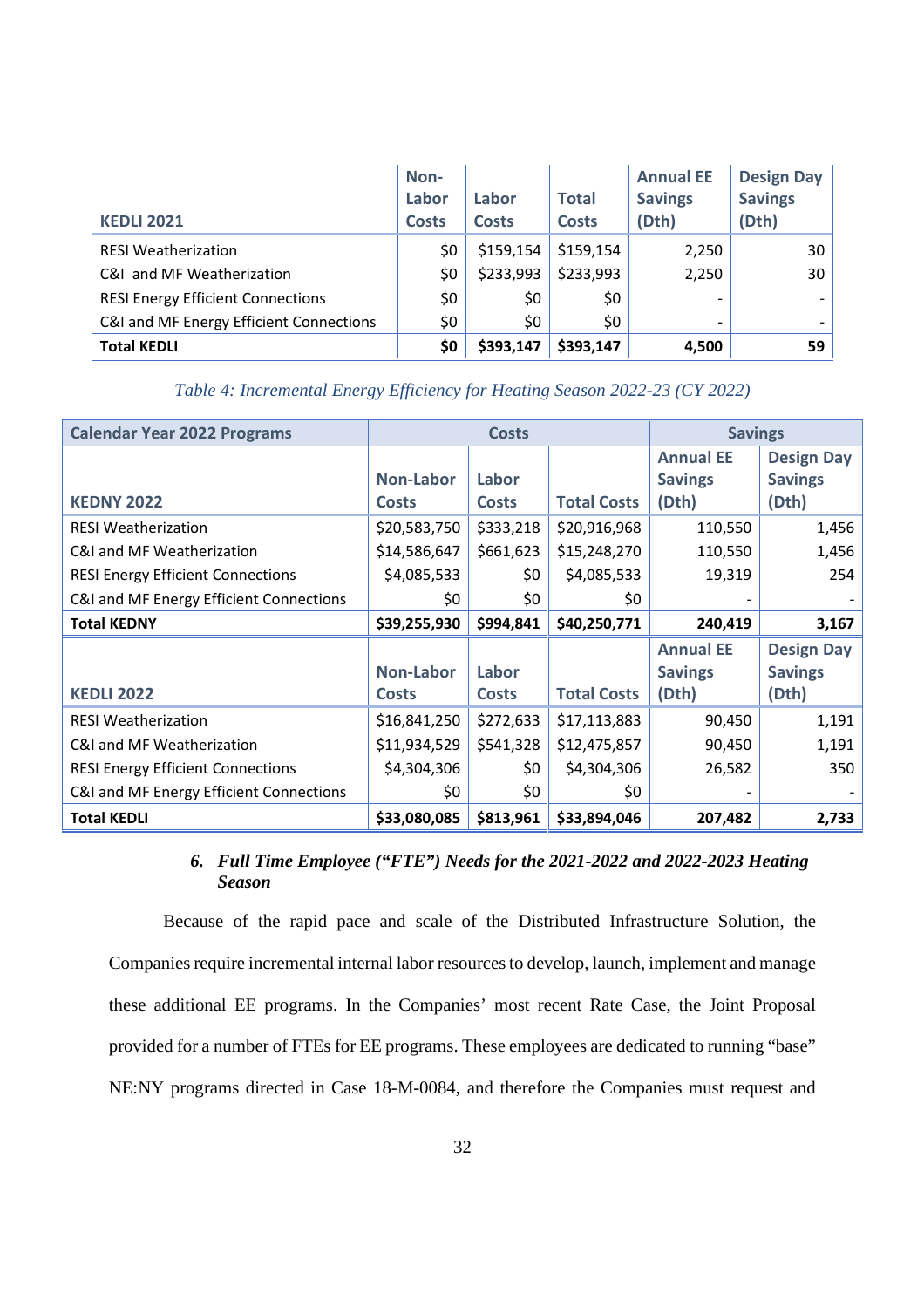| KEDLI 2021 | Non-Labor Costs | Labor Costs | Total Costs | Annual EE Savings (Dth) | Design Day Savings (Dth) |
|---|---|---|---|---|---|
| RESI Weatherization | $0 | $159,154 | $159,154 | 2,250 | 30 |
| C&I and MF Weatherization | $0 | $233,993 | $233,993 | 2,250 | 30 |
| RESI Energy Efficient Connections | $0 | $0 | $0 | - | - |
| C&I and MF Energy Efficient Connections | $0 | $0 | $0 | - | - |
| **Total KEDLI** | **$0** | **$393,147** | **$393,147** | **4,500** | **59** |

*Table 4: Incremental Energy Efficiency for Heating Season 2022-23 (CY 2022)*

| Calendar Year 2022 Programs | Costs | | | Savings | |
|---|---|---|---|---|---|
| **KEDNY 2022** | **Non-Labor Costs** | **Labor Costs** | **Total Costs** | **Annual EE Savings (Dth)** | **Design Day Savings (Dth)** |
| RESI Weatherization | $20,583,750 | $333,218 | $20,916,968 | 110,550 | 1,456 |
| C&I and MF Weatherization | $14,586,647 | $661,623 | $15,248,270 | 110,550 | 1,456 |
| RESI Energy Efficient Connections | $4,085,533 | $0 | $4,085,533 | 19,319 | 254 |
| C&I and MF Energy Efficient Connections | $0 | $0 | $0 | - | - |
| **Total KEDNY** | **$39,255,930** | **$994,841** | **$40,250,771** | **240,419** | **3,167** |
| **KEDLI 2022** | **Non-Labor Costs** | **Labor Costs** | **Total Costs** | **Annual EE Savings (Dth)** | **Design Day Savings (Dth)** |
| RESI Weatherization | $16,841,250 | $272,633 | $17,113,883 | 90,450 | 1,191 |
| C&I and MF Weatherization | $11,934,529 | $541,328 | $12,475,857 | 90,450 | 1,191 |
| RESI Energy Efficient Connections | $4,304,306 | $0 | $4,304,306 | 26,582 | 350 |
| C&I and MF Energy Efficient Connections | $0 | $0 | $0 | - | - |
| **Total KEDLI** | **$33,080,085** | **$813,961** | **$33,894,046** | **207,482** | **2,733** |

### 6. *Full Time Employee ("FTE") Needs for the 2021-2022 and 2022-2023 Heating Season*

Because of the rapid pace and scale of the Distributed Infrastructure Solution, the Companies require incremental internal labor resources to develop, launch, implement and manage these additional EE programs. In the Companies' most recent Rate Case, the Joint Proposal provided for a number of FTEs for EE programs. These employees are dedicated to running "base" NE:NY programs directed in Case 18-M-0084, and therefore the Companies must request and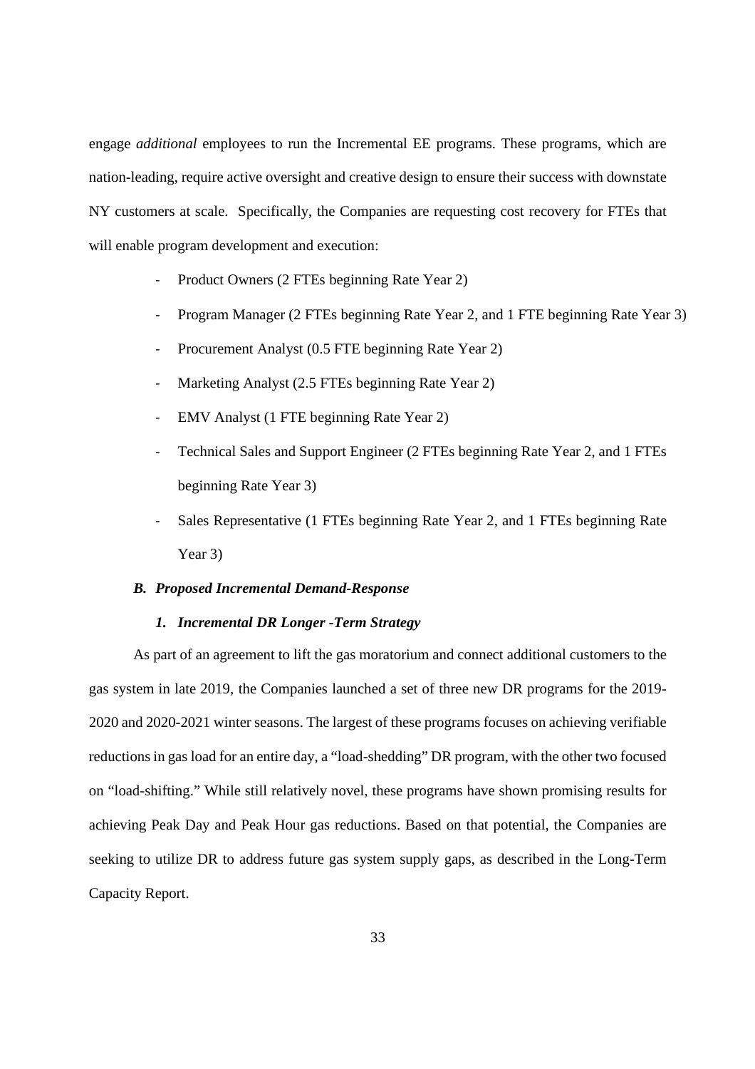engage *additional* employees to run the Incremental EE programs. These programs, which are nation-leading, require active oversight and creative design to ensure their success with downstate NY customers at scale. Specifically, the Companies are requesting cost recovery for FTEs that will enable program development and execution:

- Product Owners (2 FTEs beginning Rate Year 2)
- Program Manager (2 FTEs beginning Rate Year 2, and 1 FTE beginning Rate Year 3)
- Procurement Analyst (0.5 FTE beginning Rate Year 2)
- Marketing Analyst (2.5 FTEs beginning Rate Year 2)
- EMV Analyst (1 FTE beginning Rate Year 2)
- Technical Sales and Support Engineer (2 FTEs beginning Rate Year 2, and 1 FTEs beginning Rate Year 3)
- Sales Representative (1 FTEs beginning Rate Year 2, and 1 FTEs beginning Rate Year 3)

### *B. Proposed Incremental Demand-Response*

#### *1. Incremental DR Longer -Term Strategy*

As part of an agreement to lift the gas moratorium and connect additional customers to the gas system in late 2019, the Companies launched a set of three new DR programs for the 2019-2020 and 2020-2021 winter seasons. The largest of these programs focuses on achieving verifiable reductions in gas load for an entire day, a "load-shedding" DR program, with the other two focused on "load-shifting." While still relatively novel, these programs have shown promising results for achieving Peak Day and Peak Hour gas reductions. Based on that potential, the Companies are seeking to utilize DR to address future gas system supply gaps, as described in the Long-Term Capacity Report.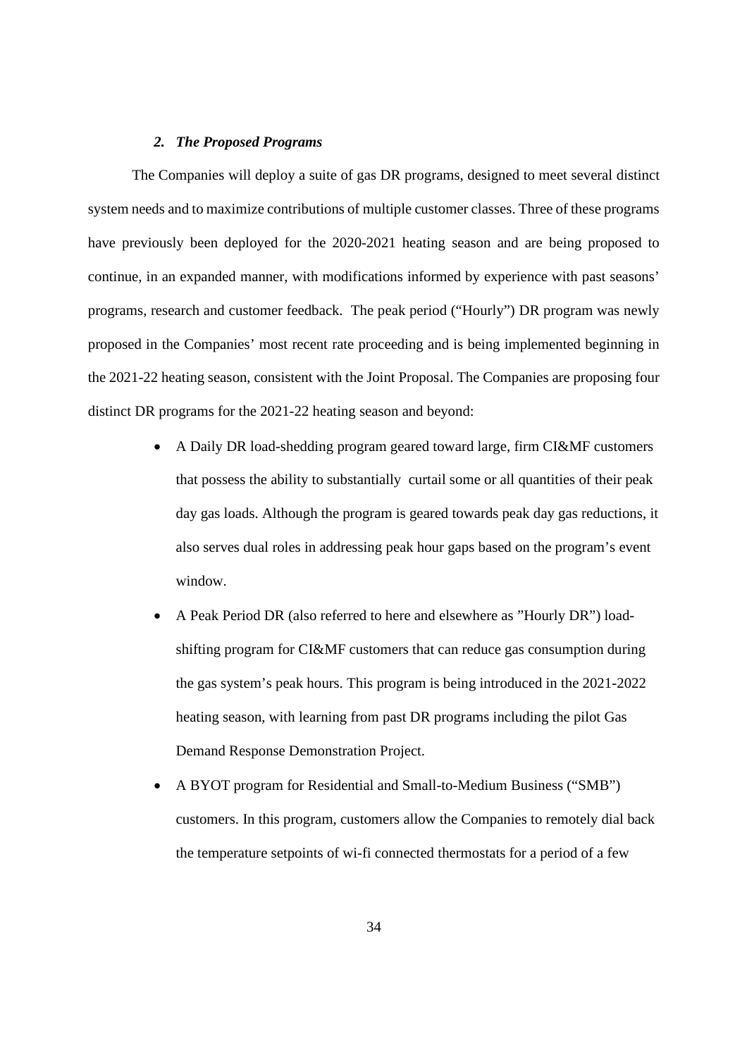### *2. The Proposed Programs*

The Companies will deploy a suite of gas DR programs, designed to meet several distinct system needs and to maximize contributions of multiple customer classes. Three of these programs have previously been deployed for the 2020-2021 heating season and are being proposed to continue, in an expanded manner, with modifications informed by experience with past seasons' programs, research and customer feedback. The peak period ("Hourly") DR program was newly proposed in the Companies' most recent rate proceeding and is being implemented beginning in the 2021-22 heating season, consistent with the Joint Proposal. The Companies are proposing four distinct DR programs for the 2021-22 heating season and beyond:

- A Daily DR load-shedding program geared toward large, firm CI&MF customers that possess the ability to substantially curtail some or all quantities of their peak day gas loads. Although the program is geared towards peak day gas reductions, it also serves dual roles in addressing peak hour gaps based on the program's event window.
- A Peak Period DR (also referred to here and elsewhere as "Hourly DR") load-shifting program for CI&MF customers that can reduce gas consumption during the gas system's peak hours. This program is being introduced in the 2021-2022 heating season, with learning from past DR programs including the pilot Gas Demand Response Demonstration Project.
- A BYOT program for Residential and Small-to-Medium Business ("SMB") customers. In this program, customers allow the Companies to remotely dial back the temperature setpoints of wi-fi connected thermostats for a period of a few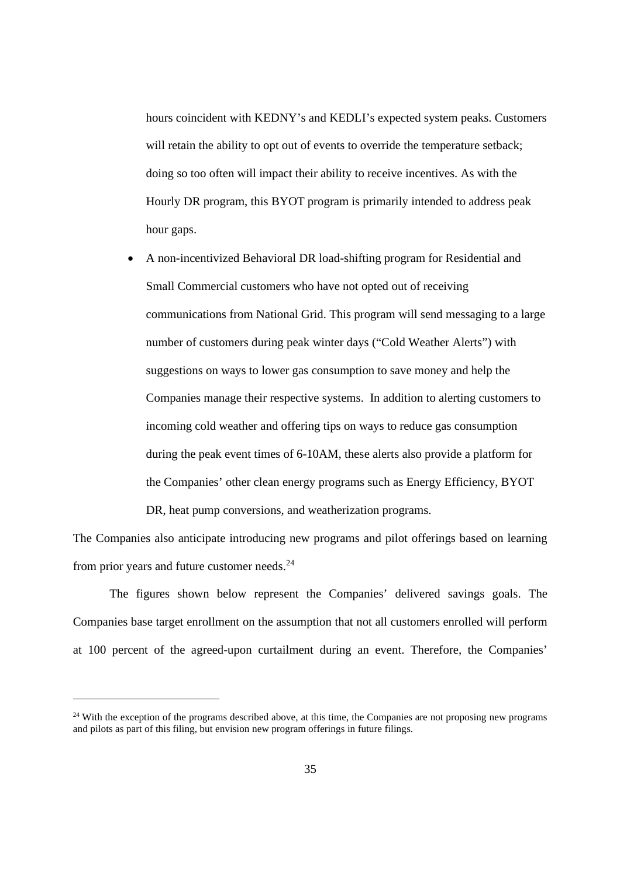hours coincident with KEDNY's and KEDLI's expected system peaks. Customers will retain the ability to opt out of events to override the temperature setback; doing so too often will impact their ability to receive incentives. As with the Hourly DR program, this BYOT program is primarily intended to address peak hour gaps.

- A non-incentivized Behavioral DR load-shifting program for Residential and Small Commercial customers who have not opted out of receiving communications from National Grid. This program will send messaging to a large number of customers during peak winter days ("Cold Weather Alerts") with suggestions on ways to lower gas consumption to save money and help the Companies manage their respective systems. In addition to alerting customers to incoming cold weather and offering tips on ways to reduce gas consumption during the peak event times of 6-10AM, these alerts also provide a platform for the Companies' other clean energy programs such as Energy Efficiency, BYOT DR, heat pump conversions, and weatherization programs.

The Companies also anticipate introducing new programs and pilot offerings based on learning from prior years and future customer needs.[24]

The figures shown below represent the Companies' delivered savings goals. The Companies base target enrollment on the assumption that not all customers enrolled will perform at 100 percent of the agreed-upon curtailment during an event. Therefore, the Companies'

[24] With the exception of the programs described above, at this time, the Companies are not proposing new programs and pilots as part of this filing, but envision new program offerings in future filings.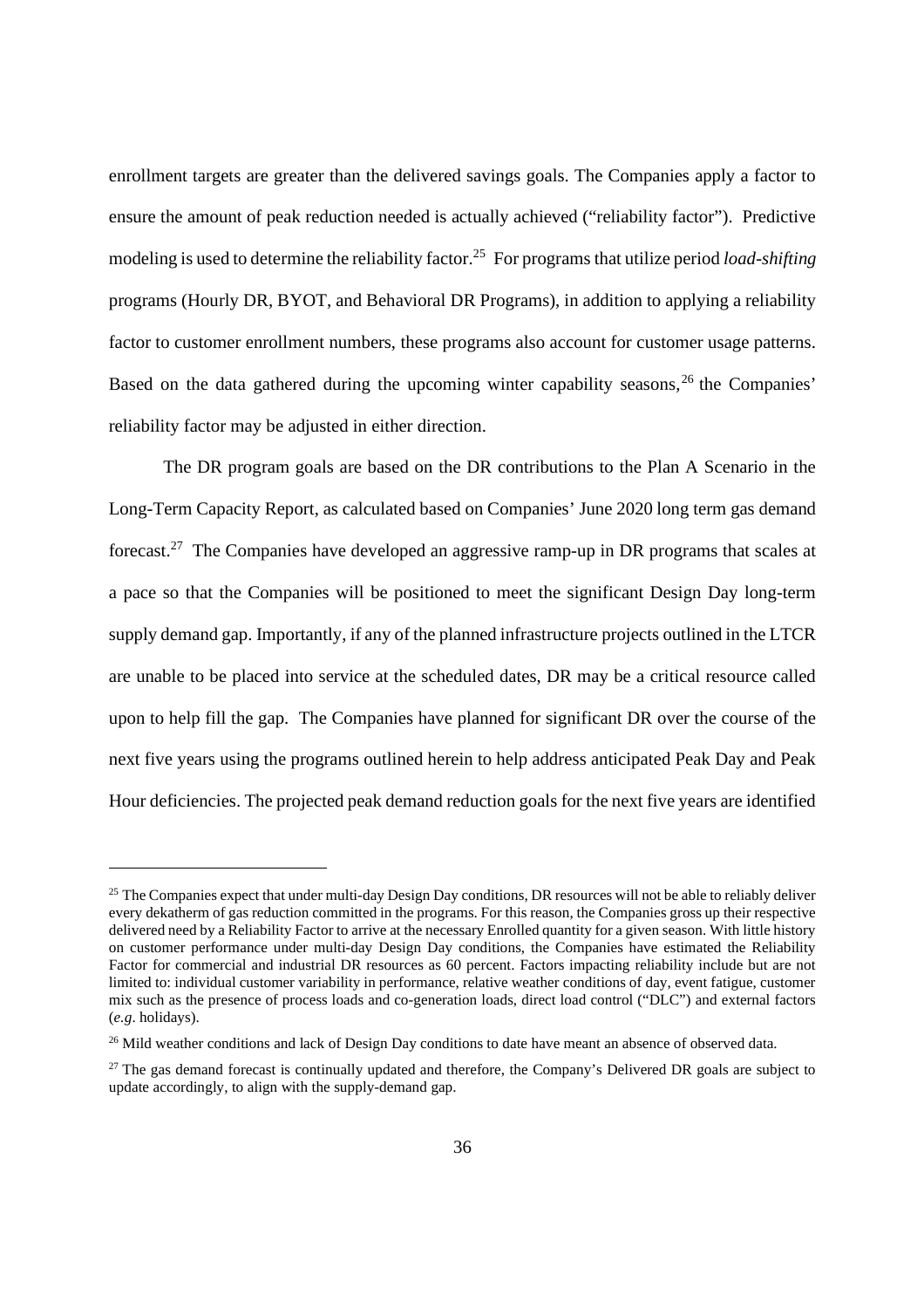enrollment targets are greater than the delivered savings goals. The Companies apply a factor to ensure the amount of peak reduction needed is actually achieved ("reliability factor"). Predictive modeling is used to determine the reliability factor.[25] For programs that utilize period *load-shifting* programs (Hourly DR, BYOT, and Behavioral DR Programs), in addition to applying a reliability factor to customer enrollment numbers, these programs also account for customer usage patterns. Based on the data gathered during the upcoming winter capability seasons,[26] the Companies' reliability factor may be adjusted in either direction.

The DR program goals are based on the DR contributions to the Plan A Scenario in the Long-Term Capacity Report, as calculated based on Companies' June 2020 long term gas demand forecast.[27] The Companies have developed an aggressive ramp-up in DR programs that scales at a pace so that the Companies will be positioned to meet the significant Design Day long-term supply demand gap. Importantly, if any of the planned infrastructure projects outlined in the LTCR are unable to be placed into service at the scheduled dates, DR may be a critical resource called upon to help fill the gap. The Companies have planned for significant DR over the course of the next five years using the programs outlined herein to help address anticipated Peak Day and Peak Hour deficiencies. The projected peak demand reduction goals for the next five years are identified

---

[25] The Companies expect that under multi-day Design Day conditions, DR resources will not be able to reliably deliver every dekatherm of gas reduction committed in the programs. For this reason, the Companies gross up their respective delivered need by a Reliability Factor to arrive at the necessary Enrolled quantity for a given season. With little history on customer performance under multi-day Design Day conditions, the Companies have estimated the Reliability Factor for commercial and industrial DR resources as 60 percent. Factors impacting reliability include but are not limited to: individual customer variability in performance, relative weather conditions of day, event fatigue, customer mix such as the presence of process loads and co-generation loads, direct load control ("DLC") and external factors (*e.g*. holidays).

[26] Mild weather conditions and lack of Design Day conditions to date have meant an absence of observed data.

[27] The gas demand forecast is continually updated and therefore, the Company's Delivered DR goals are subject to update accordingly, to align with the supply-demand gap.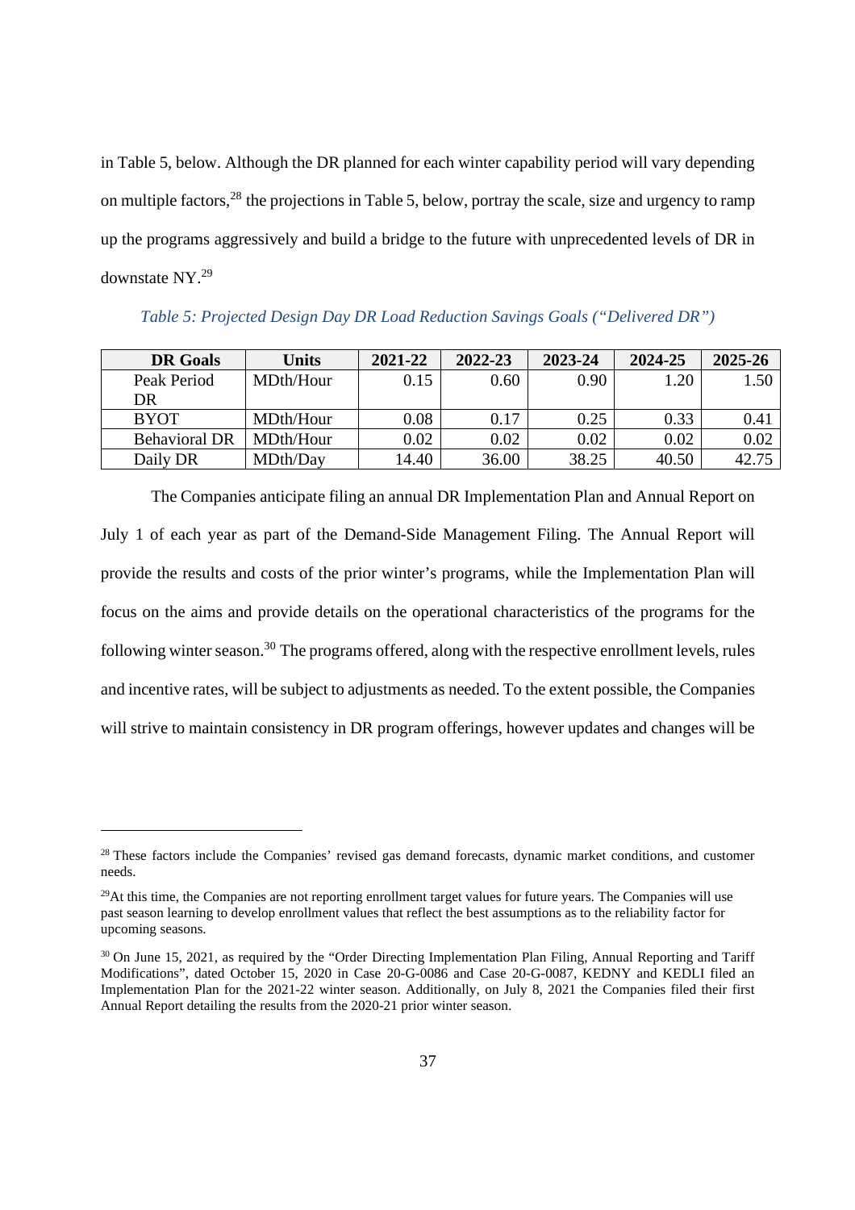in Table 5, below. Although the DR planned for each winter capability period will vary depending on multiple factors,[28] the projections in Table 5, below, portray the scale, size and urgency to ramp up the programs aggressively and build a bridge to the future with unprecedented levels of DR in downstate NY.[29]

*Table 5: Projected Design Day DR Load Reduction Savings Goals ("Delivered DR")*

| DR Goals | Units | 2021-22 | 2022-23 | 2023-24 | 2024-25 | 2025-26 |
|---|---|---|---|---|---|---|
| Peak Period DR | MDth/Hour | 0.15 | 0.60 | 0.90 | 1.20 | 1.50 |
| BYOT | MDth/Hour | 0.08 | 0.17 | 0.25 | 0.33 | 0.41 |
| Behavioral DR | MDth/Hour | 0.02 | 0.02 | 0.02 | 0.02 | 0.02 |
| Daily DR | MDth/Day | 14.40 | 36.00 | 38.25 | 40.50 | 42.75 |

The Companies anticipate filing an annual DR Implementation Plan and Annual Report on July 1 of each year as part of the Demand-Side Management Filing. The Annual Report will provide the results and costs of the prior winter's programs, while the Implementation Plan will focus on the aims and provide details on the operational characteristics of the programs for the following winter season.[30] The programs offered, along with the respective enrollment levels, rules and incentive rates, will be subject to adjustments as needed. To the extent possible, the Companies will strive to maintain consistency in DR program offerings, however updates and changes will be

---

[28] These factors include the Companies' revised gas demand forecasts, dynamic market conditions, and customer needs.

[29] At this time, the Companies are not reporting enrollment target values for future years. The Companies will use past season learning to develop enrollment values that reflect the best assumptions as to the reliability factor for upcoming seasons.

[30] On June 15, 2021, as required by the "Order Directing Implementation Plan Filing, Annual Reporting and Tariff Modifications", dated October 15, 2020 in Case 20-G-0086 and Case 20-G-0087, KEDNY and KEDLI filed an Implementation Plan for the 2021-22 winter season. Additionally, on July 8, 2021 the Companies filed their first Annual Report detailing the results from the 2020-21 prior winter season.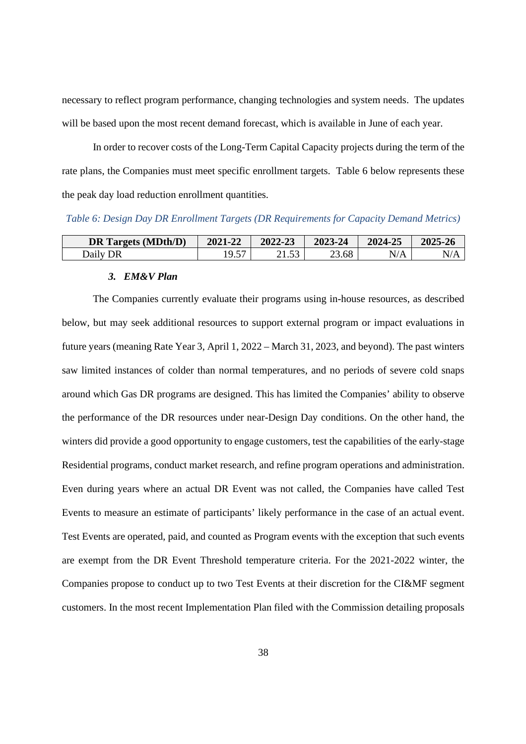necessary to reflect program performance, changing technologies and system needs. The updates will be based upon the most recent demand forecast, which is available in June of each year.

In order to recover costs of the Long-Term Capital Capacity projects during the term of the rate plans, the Companies must meet specific enrollment targets. Table 6 below represents these the peak day load reduction enrollment quantities.

*Table 6: Design Day DR Enrollment Targets (DR Requirements for Capacity Demand Metrics)*

| DR Targets (MDth/D) | 2021-22 | 2022-23 | 2023-24 | 2024-25 | 2025-26 |
|---|---|---|---|---|---|
| Daily DR | 19.57 | 21.53 | 23.68 | N/A | N/A |

### *3. EM&V Plan*

The Companies currently evaluate their programs using in-house resources, as described below, but may seek additional resources to support external program or impact evaluations in future years (meaning Rate Year 3, April 1, 2022 – March 31, 2023, and beyond). The past winters saw limited instances of colder than normal temperatures, and no periods of severe cold snaps around which Gas DR programs are designed. This has limited the Companies' ability to observe the performance of the DR resources under near-Design Day conditions. On the other hand, the winters did provide a good opportunity to engage customers, test the capabilities of the early-stage Residential programs, conduct market research, and refine program operations and administration. Even during years where an actual DR Event was not called, the Companies have called Test Events to measure an estimate of participants' likely performance in the case of an actual event. Test Events are operated, paid, and counted as Program events with the exception that such events are exempt from the DR Event Threshold temperature criteria. For the 2021-2022 winter, the Companies propose to conduct up to two Test Events at their discretion for the CI&MF segment customers. In the most recent Implementation Plan filed with the Commission detailing proposals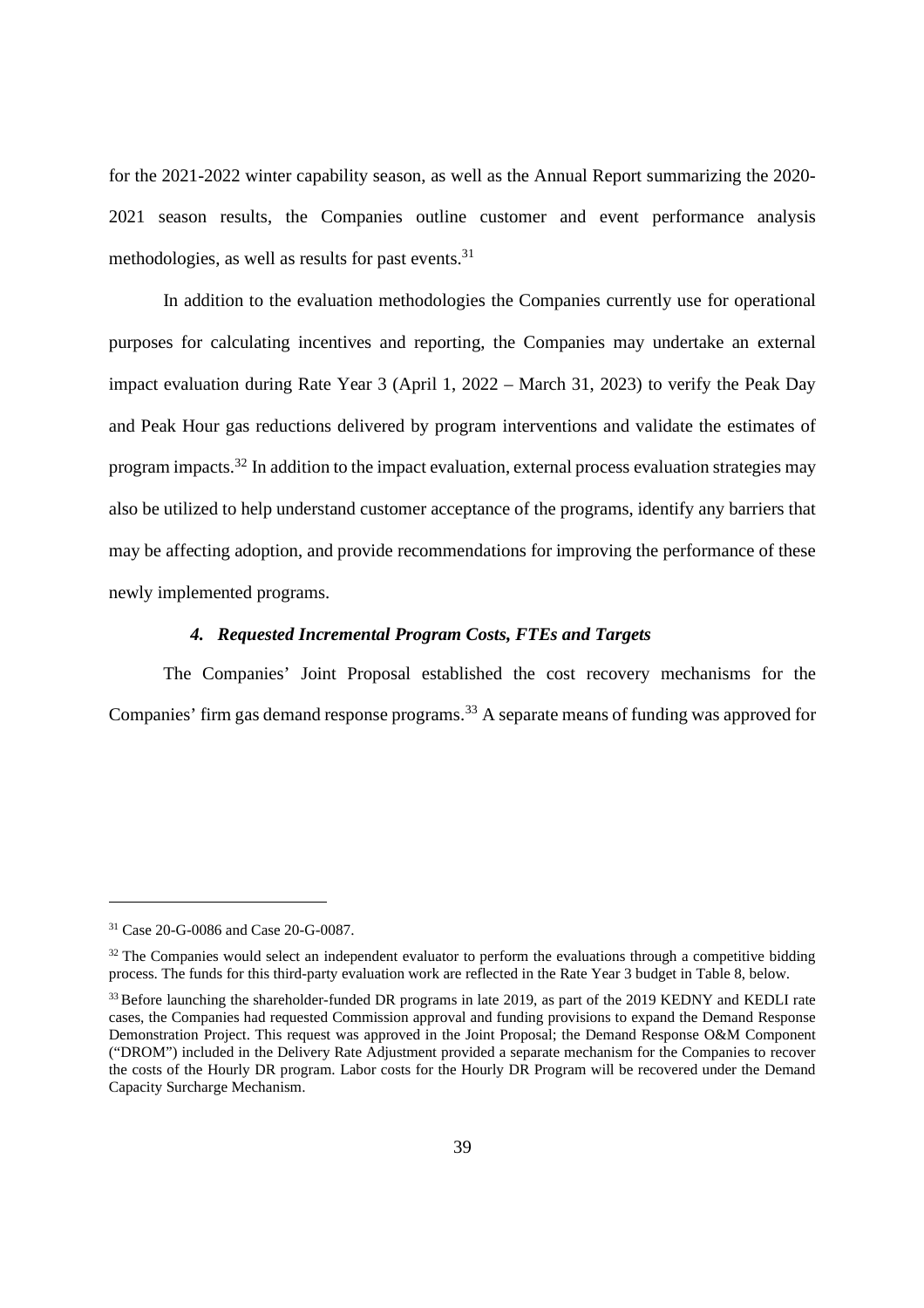for the 2021-2022 winter capability season, as well as the Annual Report summarizing the 2020-2021 season results, the Companies outline customer and event performance analysis methodologies, as well as results for past events.[31]

In addition to the evaluation methodologies the Companies currently use for operational purposes for calculating incentives and reporting, the Companies may undertake an external impact evaluation during Rate Year 3 (April 1, 2022 – March 31, 2023) to verify the Peak Day and Peak Hour gas reductions delivered by program interventions and validate the estimates of program impacts.[32] In addition to the impact evaluation, external process evaluation strategies may also be utilized to help understand customer acceptance of the programs, identify any barriers that may be affecting adoption, and provide recommendations for improving the performance of these newly implemented programs.

### *4. Requested Incremental Program Costs, FTEs and Targets*

The Companies' Joint Proposal established the cost recovery mechanisms for the Companies' firm gas demand response programs.[33] A separate means of funding was approved for

---

[31] Case 20-G-0086 and Case 20-G-0087.

[32] The Companies would select an independent evaluator to perform the evaluations through a competitive bidding process. The funds for this third-party evaluation work are reflected in the Rate Year 3 budget in Table 8, below.

[33] Before launching the shareholder-funded DR programs in late 2019, as part of the 2019 KEDNY and KEDLI rate cases, the Companies had requested Commission approval and funding provisions to expand the Demand Response Demonstration Project. This request was approved in the Joint Proposal; the Demand Response O&M Component ("DROM") included in the Delivery Rate Adjustment provided a separate mechanism for the Companies to recover the costs of the Hourly DR program. Labor costs for the Hourly DR Program will be recovered under the Demand Capacity Surcharge Mechanism.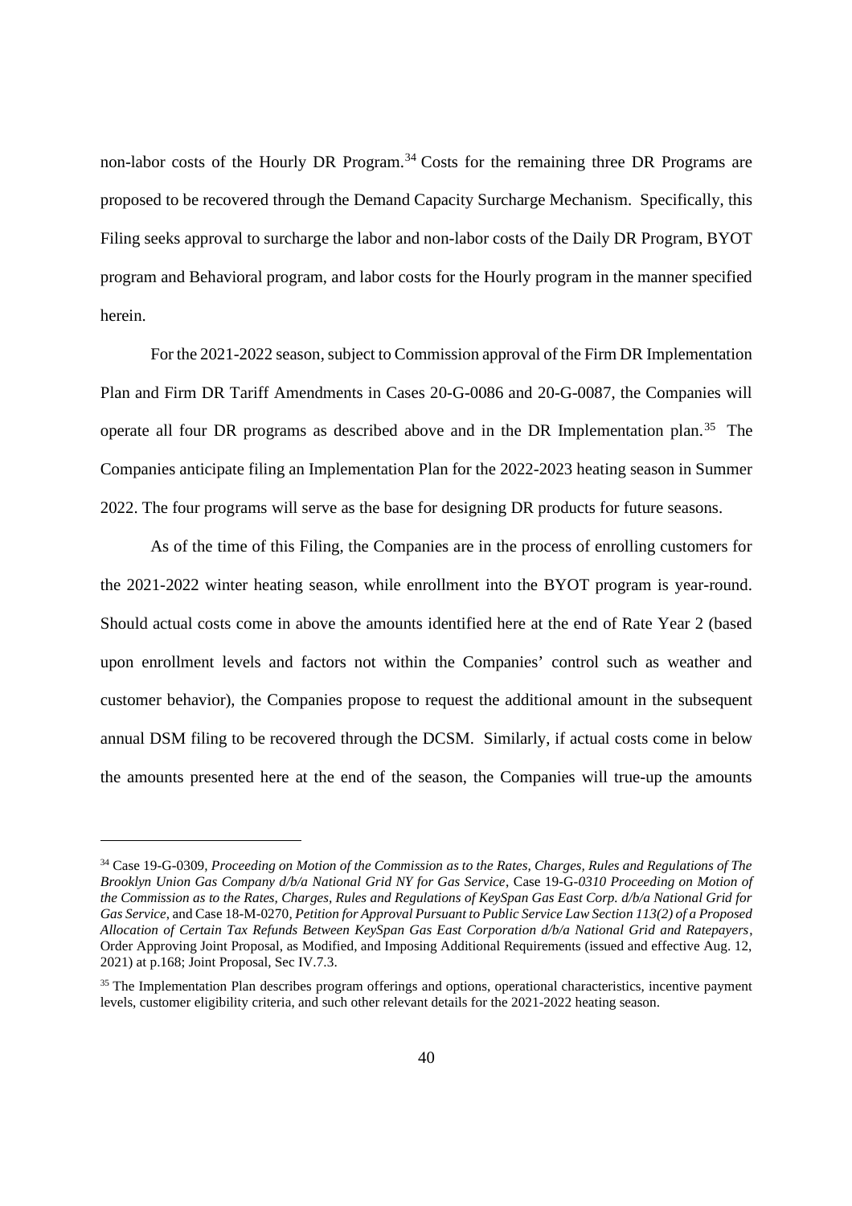non-labor costs of the Hourly DR Program.[34] Costs for the remaining three DR Programs are proposed to be recovered through the Demand Capacity Surcharge Mechanism. Specifically, this Filing seeks approval to surcharge the labor and non-labor costs of the Daily DR Program, BYOT program and Behavioral program, and labor costs for the Hourly program in the manner specified herein.

For the 2021-2022 season, subject to Commission approval of the Firm DR Implementation Plan and Firm DR Tariff Amendments in Cases 20-G-0086 and 20-G-0087, the Companies will operate all four DR programs as described above and in the DR Implementation plan.[35] The Companies anticipate filing an Implementation Plan for the 2022-2023 heating season in Summer 2022. The four programs will serve as the base for designing DR products for future seasons.

As of the time of this Filing, the Companies are in the process of enrolling customers for the 2021-2022 winter heating season, while enrollment into the BYOT program is year-round. Should actual costs come in above the amounts identified here at the end of Rate Year 2 (based upon enrollment levels and factors not within the Companies' control such as weather and customer behavior), the Companies propose to request the additional amount in the subsequent annual DSM filing to be recovered through the DCSM. Similarly, if actual costs come in below the amounts presented here at the end of the season, the Companies will true-up the amounts

---

[34] Case 19-G-0309, *Proceeding on Motion of the Commission as to the Rates, Charges, Rules and Regulations of The Brooklyn Union Gas Company d/b/a National Grid NY for Gas Service*, Case 19-G-*0310 Proceeding on Motion of the Commission as to the Rates, Charges, Rules and Regulations of KeySpan Gas East Corp. d/b/a National Grid for Gas Service*, and Case 18-M-0270, *Petition for Approval Pursuant to Public Service Law Section 113(2) of a Proposed Allocation of Certain Tax Refunds Between KeySpan Gas East Corporation d/b/a National Grid and Ratepayers*, Order Approving Joint Proposal, as Modified, and Imposing Additional Requirements (issued and effective Aug. 12, 2021) at p.168; Joint Proposal, Sec IV.7.3.

[35] The Implementation Plan describes program offerings and options, operational characteristics, incentive payment levels, customer eligibility criteria, and such other relevant details for the 2021-2022 heating season.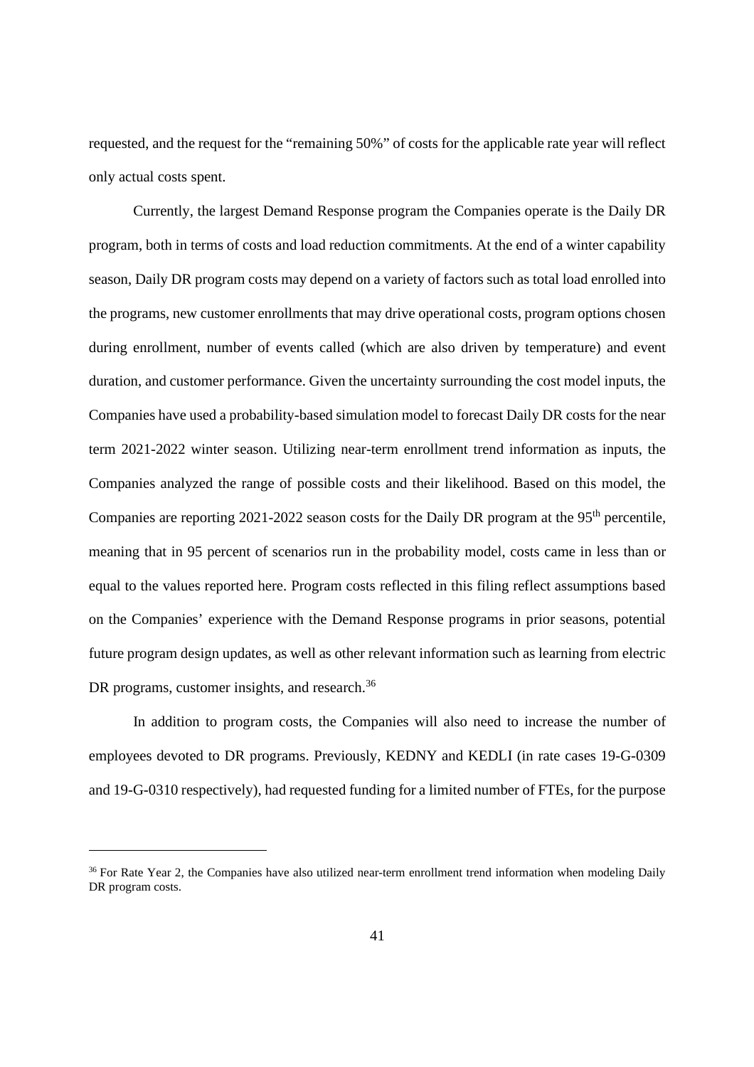requested, and the request for the "remaining 50%" of costs for the applicable rate year will reflect only actual costs spent.

Currently, the largest Demand Response program the Companies operate is the Daily DR program, both in terms of costs and load reduction commitments. At the end of a winter capability season, Daily DR program costs may depend on a variety of factors such as total load enrolled into the programs, new customer enrollments that may drive operational costs, program options chosen during enrollment, number of events called (which are also driven by temperature) and event duration, and customer performance. Given the uncertainty surrounding the cost model inputs, the Companies have used a probability-based simulation model to forecast Daily DR costs for the near term 2021-2022 winter season. Utilizing near-term enrollment trend information as inputs, the Companies analyzed the range of possible costs and their likelihood. Based on this model, the Companies are reporting 2021-2022 season costs for the Daily DR program at the 95th percentile, meaning that in 95 percent of scenarios run in the probability model, costs came in less than or equal to the values reported here. Program costs reflected in this filing reflect assumptions based on the Companies' experience with the Demand Response programs in prior seasons, potential future program design updates, as well as other relevant information such as learning from electric DR programs, customer insights, and research.[36]

In addition to program costs, the Companies will also need to increase the number of employees devoted to DR programs. Previously, KEDNY and KEDLI (in rate cases 19-G-0309 and 19-G-0310 respectively), had requested funding for a limited number of FTEs, for the purpose

---

[36] For Rate Year 2, the Companies have also utilized near-term enrollment trend information when modeling Daily DR program costs.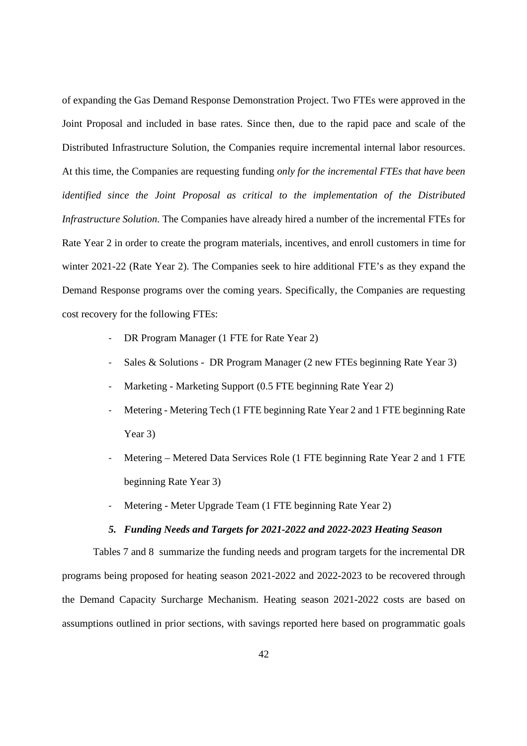of expanding the Gas Demand Response Demonstration Project. Two FTEs were approved in the Joint Proposal and included in base rates. Since then, due to the rapid pace and scale of the Distributed Infrastructure Solution, the Companies require incremental internal labor resources. At this time, the Companies are requesting funding *only for the incremental FTEs that have been identified since the Joint Proposal as critical to the implementation of the Distributed Infrastructure Solution*. The Companies have already hired a number of the incremental FTEs for Rate Year 2 in order to create the program materials, incentives, and enroll customers in time for winter 2021-22 (Rate Year 2). The Companies seek to hire additional FTE's as they expand the Demand Response programs over the coming years. Specifically, the Companies are requesting cost recovery for the following FTEs:

- DR Program Manager (1 FTE for Rate Year 2)
- Sales & Solutions - DR Program Manager (2 new FTEs beginning Rate Year 3)
- Marketing - Marketing Support (0.5 FTE beginning Rate Year 2)
- Metering - Metering Tech (1 FTE beginning Rate Year 2 and 1 FTE beginning Rate Year 3)
- Metering – Metered Data Services Role (1 FTE beginning Rate Year 2 and 1 FTE beginning Rate Year 3)
- Metering - Meter Upgrade Team (1 FTE beginning Rate Year 2)

### *5. Funding Needs and Targets for 2021-2022 and 2022-2023 Heating Season*

Tables 7 and 8 summarize the funding needs and program targets for the incremental DR programs being proposed for heating season 2021-2022 and 2022-2023 to be recovered through the Demand Capacity Surcharge Mechanism. Heating season 2021-2022 costs are based on assumptions outlined in prior sections, with savings reported here based on programmatic goals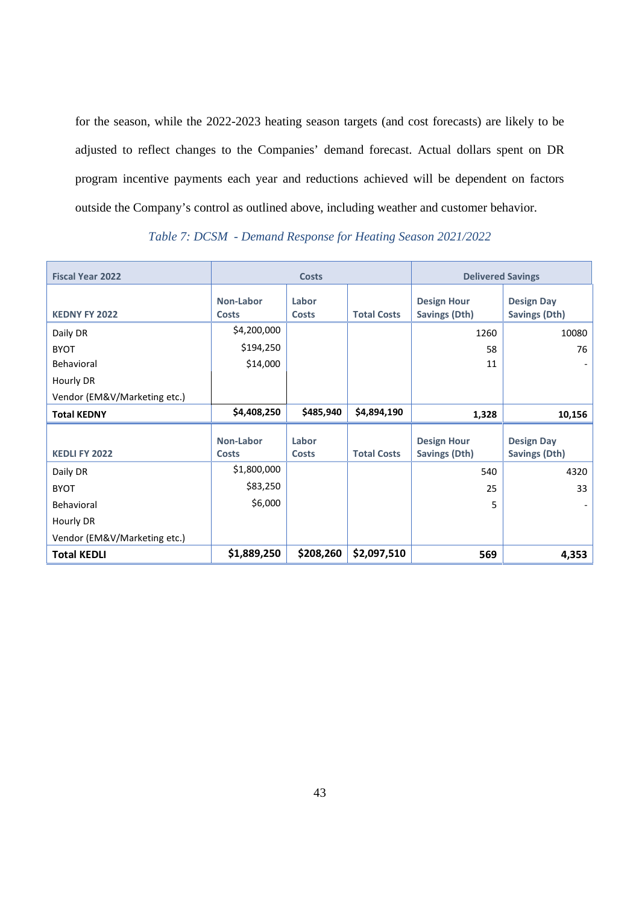for the season, while the 2022-2023 heating season targets (and cost forecasts) are likely to be adjusted to reflect changes to the Companies' demand forecast. Actual dollars spent on DR program incentive payments each year and reductions achieved will be dependent on factors outside the Company's control as outlined above, including weather and customer behavior.

*Table 7: DCSM - Demand Response for Heating Season 2021/2022*

| Fiscal Year 2022 | Costs | | | Delivered Savings | |
|---|---|---|---|---|---|
| **KEDNY FY 2022** | **Non-Labor Costs** | **Labor Costs** | **Total Costs** | **Design Hour Savings (Dth)** | **Design Day Savings (Dth)** |
| Daily DR | $4,200,000 | | | 1260 | 10080 |
| BYOT | $194,250 | | | 58 | 76 |
| Behavioral | $14,000 | | | 11 | - |
| Hourly DR | | | | | |
| Vendor (EM&V/Marketing etc.) | | | | | |
| **Total KEDNY** | **$4,408,250** | **$485,940** | **$4,894,190** | **1,328** | **10,156** |
| **KEDLI FY 2022** | **Non-Labor Costs** | **Labor Costs** | **Total Costs** | **Design Hour Savings (Dth)** | **Design Day Savings (Dth)** |
| Daily DR | $1,800,000 | | | 540 | 4320 |
| BYOT | $83,250 | | | 25 | 33 |
| Behavioral | $6,000 | | | 5 | - |
| Hourly DR | | | | | |
| Vendor (EM&V/Marketing etc.) | | | | | |
| **Total KEDLI** | **$1,889,250** | **$208,260** | **$2,097,510** | **569** | **4,353** |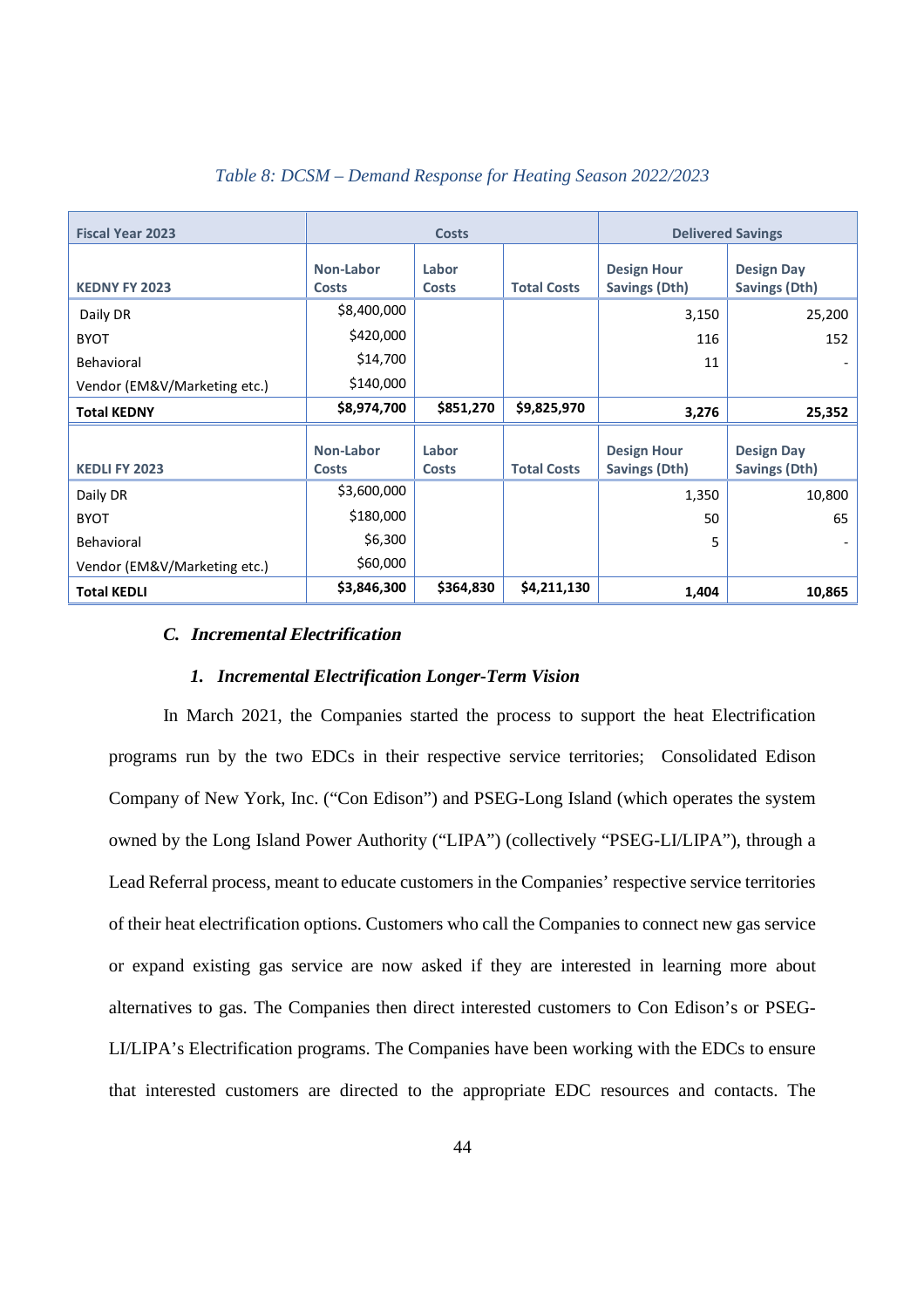*Table 8: DCSM – Demand Response for Heating Season 2022/2023*

| Fiscal Year 2023 | Costs | | | Delivered Savings | |
|---|---|---|---|---|---|
| **KEDNY FY 2023** | **Non-Labor Costs** | **Labor Costs** | **Total Costs** | **Design Hour Savings (Dth)** | **Design Day Savings (Dth)** |
| Daily DR | $8,400,000 | | | 3,150 | 25,200 |
| BYOT | $420,000 | | | 116 | 152 |
| Behavioral | $14,700 | | | 11 | - |
| Vendor (EM&V/Marketing etc.) | $140,000 | | | | |
| **Total KEDNY** | **$8,974,700** | **$851,270** | **$9,825,970** | **3,276** | **25,352** |
| **KEDLI FY 2023** | **Non-Labor Costs** | **Labor Costs** | **Total Costs** | **Design Hour Savings (Dth)** | **Design Day Savings (Dth)** |
| Daily DR | $3,600,000 | | | 1,350 | 10,800 |
| BYOT | $180,000 | | | 50 | 65 |
| Behavioral | $6,300 | | | 5 | - |
| Vendor (EM&V/Marketing etc.) | $60,000 | | | | |
| **Total KEDLI** | **$3,846,300** | **$364,830** | **$4,211,130** | **1,404** | **10,865** |

### C. Incremental Electrification

#### 1. Incremental Electrification Longer-Term Vision

In March 2021, the Companies started the process to support the heat Electrification programs run by the two EDCs in their respective service territories; Consolidated Edison Company of New York, Inc. ("Con Edison") and PSEG-Long Island (which operates the system owned by the Long Island Power Authority ("LIPA") (collectively "PSEG-LI/LIPA"), through a Lead Referral process, meant to educate customers in the Companies' respective service territories of their heat electrification options. Customers who call the Companies to connect new gas service or expand existing gas service are now asked if they are interested in learning more about alternatives to gas. The Companies then direct interested customers to Con Edison's or PSEG-LI/LIPA's Electrification programs. The Companies have been working with the EDCs to ensure that interested customers are directed to the appropriate EDC resources and contacts. The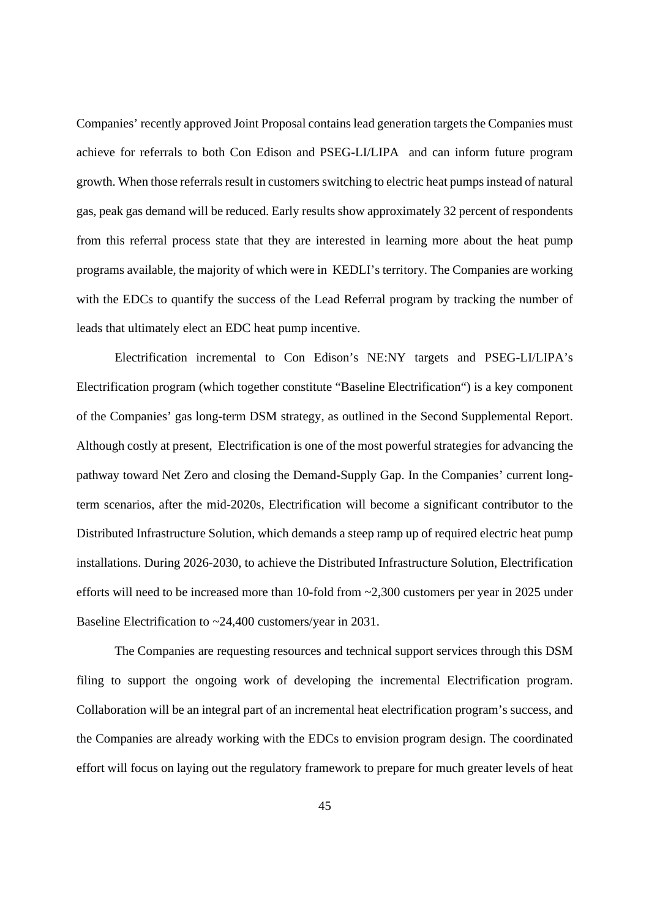Companies' recently approved Joint Proposal contains lead generation targets the Companies must achieve for referrals to both Con Edison and PSEG-LI/LIPA and can inform future program growth. When those referrals result in customers switching to electric heat pumps instead of natural gas, peak gas demand will be reduced. Early results show approximately 32 percent of respondents from this referral process state that they are interested in learning more about the heat pump programs available, the majority of which were in KEDLI's territory. The Companies are working with the EDCs to quantify the success of the Lead Referral program by tracking the number of leads that ultimately elect an EDC heat pump incentive.

Electrification incremental to Con Edison's NE:NY targets and PSEG-LI/LIPA's Electrification program (which together constitute "Baseline Electrification") is a key component of the Companies' gas long-term DSM strategy, as outlined in the Second Supplemental Report. Although costly at present, Electrification is one of the most powerful strategies for advancing the pathway toward Net Zero and closing the Demand-Supply Gap. In the Companies' current long-term scenarios, after the mid-2020s, Electrification will become a significant contributor to the Distributed Infrastructure Solution, which demands a steep ramp up of required electric heat pump installations. During 2026-2030, to achieve the Distributed Infrastructure Solution, Electrification efforts will need to be increased more than 10-fold from ~2,300 customers per year in 2025 under Baseline Electrification to ~24,400 customers/year in 2031.

The Companies are requesting resources and technical support services through this DSM filing to support the ongoing work of developing the incremental Electrification program. Collaboration will be an integral part of an incremental heat electrification program's success, and the Companies are already working with the EDCs to envision program design. The coordinated effort will focus on laying out the regulatory framework to prepare for much greater levels of heat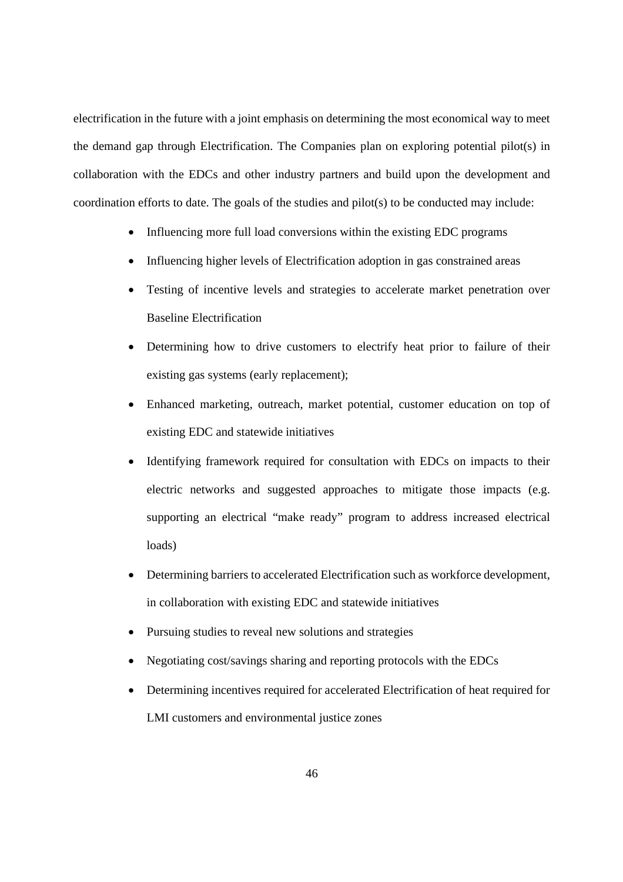electrification in the future with a joint emphasis on determining the most economical way to meet the demand gap through Electrification. The Companies plan on exploring potential pilot(s) in collaboration with the EDCs and other industry partners and build upon the development and coordination efforts to date. The goals of the studies and pilot(s) to be conducted may include:

- Influencing more full load conversions within the existing EDC programs
- Influencing higher levels of Electrification adoption in gas constrained areas
- Testing of incentive levels and strategies to accelerate market penetration over Baseline Electrification
- Determining how to drive customers to electrify heat prior to failure of their existing gas systems (early replacement);
- Enhanced marketing, outreach, market potential, customer education on top of existing EDC and statewide initiatives
- Identifying framework required for consultation with EDCs on impacts to their electric networks and suggested approaches to mitigate those impacts (e.g. supporting an electrical "make ready" program to address increased electrical loads)
- Determining barriers to accelerated Electrification such as workforce development, in collaboration with existing EDC and statewide initiatives
- Pursuing studies to reveal new solutions and strategies
- Negotiating cost/savings sharing and reporting protocols with the EDCs
- Determining incentives required for accelerated Electrification of heat required for LMI customers and environmental justice zones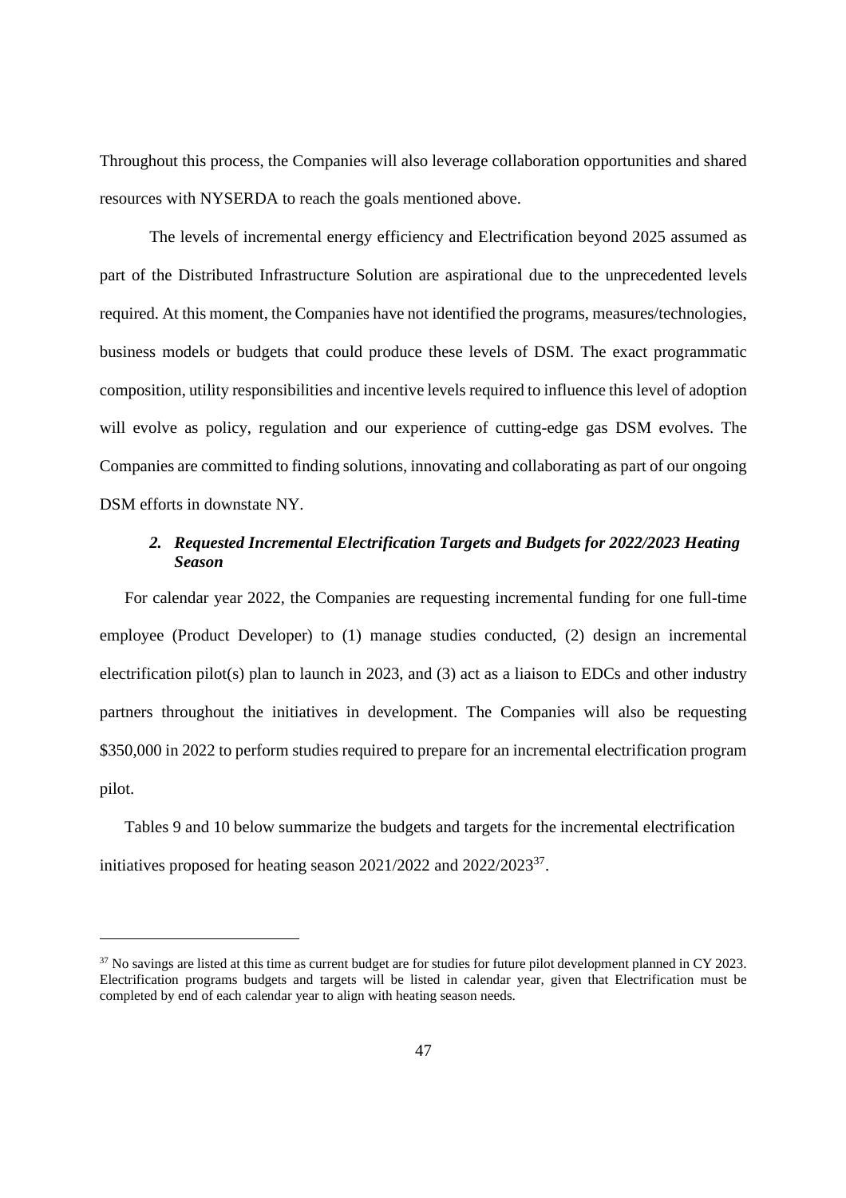Throughout this process, the Companies will also leverage collaboration opportunities and shared resources with NYSERDA to reach the goals mentioned above.

The levels of incremental energy efficiency and Electrification beyond 2025 assumed as part of the Distributed Infrastructure Solution are aspirational due to the unprecedented levels required. At this moment, the Companies have not identified the programs, measures/technologies, business models or budgets that could produce these levels of DSM. The exact programmatic composition, utility responsibilities and incentive levels required to influence this level of adoption will evolve as policy, regulation and our experience of cutting-edge gas DSM evolves. The Companies are committed to finding solutions, innovating and collaborating as part of our ongoing DSM efforts in downstate NY.

### *2. Requested Incremental Electrification Targets and Budgets for 2022/2023 Heating Season*

For calendar year 2022, the Companies are requesting incremental funding for one full-time employee (Product Developer) to (1) manage studies conducted, (2) design an incremental electrification pilot(s) plan to launch in 2023, and (3) act as a liaison to EDCs and other industry partners throughout the initiatives in development. The Companies will also be requesting $350,000 in 2022 to perform studies required to prepare for an incremental electrification program pilot.

Tables 9 and 10 below summarize the budgets and targets for the incremental electrification initiatives proposed for heating season 2021/2022 and 2022/2023[37].

---

[37] No savings are listed at this time as current budget are for studies for future pilot development planned in CY 2023. Electrification programs budgets and targets will be listed in calendar year, given that Electrification must be completed by end of each calendar year to align with heating season needs.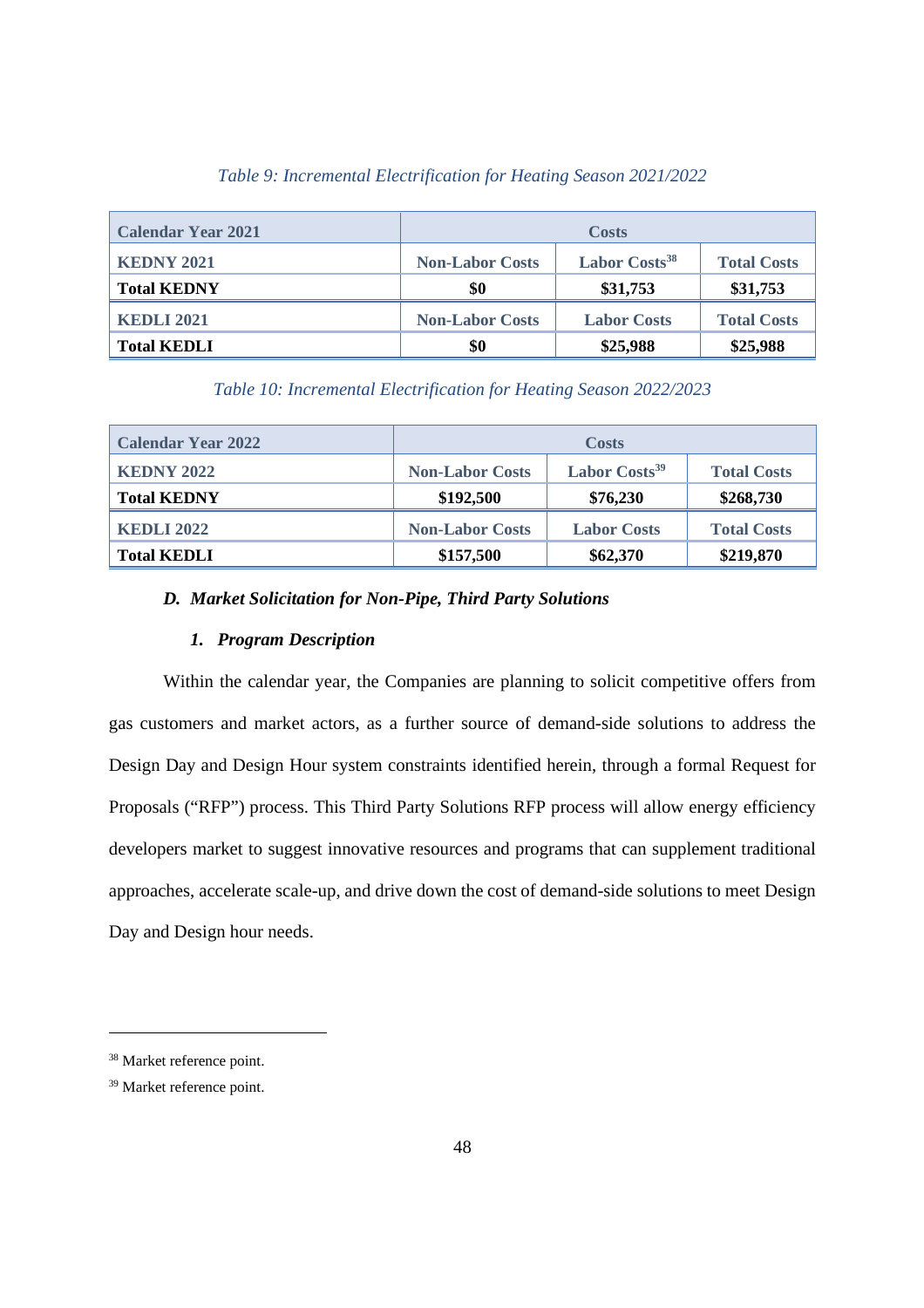*Table 9: Incremental Electrification for Heating Season 2021/2022*

| Calendar Year 2021 | Costs | | |
|---|---|---|---|
| **KEDNY 2021** | **Non-Labor Costs** | **Labor Costs[38]** | **Total Costs** |
| **Total KEDNY** | **$0** | **$31,753** | **$31,753** |
| **KEDLI 2021** | **Non-Labor Costs** | **Labor Costs** | **Total Costs** |
| **Total KEDLI** | **$0** | **$25,988** | **$25,988** |

*Table 10: Incremental Electrification for Heating Season 2022/2023*

| Calendar Year 2022 | Costs | | |
|---|---|---|---|
| **KEDNY 2022** | **Non-Labor Costs** | **Labor Costs[39]** | **Total Costs** |
| **Total KEDNY** | **$192,500** | **$76,230** | **$268,730** |
| **KEDLI 2022** | **Non-Labor Costs** | **Labor Costs** | **Total Costs** |
| **Total KEDLI** | **$157,500** | **$62,370** | **$219,870** |

### *D. Market Solicitation for Non-Pipe, Third Party Solutions*

#### *1. Program Description*

Within the calendar year, the Companies are planning to solicit competitive offers from gas customers and market actors, as a further source of demand-side solutions to address the Design Day and Design Hour system constraints identified herein, through a formal Request for Proposals ("RFP") process. This Third Party Solutions RFP process will allow energy efficiency developers market to suggest innovative resources and programs that can supplement traditional approaches, accelerate scale-up, and drive down the cost of demand-side solutions to meet Design Day and Design hour needs.

---

[38] Market reference point.

[39] Market reference point.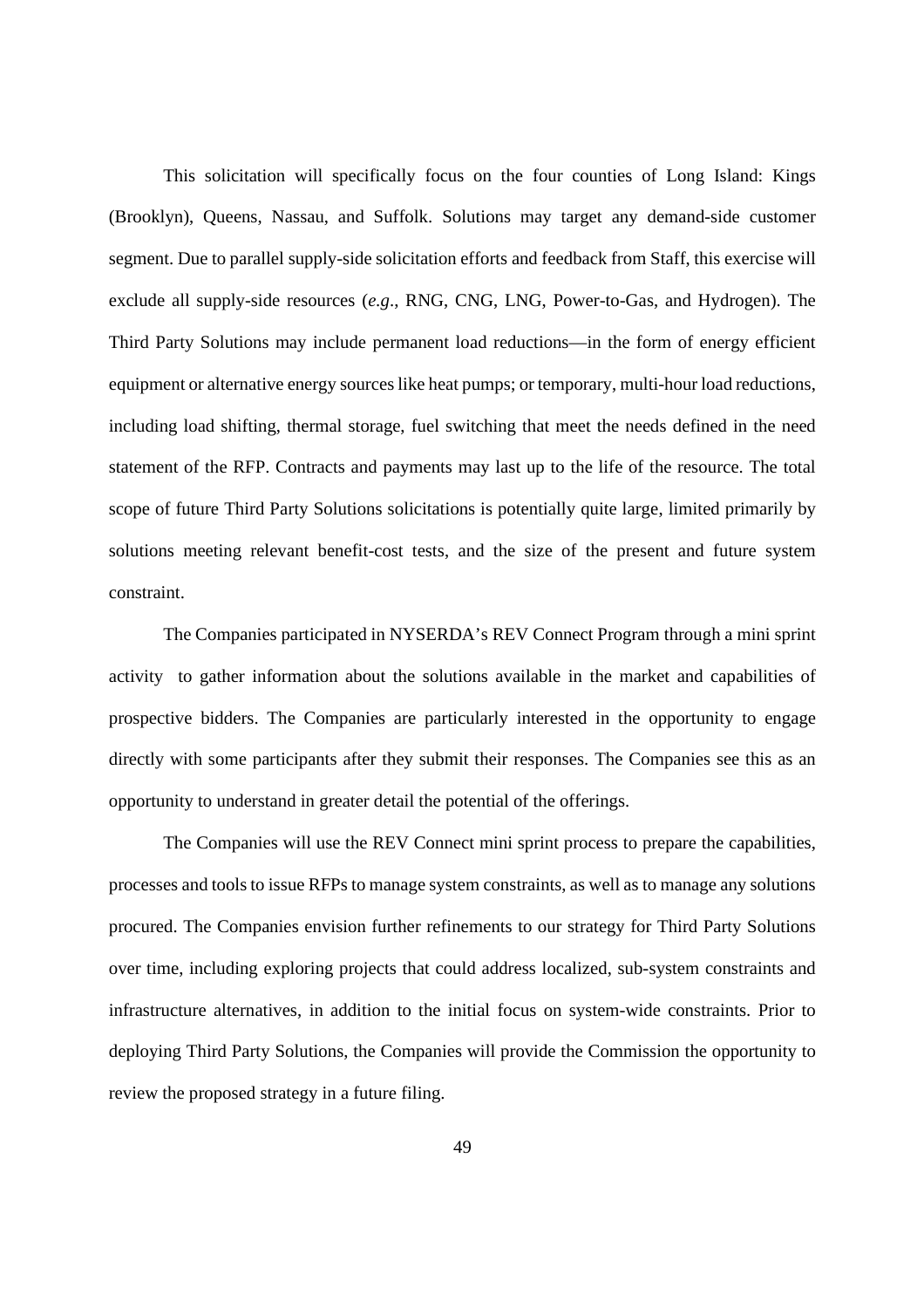This solicitation will specifically focus on the four counties of Long Island: Kings (Brooklyn), Queens, Nassau, and Suffolk. Solutions may target any demand-side customer segment. Due to parallel supply-side solicitation efforts and feedback from Staff, this exercise will exclude all supply-side resources (*e.g*., RNG, CNG, LNG, Power-to-Gas, and Hydrogen). The Third Party Solutions may include permanent load reductions—in the form of energy efficient equipment or alternative energy sources like heat pumps; or temporary, multi-hour load reductions, including load shifting, thermal storage, fuel switching that meet the needs defined in the need statement of the RFP. Contracts and payments may last up to the life of the resource. The total scope of future Third Party Solutions solicitations is potentially quite large, limited primarily by solutions meeting relevant benefit-cost tests, and the size of the present and future system constraint.

The Companies participated in NYSERDA's REV Connect Program through a mini sprint activity to gather information about the solutions available in the market and capabilities of prospective bidders. The Companies are particularly interested in the opportunity to engage directly with some participants after they submit their responses. The Companies see this as an opportunity to understand in greater detail the potential of the offerings.

The Companies will use the REV Connect mini sprint process to prepare the capabilities, processes and tools to issue RFPs to manage system constraints, as well as to manage any solutions procured. The Companies envision further refinements to our strategy for Third Party Solutions over time, including exploring projects that could address localized, sub-system constraints and infrastructure alternatives, in addition to the initial focus on system-wide constraints. Prior to deploying Third Party Solutions, the Companies will provide the Commission the opportunity to review the proposed strategy in a future filing.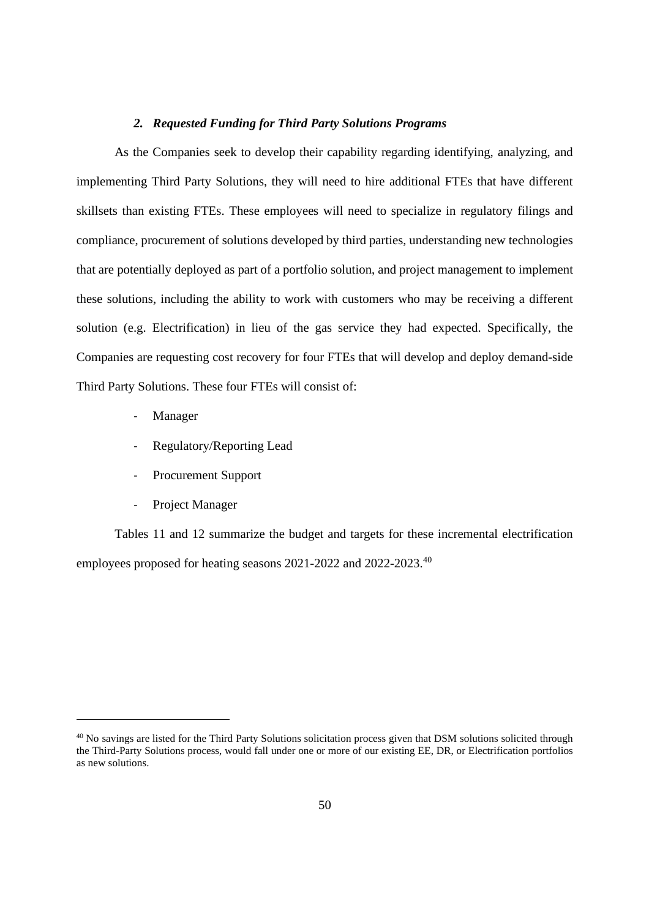### *2. Requested Funding for Third Party Solutions Programs*

As the Companies seek to develop their capability regarding identifying, analyzing, and implementing Third Party Solutions, they will need to hire additional FTEs that have different skillsets than existing FTEs. These employees will need to specialize in regulatory filings and compliance, procurement of solutions developed by third parties, understanding new technologies that are potentially deployed as part of a portfolio solution, and project management to implement these solutions, including the ability to work with customers who may be receiving a different solution (e.g. Electrification) in lieu of the gas service they had expected. Specifically, the Companies are requesting cost recovery for four FTEs that will develop and deploy demand-side Third Party Solutions. These four FTEs will consist of:

- Manager
- Regulatory/Reporting Lead
- Procurement Support
- Project Manager

Tables 11 and 12 summarize the budget and targets for these incremental electrification employees proposed for heating seasons 2021-2022 and 2022-2023.[40]

[40] No savings are listed for the Third Party Solutions solicitation process given that DSM solutions solicited through the Third-Party Solutions process, would fall under one or more of our existing EE, DR, or Electrification portfolios as new solutions.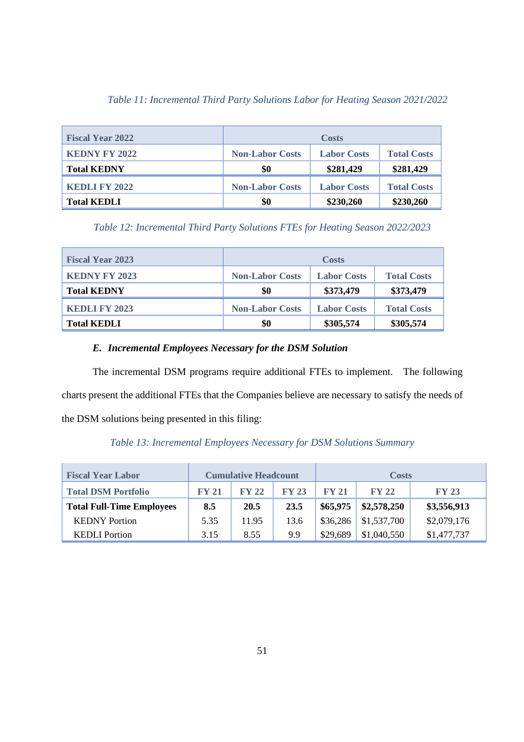*Table 11: Incremental Third Party Solutions Labor for Heating Season 2021/2022*

| Fiscal Year 2022 | Costs | | |
|---|---|---|---|
| **KEDNY FY 2022** | **Non-Labor Costs** | **Labor Costs** | **Total Costs** |
| **Total KEDNY** | **$0** | **$281,429** | **$281,429** |
| **KEDLI FY 2022** | **Non-Labor Costs** | **Labor Costs** | **Total Costs** |
| **Total KEDLI** | **$0** | **$230,260** | **$230,260** |

*Table 12: Incremental Third Party Solutions FTEs for Heating Season 2022/2023*

| Fiscal Year 2023 | Costs | | |
|---|---|---|---|
| **KEDNY FY 2023** | **Non-Labor Costs** | **Labor Costs** | **Total Costs** |
| **Total KEDNY** | **$0** | **$373,479** | **$373,479** |
| **KEDLI FY 2023** | **Non-Labor Costs** | **Labor Costs** | **Total Costs** |
| **Total KEDLI** | **$0** | **$305,574** | **$305,574** |

### *E. Incremental Employees Necessary for the DSM Solution*

The incremental DSM programs require additional FTEs to implement. The following charts present the additional FTEs that the Companies believe are necessary to satisfy the needs of the DSM solutions being presented in this filing:

*Table 13: Incremental Employees Necessary for DSM Solutions Summary*

| Fiscal Year Labor | Cumulative Headcount | | | Costs | | |
|---|---|---|---|---|---|---|
| **Total DSM Portfolio** | **FY 21** | **FY 22** | **FY 23** | **FY 21** | **FY 22** | **FY 23** |
| **Total Full-Time Employees** | **8.5** | **20.5** | **23.5** | **$65,975** | **$2,578,250** | **$3,556,913** |
| KEDNY Portion | 5.35 | 11.95 | 13.6 | $36,286 | $1,537,700 | $2,079,176 |
| KEDLI Portion | 3.15 | 8.55 | 9.9 | $29,689 | $1,040,550 | $1,477,737 |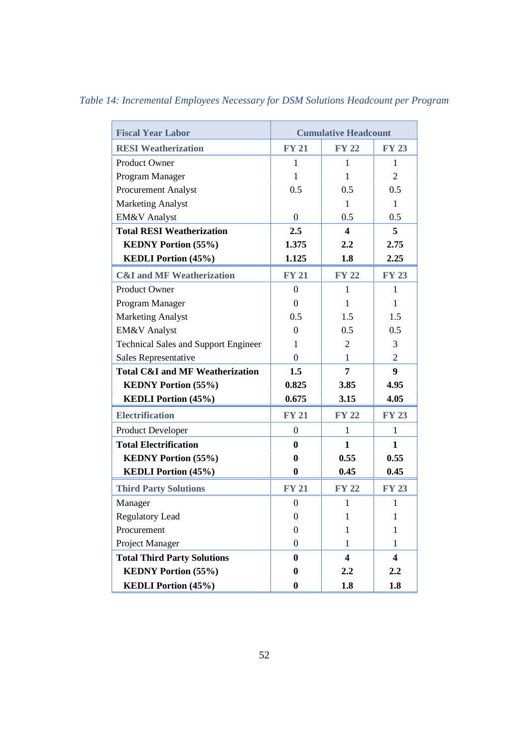*Table 14: Incremental Employees Necessary for DSM Solutions Headcount per Program*

| Fiscal Year Labor | Cumulative Headcount | | |
|---|---|---|---|
| **RESI Weatherization** | **FY 21** | **FY 22** | **FY 23** |
| Product Owner | 1 | 1 | 1 |
| Program Manager | 1 | 1 | 2 |
| Procurement Analyst | 0.5 | 0.5 | 0.5 |
| Marketing Analyst | | 1 | 1 |
| EM&V Analyst | 0 | 0.5 | 0.5 |
| **Total RESI Weatherization** | **2.5** | **4** | **5** |
| **KEDNY Portion (55%)** | **1.375** | **2.2** | **2.75** |
| **KEDLI Portion (45%)** | **1.125** | **1.8** | **2.25** |
| **C&I and MF Weatherization** | **FY 21** | **FY 22** | **FY 23** |
| Product Owner | 0 | 1 | 1 |
| Program Manager | 0 | 1 | 1 |
| Marketing Analyst | 0.5 | 1.5 | 1.5 |
| EM&V Analyst | 0 | 0.5 | 0.5 |
| Technical Sales and Support Engineer | 1 | 2 | 3 |
| Sales Representative | 0 | 1 | 2 |
| **Total C&I and MF Weatherization** | **1.5** | **7** | **9** |
| **KEDNY Portion (55%)** | **0.825** | **3.85** | **4.95** |
| **KEDLI Portion (45%)** | **0.675** | **3.15** | **4.05** |
| **Electrification** | **FY 21** | **FY 22** | **FY 23** |
| Product Developer | 0 | 1 | 1 |
| **Total Electrification** | **0** | **1** | **1** |
| **KEDNY Portion (55%)** | **0** | **0.55** | **0.55** |
| **KEDLI Portion (45%)** | **0** | **0.45** | **0.45** |
| **Third Party Solutions** | **FY 21** | **FY 22** | **FY 23** |
| Manager | 0 | 1 | 1 |
| Regulatory Lead | 0 | 1 | 1 |
| Procurement | 0 | 1 | 1 |
| Project Manager | 0 | 1 | 1 |
| **Total Third Party Solutions** | **0** | **4** | **4** |
| **KEDNY Portion (55%)** | **0** | **2.2** | **2.2** |
| **KEDLI Portion (45%)** | **0** | **1.8** | **1.8** |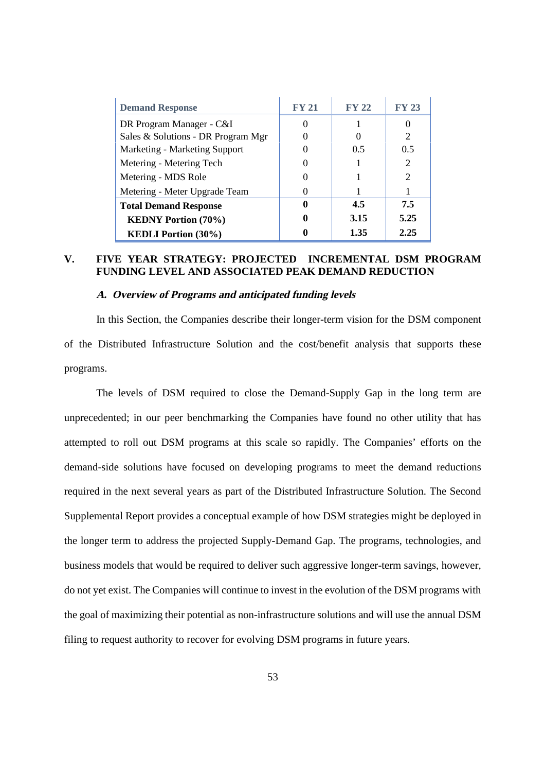| Demand Response | FY 21 | FY 22 | FY 23 |
|---|---|---|---|
| DR Program Manager - C&I | 0 | 1 | 0 |
| Sales & Solutions - DR Program Mgr | 0 | 0 | 2 |
| Marketing - Marketing Support | 0 | 0.5 | 0.5 |
| Metering - Metering Tech | 0 | 1 | 2 |
| Metering - MDS Role | 0 | 1 | 2 |
| Metering - Meter Upgrade Team | 0 | 1 | 1 |
| **Total Demand Response** | **0** | **4.5** | **7.5** |
| **KEDNY Portion (70%)** | **0** | **3.15** | **5.25** |
| **KEDLI Portion (30%)** | **0** | **1.35** | **2.25** |

## V. FIVE YEAR STRATEGY: PROJECTED INCREMENTAL DSM PROGRAM FUNDING LEVEL AND ASSOCIATED PEAK DEMAND REDUCTION

### *A. Overview of Programs and anticipated funding levels*

In this Section, the Companies describe their longer-term vision for the DSM component of the Distributed Infrastructure Solution and the cost/benefit analysis that supports these programs.

The levels of DSM required to close the Demand-Supply Gap in the long term are unprecedented; in our peer benchmarking the Companies have found no other utility that has attempted to roll out DSM programs at this scale so rapidly. The Companies' efforts on the demand-side solutions have focused on developing programs to meet the demand reductions required in the next several years as part of the Distributed Infrastructure Solution. The Second Supplemental Report provides a conceptual example of how DSM strategies might be deployed in the longer term to address the projected Supply-Demand Gap. The programs, technologies, and business models that would be required to deliver such aggressive longer-term savings, however, do not yet exist. The Companies will continue to invest in the evolution of the DSM programs with the goal of maximizing their potential as non-infrastructure solutions and will use the annual DSM filing to request authority to recover for evolving DSM programs in future years.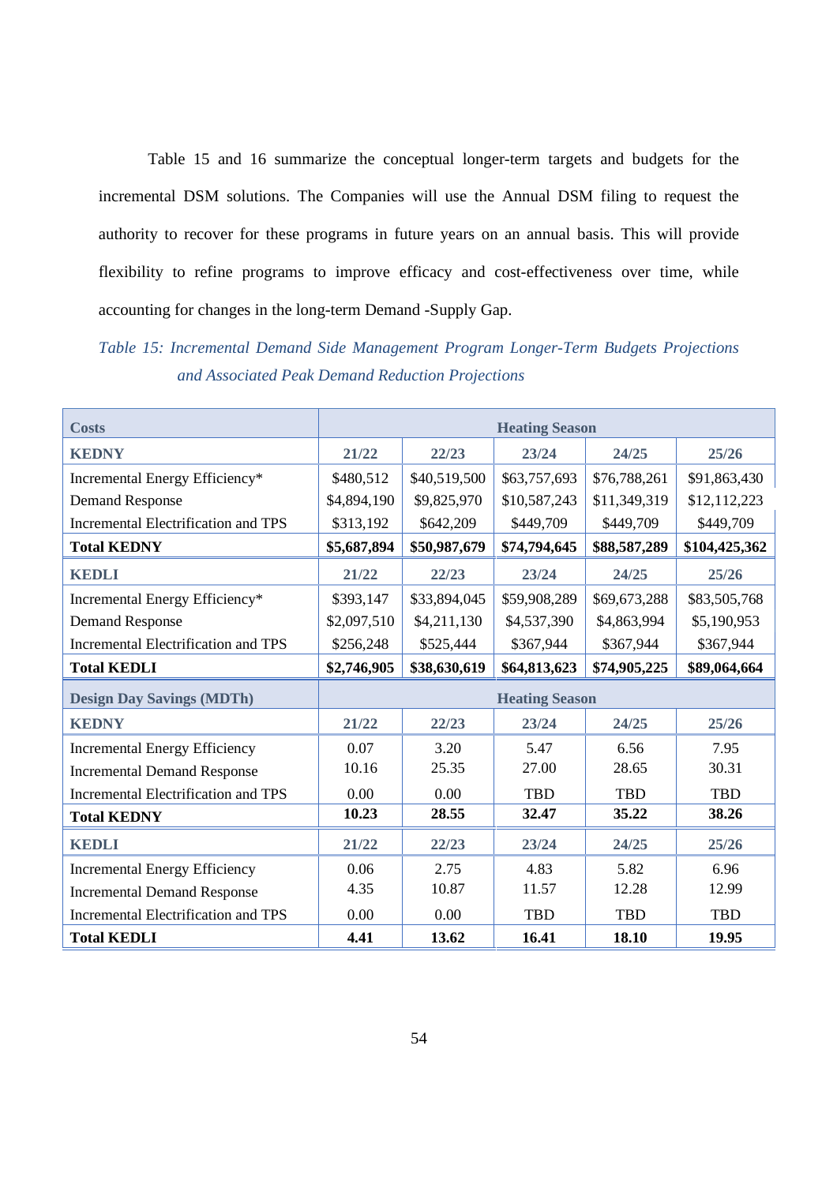Table 15 and 16 summarize the conceptual longer-term targets and budgets for the incremental DSM solutions. The Companies will use the Annual DSM filing to request the authority to recover for these programs in future years on an annual basis. This will provide flexibility to refine programs to improve efficacy and cost-effectiveness over time, while accounting for changes in the long-term Demand -Supply Gap.

*Table 15: Incremental Demand Side Management Program Longer-Term Budgets Projections and Associated Peak Demand Reduction Projections*

| **Costs** | **Heating Season** | | | | |
|---|---|---|---|---|---|
| **KEDNY** | **21/22** | **22/23** | **23/24** | **24/25** | **25/26** |
| Incremental Energy Efficiency* | $480,512 | $40,519,500 | $63,757,693 | $76,788,261 | $91,863,430 |
| Demand Response | $4,894,190 | $9,825,970 | $10,587,243 | $11,349,319 | $12,112,223 |
| Incremental Electrification and TPS | $313,192 | $642,209 | $449,709 | $449,709 | $449,709 |
| **Total KEDNY** | **$5,687,894** | **$50,987,679** | **$74,794,645** | **$88,587,289** | **$104,425,362** |
| **KEDLI** | **21/22** | **22/23** | **23/24** | **24/25** | **25/26** |
| Incremental Energy Efficiency* | $393,147 | $33,894,045 | $59,908,289 | $69,673,288 | $83,505,768 |
| Demand Response | $2,097,510 | $4,211,130 | $4,537,390 | $4,863,994 | $5,190,953 |
| Incremental Electrification and TPS | $256,248 | $525,444 | $367,944 | $367,944 | $367,944 |
| **Total KEDLI** | **$2,746,905** | **$38,630,619** | **$64,813,623** | **$74,905,225** | **$89,064,664** |
| **Design Day Savings (MDTh)** | **Heating Season** | | | | |
| **KEDNY** | **21/22** | **22/23** | **23/24** | **24/25** | **25/26** |
| Incremental Energy Efficiency | 0.07 | 3.20 | 5.47 | 6.56 | 7.95 |
| Incremental Demand Response | 10.16 | 25.35 | 27.00 | 28.65 | 30.31 |
| Incremental Electrification and TPS | 0.00 | 0.00 | TBD | TBD | TBD |
| **Total KEDNY** | **10.23** | **28.55** | **32.47** | **35.22** | **38.26** |
| **KEDLI** | **21/22** | **22/23** | **23/24** | **24/25** | **25/26** |
| Incremental Energy Efficiency | 0.06 | 2.75 | 4.83 | 5.82 | 6.96 |
| Incremental Demand Response | 4.35 | 10.87 | 11.57 | 12.28 | 12.99 |
| Incremental Electrification and TPS | 0.00 | 0.00 | TBD | TBD | TBD |
| **Total KEDLI** | **4.41** | **13.62** | **16.41** | **18.10** | **19.95** |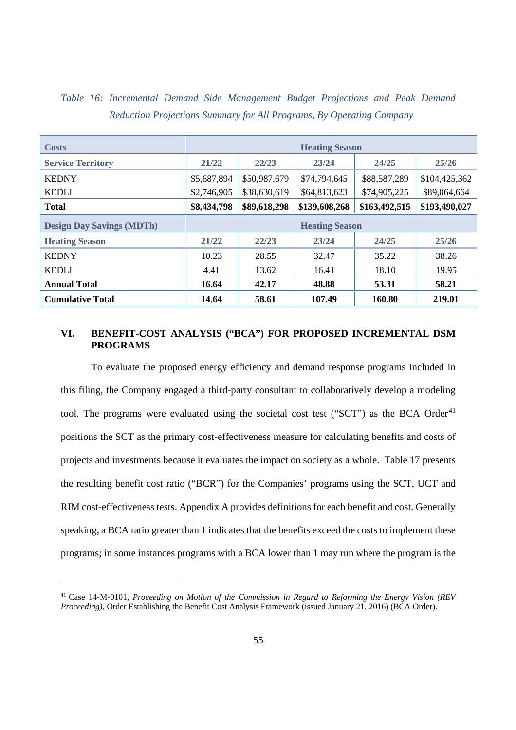*Table 16: Incremental Demand Side Management Budget Projections and Peak Demand Reduction Projections Summary for All Programs, By Operating Company*

| **Costs** | **Heating Season** | | | | |
|---|---|---|---|---|---|
| **Service Territory** | **21/22** | **22/23** | **23/24** | **24/25** | **25/26** |
| KEDNY | $5,687,894 | $50,987,679 | $74,794,645 | $88,587,289 | $104,425,362 |
| KEDLI | $2,746,905 | $38,630,619 | $64,813,623 | $74,905,225 | $89,064,664 |
| **Total** | **$8,434,798** | **$89,618,298** | **$139,608,268** | **$163,492,515** | **$193,490,027** |
| **Design Day Savings (MDTh)** | **Heating Season** | | | | |
| **Heating Season** | **21/22** | **22/23** | **23/24** | **24/25** | **25/26** |
| KEDNY | 10.23 | 28.55 | 32.47 | 35.22 | 38.26 |
| KEDLI | 4.41 | 13.62 | 16.41 | 18.10 | 19.95 |
| **Annual Total** | **16.64** | **42.17** | **48.88** | **53.31** | **58.21** |
| **Cumulative Total** | **14.64** | **58.61** | **107.49** | **160.80** | **219.01** |

## VI. BENEFIT-COST ANALYSIS ("BCA") FOR PROPOSED INCREMENTAL DSM PROGRAMS

To evaluate the proposed energy efficiency and demand response programs included in this filing, the Company engaged a third-party consultant to collaboratively develop a modeling tool. The programs were evaluated using the societal cost test ("SCT") as the BCA Order[41] positions the SCT as the primary cost-effectiveness measure for calculating benefits and costs of projects and investments because it evaluates the impact on society as a whole. Table 17 presents the resulting benefit cost ratio ("BCR") for the Companies' programs using the SCT, UCT and RIM cost-effectiveness tests. Appendix A provides definitions for each benefit and cost. Generally speaking, a BCA ratio greater than 1 indicates that the benefits exceed the costs to implement these programs; in some instances programs with a BCA lower than 1 may run where the program is the

---

[41] Case 14-M-0101, *Proceeding on Motion of the Commission in Regard to Reforming the Energy Vision (REV Proceeding),* Order Establishing the Benefit Cost Analysis Framework (issued January 21, 2016) (BCA Order).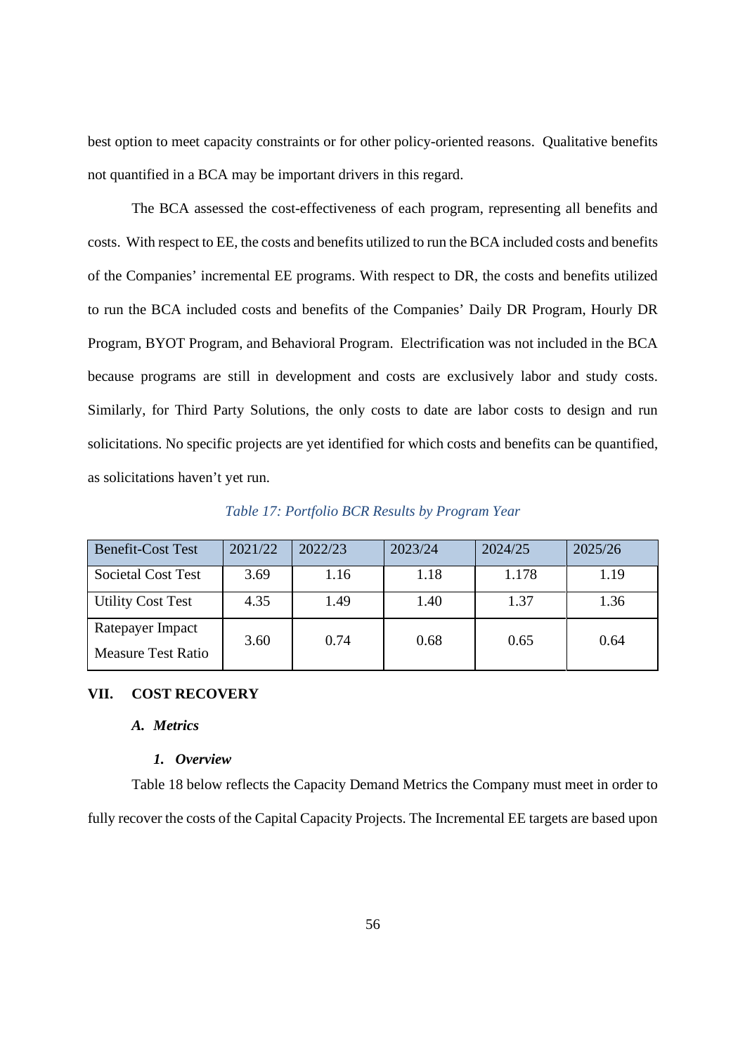best option to meet capacity constraints or for other policy-oriented reasons. Qualitative benefits not quantified in a BCA may be important drivers in this regard.

The BCA assessed the cost-effectiveness of each program, representing all benefits and costs. With respect to EE, the costs and benefits utilized to run the BCA included costs and benefits of the Companies' incremental EE programs. With respect to DR, the costs and benefits utilized to run the BCA included costs and benefits of the Companies' Daily DR Program, Hourly DR Program, BYOT Program, and Behavioral Program. Electrification was not included in the BCA because programs are still in development and costs are exclusively labor and study costs. Similarly, for Third Party Solutions, the only costs to date are labor costs to design and run solicitations. No specific projects are yet identified for which costs and benefits can be quantified, as solicitations haven't yet run.

*Table 17: Portfolio BCR Results by Program Year*

| Benefit-Cost Test | 2021/22 | 2022/23 | 2023/24 | 2024/25 | 2025/26 |
|---|---|---|---|---|---|
| Societal Cost Test | 3.69 | 1.16 | 1.18 | 1.178 | 1.19 |
| Utility Cost Test | 4.35 | 1.49 | 1.40 | 1.37 | 1.36 |
| Ratepayer Impact Measure Test Ratio | 3.60 | 0.74 | 0.68 | 0.65 | 0.64 |

## VII. COST RECOVERY

### *A. Metrics*

#### *1. Overview*

Table 18 below reflects the Capacity Demand Metrics the Company must meet in order to fully recover the costs of the Capital Capacity Projects. The Incremental EE targets are based upon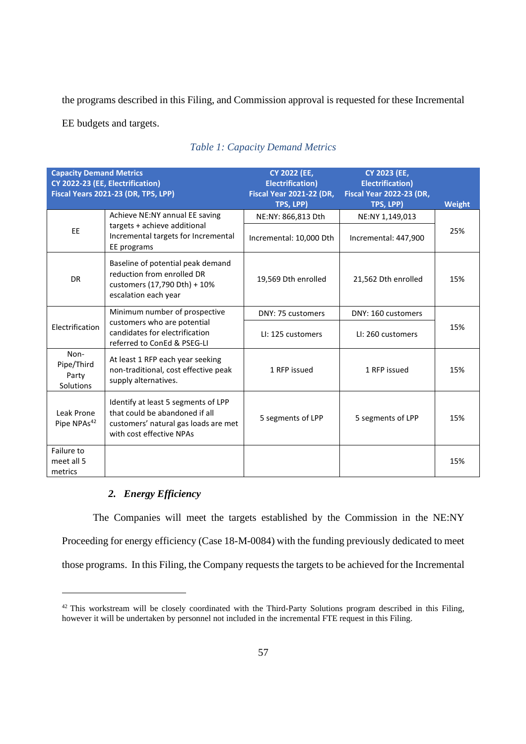the programs described in this Filing, and Commission approval is requested for these Incremental EE budgets and targets.

*Table 1: Capacity Demand Metrics*

| Capacity Demand Metrics CY 2022-23 (EE, Electrification) Fiscal Years 2021-23 (DR, TPS, LPP) | | CY 2022 (EE, Electrification) Fiscal Year 2021-22 (DR, TPS, LPP) | CY 2023 (EE, Electrification) Fiscal Year 2022-23 (DR, TPS, LPP) | Weight |
|---|---|---|---|---|
| EE | Achieve NE:NY annual EE saving targets + achieve additional Incremental targets for Incremental EE programs | NE:NY: 866,813 Dth | NE:NY 1,149,013 | 25% |
| | | Incremental: 10,000 Dth | Incremental: 447,900 | |
| DR | Baseline of potential peak demand reduction from enrolled DR customers (17,790 Dth) + 10% escalation each year | 19,569 Dth enrolled | 21,562 Dth enrolled | 15% |
| Electrification | Minimum number of prospective customers who are potential candidates for electrification referred to ConEd & PSEG-LI | DNY: 75 customers | DNY: 160 customers | 15% |
| | | LI: 125 customers | LI: 260 customers | |
| Non-Pipe/Third Party Solutions | At least 1 RFP each year seeking non-traditional, cost effective peak supply alternatives. | 1 RFP issued | 1 RFP issued | 15% |
| Leak Prone Pipe NPAs[42] | Identify at least 5 segments of LPP that could be abandoned if all customers' natural gas loads are met with cost effective NPAs | 5 segments of LPP | 5 segments of LPP | 15% |
| Failure to meet all 5 metrics | | | | 15% |

### 2. *Energy Efficiency*

The Companies will meet the targets established by the Commission in the NE:NY Proceeding for energy efficiency (Case 18-M-0084) with the funding previously dedicated to meet those programs. In this Filing, the Company requests the targets to be achieved for the Incremental

[42] This workstream will be closely coordinated with the Third-Party Solutions program described in this Filing, however it will be undertaken by personnel not included in the incremental FTE request in this Filing.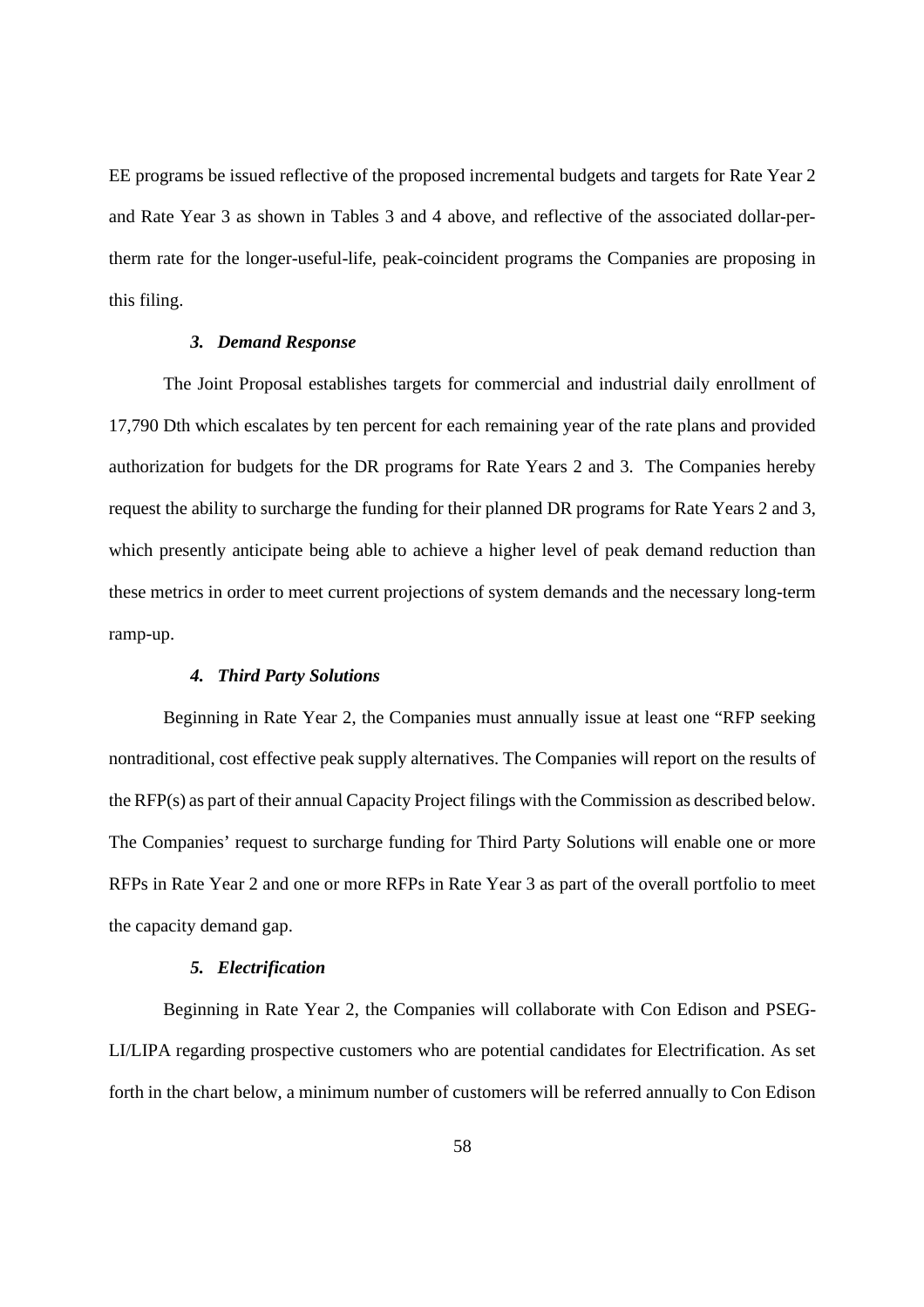EE programs be issued reflective of the proposed incremental budgets and targets for Rate Year 2 and Rate Year 3 as shown in Tables 3 and 4 above, and reflective of the associated dollar-per-therm rate for the longer-useful-life, peak-coincident programs the Companies are proposing in this filing.

### *3. Demand Response*

The Joint Proposal establishes targets for commercial and industrial daily enrollment of 17,790 Dth which escalates by ten percent for each remaining year of the rate plans and provided authorization for budgets for the DR programs for Rate Years 2 and 3. The Companies hereby request the ability to surcharge the funding for their planned DR programs for Rate Years 2 and 3, which presently anticipate being able to achieve a higher level of peak demand reduction than these metrics in order to meet current projections of system demands and the necessary long-term ramp-up.

### *4. Third Party Solutions*

Beginning in Rate Year 2, the Companies must annually issue at least one "RFP seeking nontraditional, cost effective peak supply alternatives. The Companies will report on the results of the RFP(s) as part of their annual Capacity Project filings with the Commission as described below. The Companies' request to surcharge funding for Third Party Solutions will enable one or more RFPs in Rate Year 2 and one or more RFPs in Rate Year 3 as part of the overall portfolio to meet the capacity demand gap.

### *5. Electrification*

Beginning in Rate Year 2, the Companies will collaborate with Con Edison and PSEG-LI/LIPA regarding prospective customers who are potential candidates for Electrification. As set forth in the chart below, a minimum number of customers will be referred annually to Con Edison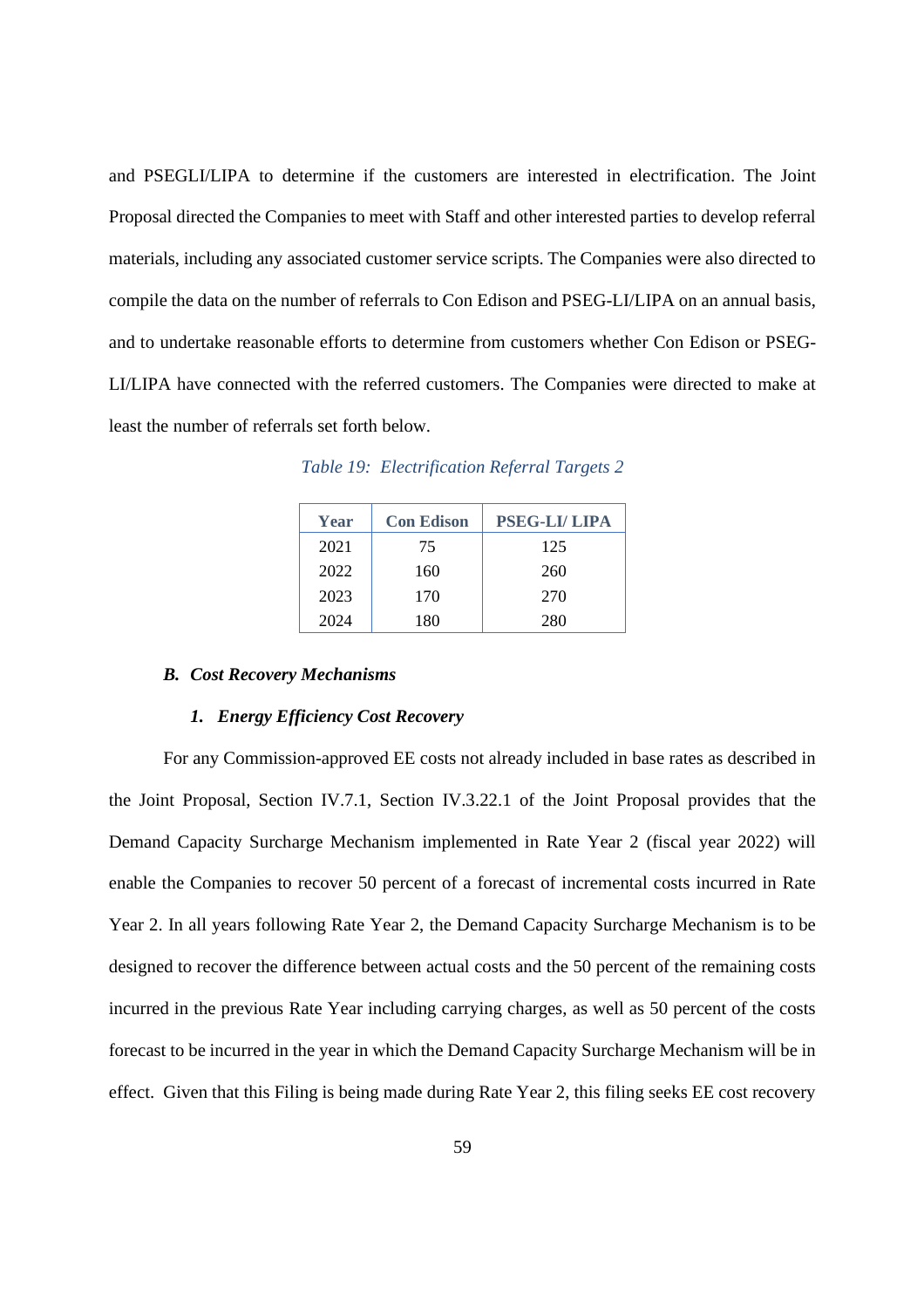and PSEGLI/LIPA to determine if the customers are interested in electrification. The Joint Proposal directed the Companies to meet with Staff and other interested parties to develop referral materials, including any associated customer service scripts. The Companies were also directed to compile the data on the number of referrals to Con Edison and PSEG-LI/LIPA on an annual basis, and to undertake reasonable efforts to determine from customers whether Con Edison or PSEG-LI/LIPA have connected with the referred customers. The Companies were directed to make at least the number of referrals set forth below.

*Table 19: Electrification Referral Targets 2*

| Year | Con Edison | PSEG-LI/ LIPA |
|---|---|---|
| 2021 | 75 | 125 |
| 2022 | 160 | 260 |
| 2023 | 170 | 270 |
| 2024 | 180 | 280 |

### *B. Cost Recovery Mechanisms*

#### *1. Energy Efficiency Cost Recovery*

For any Commission-approved EE costs not already included in base rates as described in the Joint Proposal, Section IV.7.1, Section IV.3.22.1 of the Joint Proposal provides that the Demand Capacity Surcharge Mechanism implemented in Rate Year 2 (fiscal year 2022) will enable the Companies to recover 50 percent of a forecast of incremental costs incurred in Rate Year 2. In all years following Rate Year 2, the Demand Capacity Surcharge Mechanism is to be designed to recover the difference between actual costs and the 50 percent of the remaining costs incurred in the previous Rate Year including carrying charges, as well as 50 percent of the costs forecast to be incurred in the year in which the Demand Capacity Surcharge Mechanism will be in effect. Given that this Filing is being made during Rate Year 2, this filing seeks EE cost recovery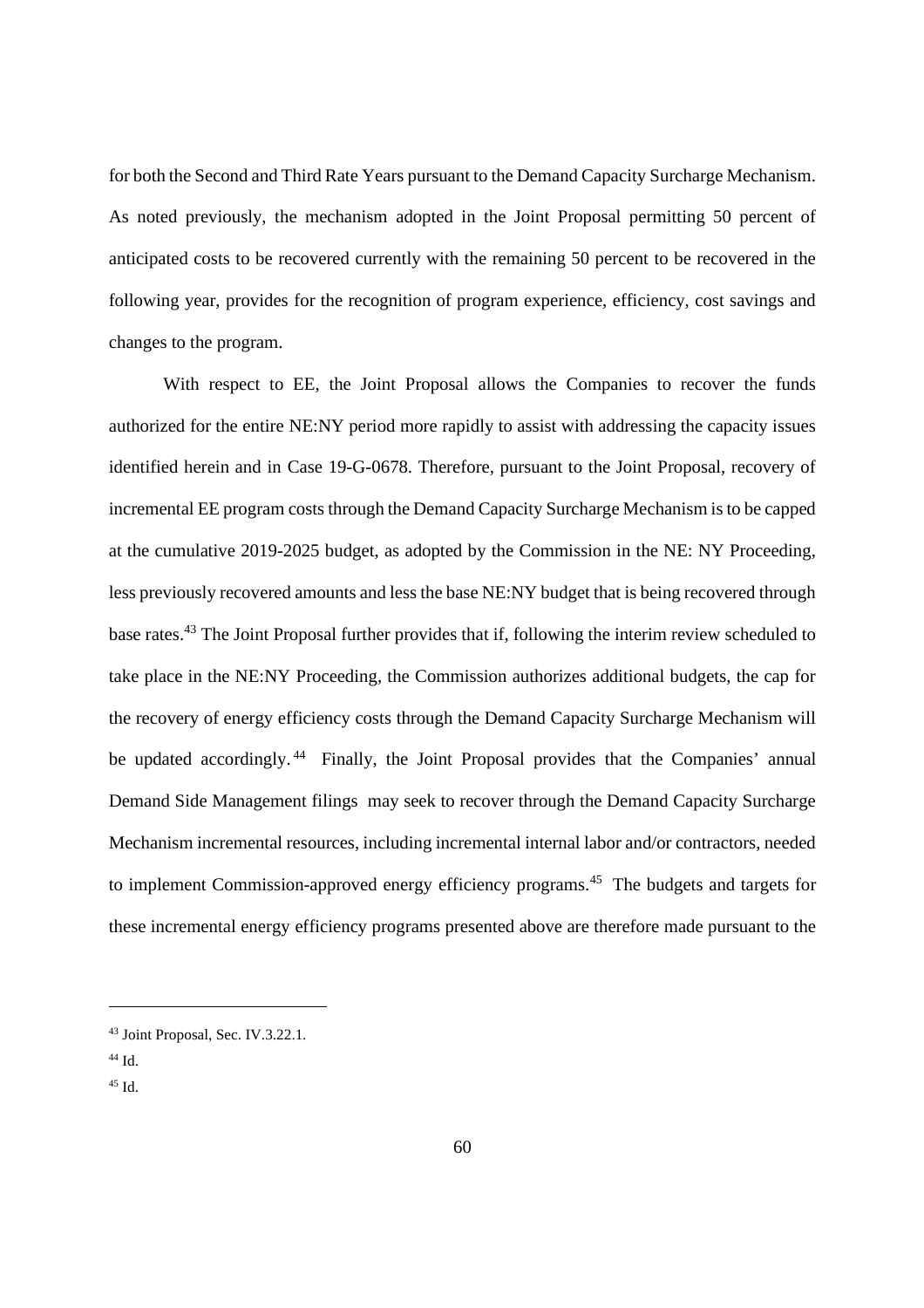for both the Second and Third Rate Years pursuant to the Demand Capacity Surcharge Mechanism. As noted previously, the mechanism adopted in the Joint Proposal permitting 50 percent of anticipated costs to be recovered currently with the remaining 50 percent to be recovered in the following year, provides for the recognition of program experience, efficiency, cost savings and changes to the program.

With respect to EE, the Joint Proposal allows the Companies to recover the funds authorized for the entire NE:NY period more rapidly to assist with addressing the capacity issues identified herein and in Case 19-G-0678. Therefore, pursuant to the Joint Proposal, recovery of incremental EE program costs through the Demand Capacity Surcharge Mechanism is to be capped at the cumulative 2019-2025 budget, as adopted by the Commission in the NE: NY Proceeding, less previously recovered amounts and less the base NE:NY budget that is being recovered through base rates.[43] The Joint Proposal further provides that if, following the interim review scheduled to take place in the NE:NY Proceeding, the Commission authorizes additional budgets, the cap for the recovery of energy efficiency costs through the Demand Capacity Surcharge Mechanism will be updated accordingly.[44] Finally, the Joint Proposal provides that the Companies' annual Demand Side Management filings may seek to recover through the Demand Capacity Surcharge Mechanism incremental resources, including incremental internal labor and/or contractors, needed to implement Commission-approved energy efficiency programs.[45] The budgets and targets for these incremental energy efficiency programs presented above are therefore made pursuant to the

[43] Joint Proposal, Sec. IV.3.22.1.

[44] Id.

[45] Id.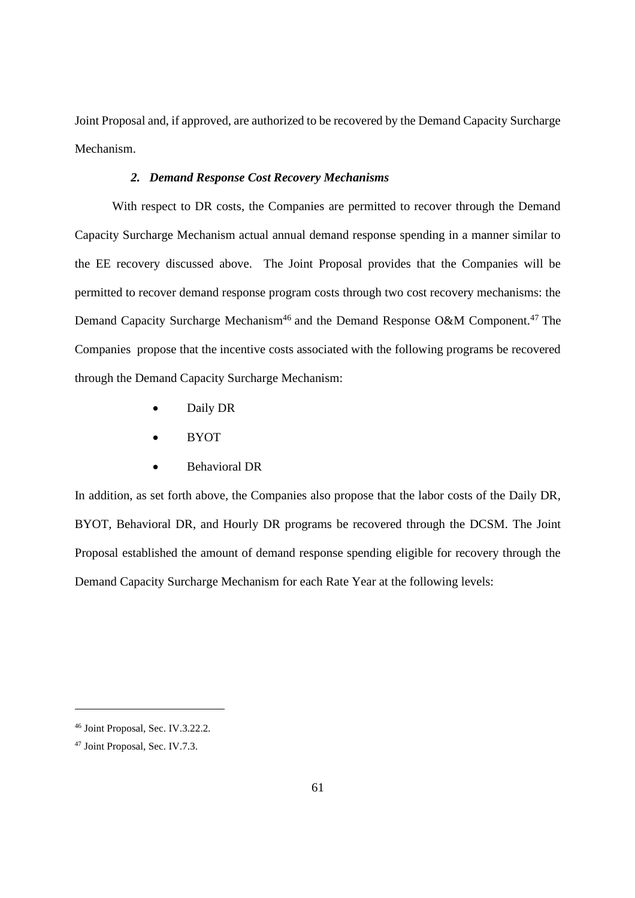Joint Proposal and, if approved, are authorized to be recovered by the Demand Capacity Surcharge Mechanism.

### *2. Demand Response Cost Recovery Mechanisms*

With respect to DR costs, the Companies are permitted to recover through the Demand Capacity Surcharge Mechanism actual annual demand response spending in a manner similar to the EE recovery discussed above. The Joint Proposal provides that the Companies will be permitted to recover demand response program costs through two cost recovery mechanisms: the Demand Capacity Surcharge Mechanism[46] and the Demand Response O&M Component.[47] The Companies propose that the incentive costs associated with the following programs be recovered through the Demand Capacity Surcharge Mechanism:

- Daily DR
- BYOT
- Behavioral DR

In addition, as set forth above, the Companies also propose that the labor costs of the Daily DR, BYOT, Behavioral DR, and Hourly DR programs be recovered through the DCSM. The Joint Proposal established the amount of demand response spending eligible for recovery through the Demand Capacity Surcharge Mechanism for each Rate Year at the following levels:

---

[46] Joint Proposal, Sec. IV.3.22.2.

[47] Joint Proposal, Sec. IV.7.3.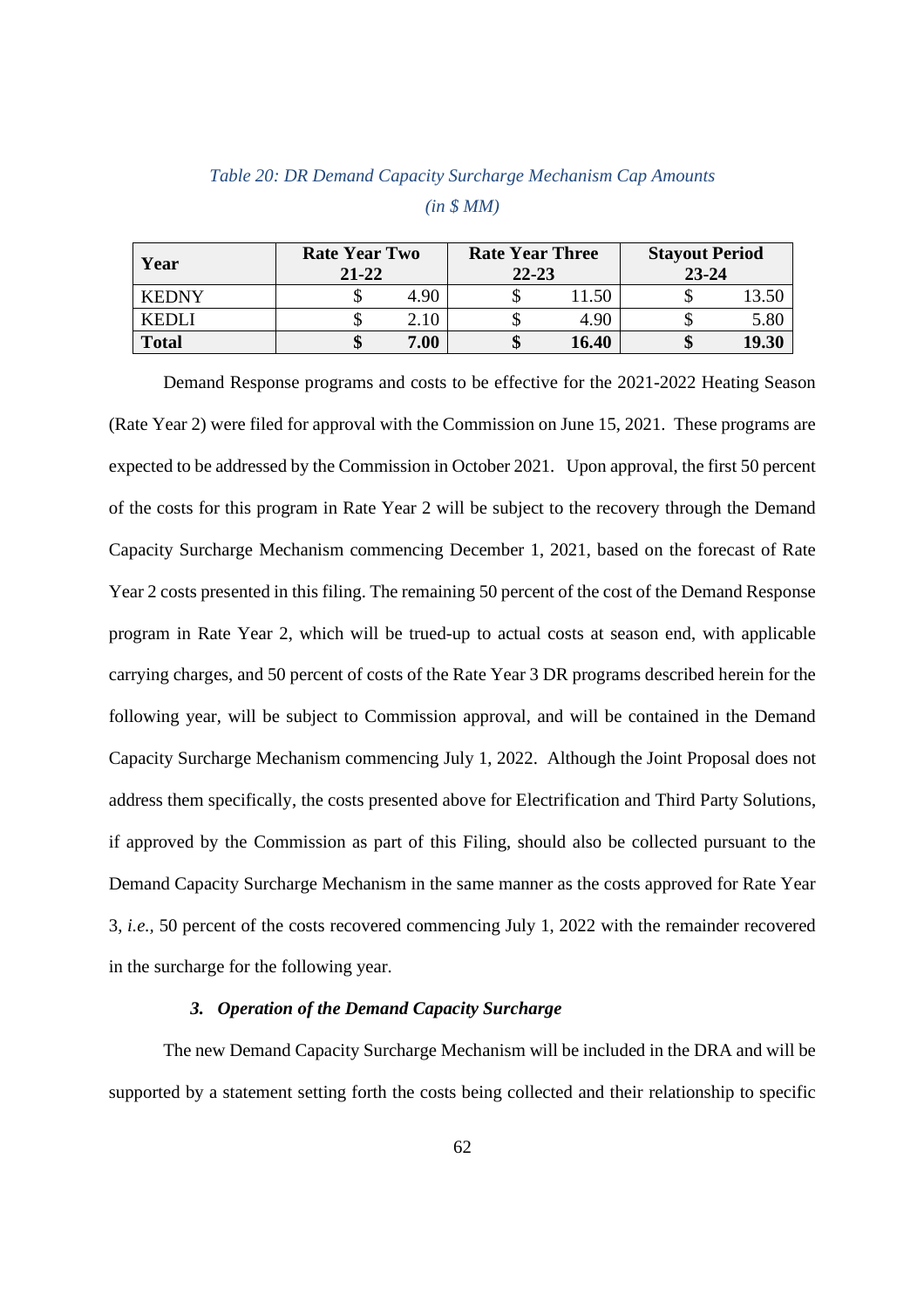*Table 20: DR Demand Capacity Surcharge Mechanism Cap Amounts*

*(in $ MM)*

| Year | Rate Year Two 21-22 | Rate Year Three 22-23 | Stayout Period 23-24 |
|---|---|---|---|
| KEDNY | $ 4.90 | $ 11.50 | $ 13.50 |
| KEDLI | $ 2.10 | $ 4.90 | $ 5.80 |
| **Total** | **$ 7.00** | **$ 16.40** | **$ 19.30** |

Demand Response programs and costs to be effective for the 2021-2022 Heating Season (Rate Year 2) were filed for approval with the Commission on June 15, 2021. These programs are expected to be addressed by the Commission in October 2021. Upon approval, the first 50 percent of the costs for this program in Rate Year 2 will be subject to the recovery through the Demand Capacity Surcharge Mechanism commencing December 1, 2021, based on the forecast of Rate Year 2 costs presented in this filing. The remaining 50 percent of the cost of the Demand Response program in Rate Year 2, which will be trued-up to actual costs at season end, with applicable carrying charges, and 50 percent of costs of the Rate Year 3 DR programs described herein for the following year, will be subject to Commission approval, and will be contained in the Demand Capacity Surcharge Mechanism commencing July 1, 2022. Although the Joint Proposal does not address them specifically, the costs presented above for Electrification and Third Party Solutions, if approved by the Commission as part of this Filing, should also be collected pursuant to the Demand Capacity Surcharge Mechanism in the same manner as the costs approved for Rate Year 3, *i.e.*, 50 percent of the costs recovered commencing July 1, 2022 with the remainder recovered in the surcharge for the following year.

### *3. Operation of the Demand Capacity Surcharge*

The new Demand Capacity Surcharge Mechanism will be included in the DRA and will be supported by a statement setting forth the costs being collected and their relationship to specific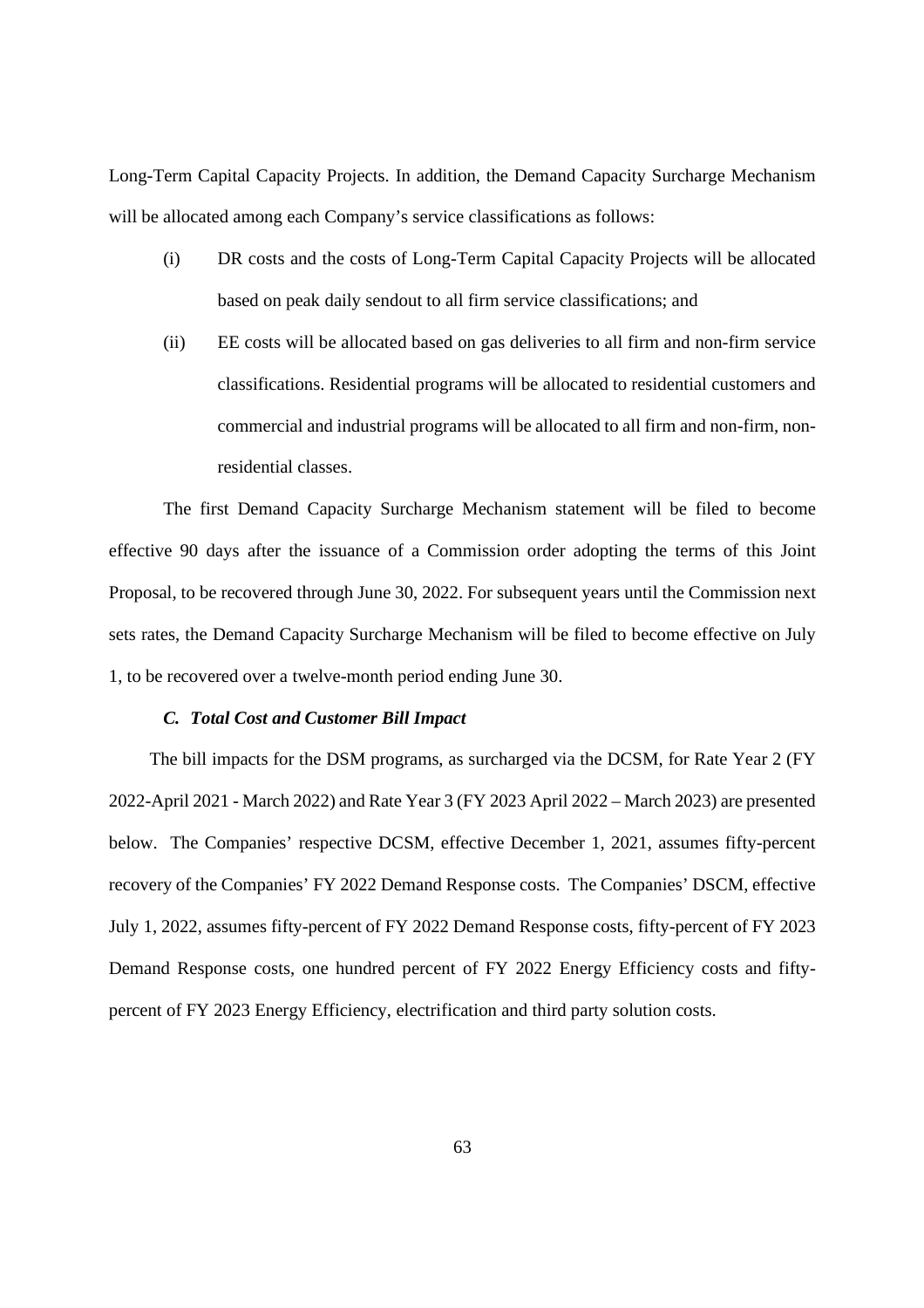Long-Term Capital Capacity Projects. In addition, the Demand Capacity Surcharge Mechanism will be allocated among each Company's service classifications as follows:

(i) DR costs and the costs of Long-Term Capital Capacity Projects will be allocated based on peak daily sendout to all firm service classifications; and

(ii) EE costs will be allocated based on gas deliveries to all firm and non-firm service classifications. Residential programs will be allocated to residential customers and commercial and industrial programs will be allocated to all firm and non-firm, non-residential classes.

The first Demand Capacity Surcharge Mechanism statement will be filed to become effective 90 days after the issuance of a Commission order adopting the terms of this Joint Proposal, to be recovered through June 30, 2022. For subsequent years until the Commission next sets rates, the Demand Capacity Surcharge Mechanism will be filed to become effective on July 1, to be recovered over a twelve-month period ending June 30.

### *C. Total Cost and Customer Bill Impact*

The bill impacts for the DSM programs, as surcharged via the DCSM, for Rate Year 2 (FY 2022-April 2021 - March 2022) and Rate Year 3 (FY 2023 April 2022 – March 2023) are presented below. The Companies' respective DCSM, effective December 1, 2021, assumes fifty-percent recovery of the Companies' FY 2022 Demand Response costs. The Companies' DSCM, effective July 1, 2022, assumes fifty-percent of FY 2022 Demand Response costs, fifty-percent of FY 2023 Demand Response costs, one hundred percent of FY 2022 Energy Efficiency costs and fifty-percent of FY 2023 Energy Efficiency, electrification and third party solution costs.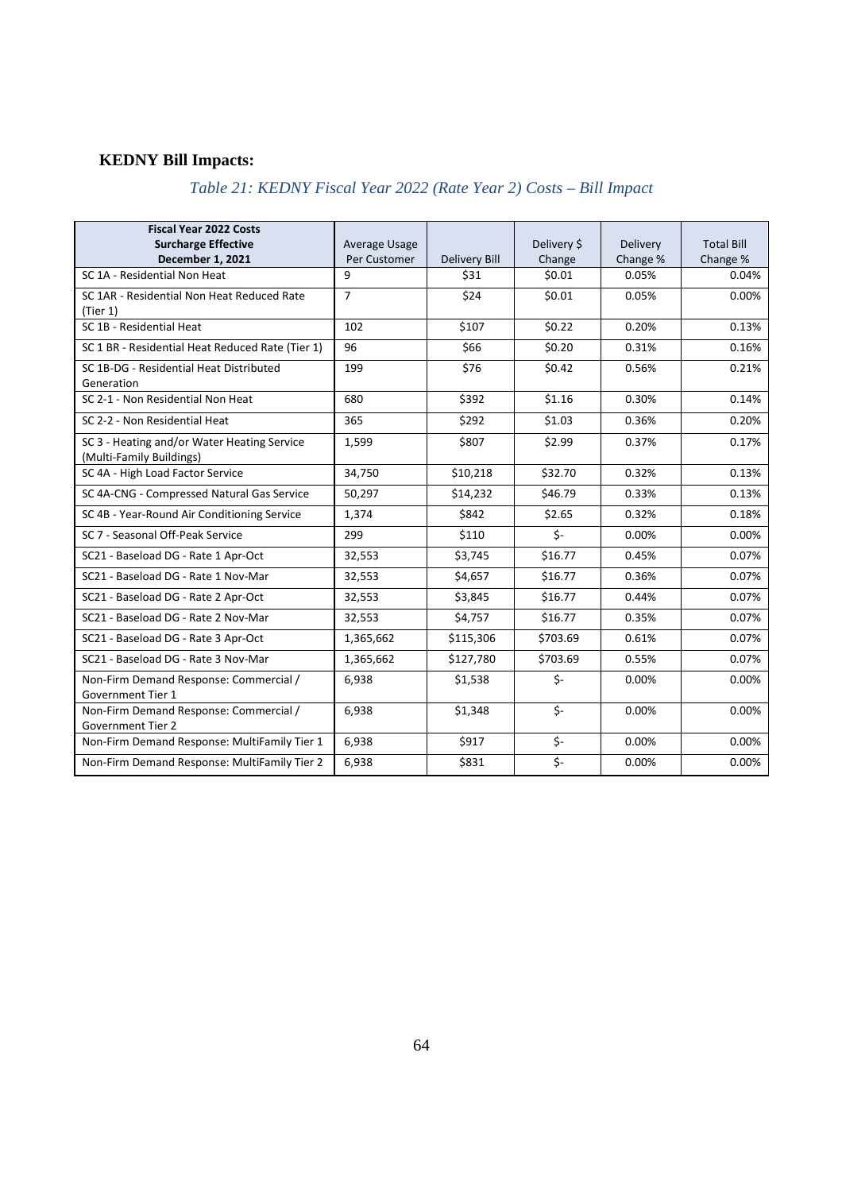## KEDNY Bill Impacts:

*Table 21: KEDNY Fiscal Year 2022 (Rate Year 2) Costs – Bill Impact*

| **Fiscal Year 2022 Costs Surcharge Effective December 1, 2021** | Average Usage Per Customer | Delivery Bill | Delivery $ Change | Delivery Change % | Total Bill Change % |
|---|---|---|---|---|---|
| SC 1A - Residential Non Heat | 9 | $31 | $0.01 | 0.05% | 0.04% |
| SC 1AR - Residential Non Heat Reduced Rate (Tier 1) | 7 | $24 | $0.01 | 0.05% | 0.00% |
| SC 1B - Residential Heat | 102 | $107 | $0.22 | 0.20% | 0.13% |
| SC 1 BR - Residential Heat Reduced Rate (Tier 1) | 96 | $66 | $0.20 | 0.31% | 0.16% |
| SC 1B-DG - Residential Heat Distributed Generation | 199 | $76 | $0.42 | 0.56% | 0.21% |
| SC 2-1 - Non Residential Non Heat | 680 | $392 | $1.16 | 0.30% | 0.14% |
| SC 2-2 - Non Residential Heat | 365 | $292 | $1.03 | 0.36% | 0.20% |
| SC 3 - Heating and/or Water Heating Service (Multi-Family Buildings) | 1,599 | $807 | $2.99 | 0.37% | 0.17% |
| SC 4A - High Load Factor Service | 34,750 | $10,218 | $32.70 | 0.32% | 0.13% |
| SC 4A-CNG - Compressed Natural Gas Service | 50,297 | $14,232 | $46.79 | 0.33% | 0.13% |
| SC 4B - Year-Round Air Conditioning Service | 1,374 | $842 | $2.65 | 0.32% | 0.18% |
| SC 7 - Seasonal Off-Peak Service | 299 | $110 | $- | 0.00% | 0.00% |
| SC21 - Baseload DG - Rate 1 Apr-Oct | 32,553 | $3,745 | $16.77 | 0.45% | 0.07% |
| SC21 - Baseload DG - Rate 1 Nov-Mar | 32,553 | $4,657 | $16.77 | 0.36% | 0.07% |
| SC21 - Baseload DG - Rate 2 Apr-Oct | 32,553 | $3,845 | $16.77 | 0.44% | 0.07% |
| SC21 - Baseload DG - Rate 2 Nov-Mar | 32,553 | $4,757 | $16.77 | 0.35% | 0.07% |
| SC21 - Baseload DG - Rate 3 Apr-Oct | 1,365,662 | $115,306 | $703.69 | 0.61% | 0.07% |
| SC21 - Baseload DG - Rate 3 Nov-Mar | 1,365,662 | $127,780 | $703.69 | 0.55% | 0.07% |
| Non-Firm Demand Response: Commercial / Government Tier 1 | 6,938 | $1,538 | $- | 0.00% | 0.00% |
| Non-Firm Demand Response: Commercial / Government Tier 2 | 6,938 | $1,348 | $- | 0.00% | 0.00% |
| Non-Firm Demand Response: MultiFamily Tier 1 | 6,938 | $917 | $- | 0.00% | 0.00% |
| Non-Firm Demand Response: MultiFamily Tier 2 | 6,938 | $831 | $- | 0.00% | 0.00% |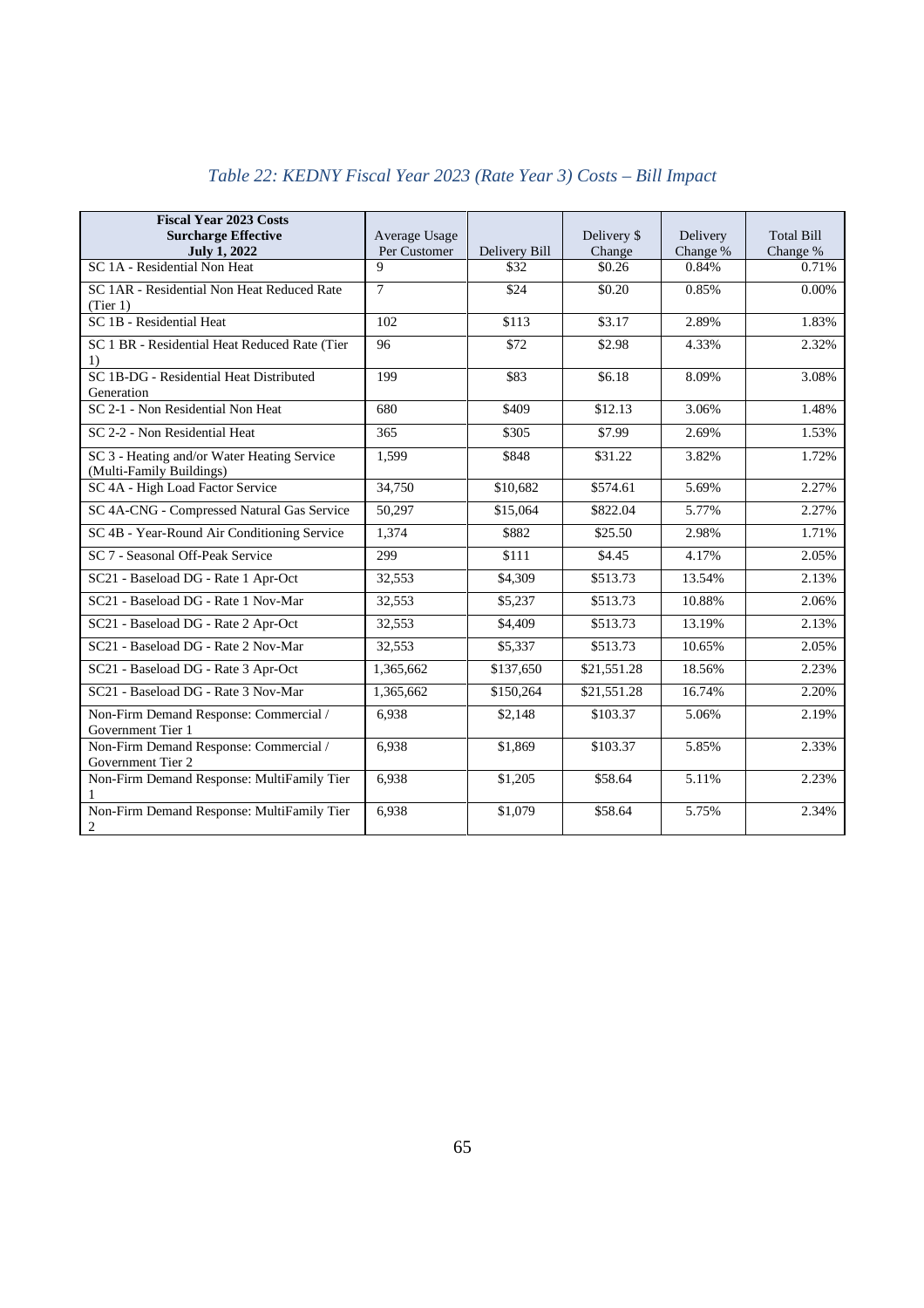*Table 22: KEDNY Fiscal Year 2023 (Rate Year 3) Costs – Bill Impact*

| **Fiscal Year 2023 Costs Surcharge Effective July 1, 2022** | Average Usage Per Customer | Delivery Bill | Delivery $ Change | Delivery Change % | Total Bill Change % |
|---|---|---|---|---|---|
| SC 1A - Residential Non Heat | 9 | $32 | $0.26 | 0.84% | 0.71% |
| SC 1AR - Residential Non Heat Reduced Rate (Tier 1) | 7 | $24 | $0.20 | 0.85% | 0.00% |
| SC 1B - Residential Heat | 102 | $113 | $3.17 | 2.89% | 1.83% |
| SC 1 BR - Residential Heat Reduced Rate (Tier 1) | 96 | $72 | $2.98 | 4.33% | 2.32% |
| SC 1B-DG - Residential Heat Distributed Generation | 199 | $83 | $6.18 | 8.09% | 3.08% |
| SC 2-1 - Non Residential Non Heat | 680 | $409 | $12.13 | 3.06% | 1.48% |
| SC 2-2 - Non Residential Heat | 365 | $305 | $7.99 | 2.69% | 1.53% |
| SC 3 - Heating and/or Water Heating Service (Multi-Family Buildings) | 1,599 | $848 | $31.22 | 3.82% | 1.72% |
| SC 4A - High Load Factor Service | 34,750 | $10,682 | $574.61 | 5.69% | 2.27% |
| SC 4A-CNG - Compressed Natural Gas Service | 50,297 | $15,064 | $822.04 | 5.77% | 2.27% |
| SC 4B - Year-Round Air Conditioning Service | 1,374 | $882 | $25.50 | 2.98% | 1.71% |
| SC 7 - Seasonal Off-Peak Service | 299 | $111 | $4.45 | 4.17% | 2.05% |
| SC21 - Baseload DG - Rate 1 Apr-Oct | 32,553 | $4,309 | $513.73 | 13.54% | 2.13% |
| SC21 - Baseload DG - Rate 1 Nov-Mar | 32,553 | $5,237 | $513.73 | 10.88% | 2.06% |
| SC21 - Baseload DG - Rate 2 Apr-Oct | 32,553 | $4,409 | $513.73 | 13.19% | 2.13% |
| SC21 - Baseload DG - Rate 2 Nov-Mar | 32,553 | $5,337 | $513.73 | 10.65% | 2.05% |
| SC21 - Baseload DG - Rate 3 Apr-Oct | 1,365,662 | $137,650 | $21,551.28 | 18.56% | 2.23% |
| SC21 - Baseload DG - Rate 3 Nov-Mar | 1,365,662 | $150,264 | $21,551.28 | 16.74% | 2.20% |
| Non-Firm Demand Response: Commercial / Government Tier 1 | 6,938 | $2,148 | $103.37 | 5.06% | 2.19% |
| Non-Firm Demand Response: Commercial / Government Tier 2 | 6,938 | $1,869 | $103.37 | 5.85% | 2.33% |
| Non-Firm Demand Response: MultiFamily Tier 1 | 6,938 | $1,205 | $58.64 | 5.11% | 2.23% |
| Non-Firm Demand Response: MultiFamily Tier 2 | 6,938 | $1,079 | $58.64 | 5.75% | 2.34% |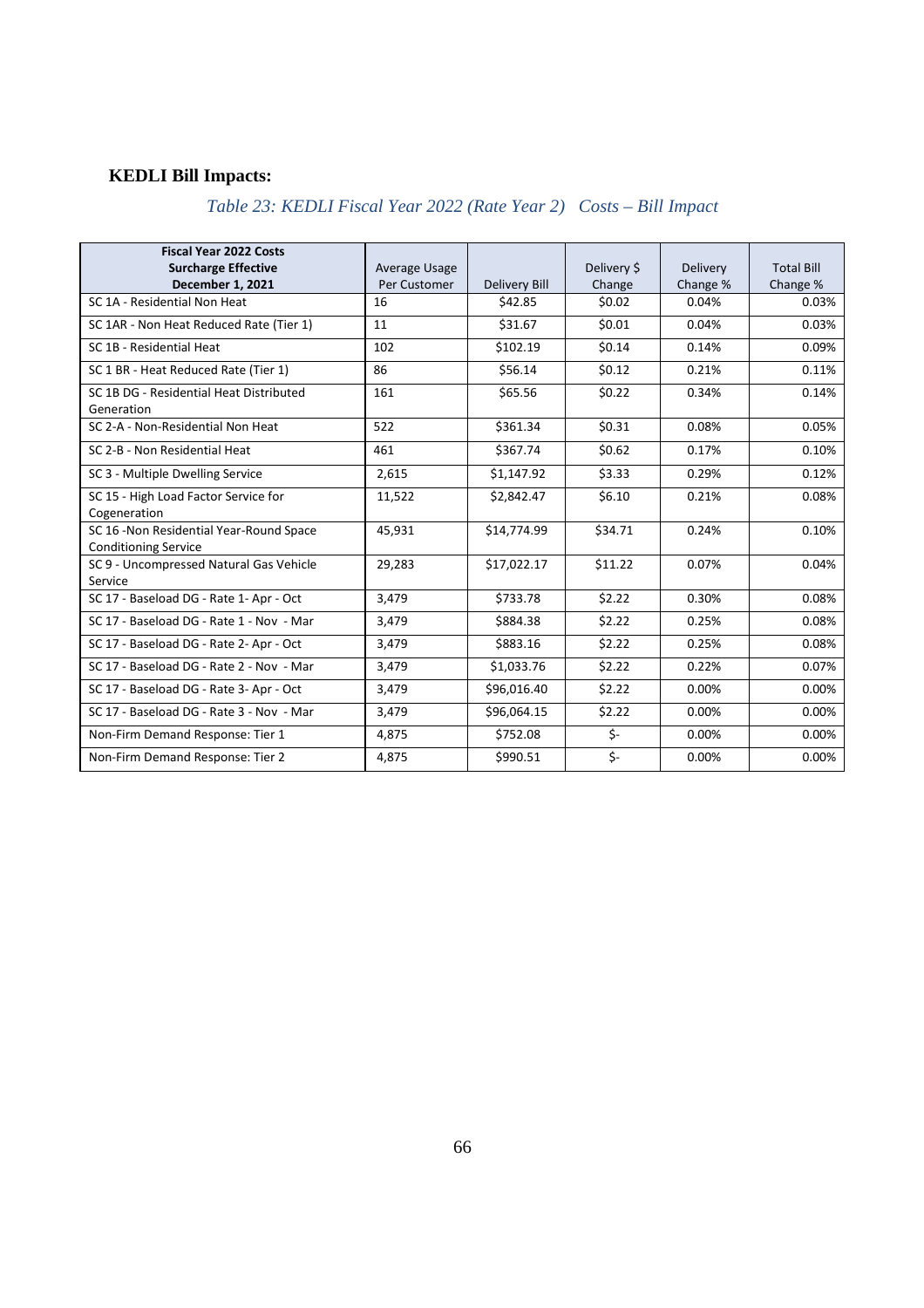**KEDLI Bill Impacts:**

*Table 23: KEDLI Fiscal Year 2022 (Rate Year 2) Costs – Bill Impact*

| Fiscal Year 2022 Costs Surcharge Effective December 1, 2021 | Average Usage Per Customer | Delivery Bill | Delivery $ Change | Delivery Change % | Total Bill Change % |
|---|---|---|---|---|---|
| SC 1A - Residential Non Heat | 16 | $42.85 | $0.02 | 0.04% | 0.03% |
| SC 1AR - Non Heat Reduced Rate (Tier 1) | 11 | $31.67 | $0.01 | 0.04% | 0.03% |
| SC 1B - Residential Heat | 102 | $102.19 | $0.14 | 0.14% | 0.09% |
| SC 1 BR - Heat Reduced Rate (Tier 1) | 86 | $56.14 | $0.12 | 0.21% | 0.11% |
| SC 1B DG - Residential Heat Distributed Generation | 161 | $65.56 | $0.22 | 0.34% | 0.14% |
| SC 2-A - Non-Residential Non Heat | 522 | $361.34 | $0.31 | 0.08% | 0.05% |
| SC 2-B - Non Residential Heat | 461 | $367.74 | $0.62 | 0.17% | 0.10% |
| SC 3 - Multiple Dwelling Service | 2,615 | $1,147.92 | $3.33 | 0.29% | 0.12% |
| SC 15 - High Load Factor Service for Cogeneration | 11,522 | $2,842.47 | $6.10 | 0.21% | 0.08% |
| SC 16 -Non Residential Year-Round Space Conditioning Service | 45,931 | $14,774.99 | $34.71 | 0.24% | 0.10% |
| SC 9 - Uncompressed Natural Gas Vehicle Service | 29,283 | $17,022.17 | $11.22 | 0.07% | 0.04% |
| SC 17 - Baseload DG - Rate 1- Apr - Oct | 3,479 | $733.78 | $2.22 | 0.30% | 0.08% |
| SC 17 - Baseload DG - Rate 1 - Nov - Mar | 3,479 | $884.38 | $2.22 | 0.25% | 0.08% |
| SC 17 - Baseload DG - Rate 2- Apr - Oct | 3,479 | $883.16 | $2.22 | 0.25% | 0.08% |
| SC 17 - Baseload DG - Rate 2 - Nov - Mar | 3,479 | $1,033.76 | $2.22 | 0.22% | 0.07% |
| SC 17 - Baseload DG - Rate 3- Apr - Oct | 3,479 | $96,016.40 | $2.22 | 0.00% | 0.00% |
| SC 17 - Baseload DG - Rate 3 - Nov - Mar | 3,479 | $96,064.15 | $2.22 | 0.00% | 0.00% |
| Non-Firm Demand Response: Tier 1 | 4,875 | $752.08 | $- | 0.00% | 0.00% |
| Non-Firm Demand Response: Tier 2 | 4,875 | $990.51 | $- | 0.00% | 0.00% |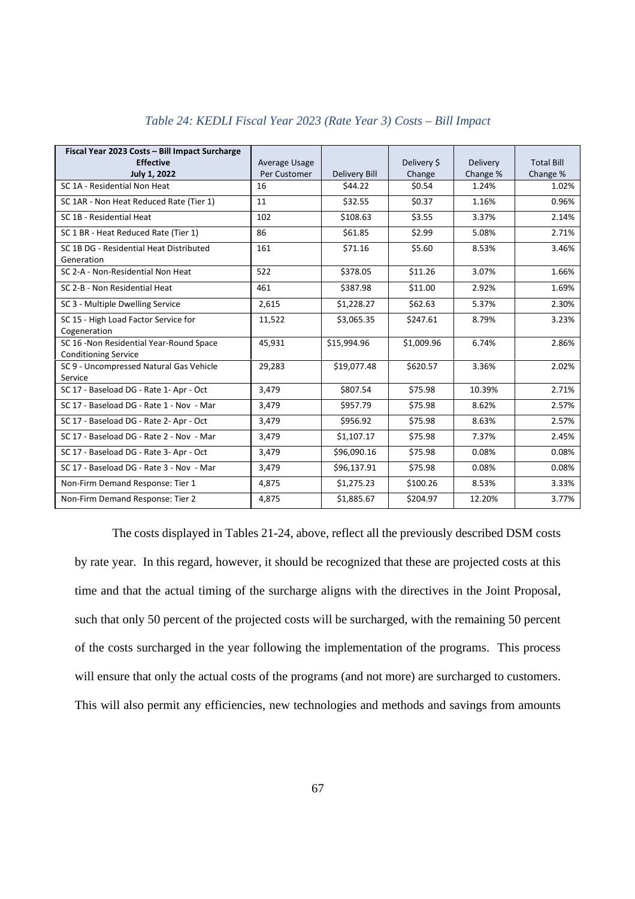*Table 24: KEDLI Fiscal Year 2023 (Rate Year 3) Costs – Bill Impact*

| **Fiscal Year 2023 Costs – Bill Impact Surcharge Effective July 1, 2022** | Average Usage Per Customer | Delivery Bill | Delivery $ Change | Delivery Change % | Total Bill Change % |
|---|---|---|---|---|---|
| SC 1A - Residential Non Heat | 16 | $44.22 | $0.54 | 1.24% | 1.02% |
| SC 1AR - Non Heat Reduced Rate (Tier 1) | 11 | $32.55 | $0.37 | 1.16% | 0.96% |
| SC 1B - Residential Heat | 102 | $108.63 | $3.55 | 3.37% | 2.14% |
| SC 1 BR - Heat Reduced Rate (Tier 1) | 86 | $61.85 | $2.99 | 5.08% | 2.71% |
| SC 1B DG - Residential Heat Distributed Generation | 161 | $71.16 | $5.60 | 8.53% | 3.46% |
| SC 2-A - Non-Residential Non Heat | 522 | $378.05 | $11.26 | 3.07% | 1.66% |
| SC 2-B - Non Residential Heat | 461 | $387.98 | $11.00 | 2.92% | 1.69% |
| SC 3 - Multiple Dwelling Service | 2,615 | $1,228.27 | $62.63 | 5.37% | 2.30% |
| SC 15 - High Load Factor Service for Cogeneration | 11,522 | $3,065.35 | $247.61 | 8.79% | 3.23% |
| SC 16 -Non Residential Year-Round Space Conditioning Service | 45,931 | $15,994.96 | $1,009.96 | 6.74% | 2.86% |
| SC 9 - Uncompressed Natural Gas Vehicle Service | 29,283 | $19,077.48 | $620.57 | 3.36% | 2.02% |
| SC 17 - Baseload DG - Rate 1- Apr - Oct | 3,479 | $807.54 | $75.98 | 10.39% | 2.71% |
| SC 17 - Baseload DG - Rate 1 - Nov - Mar | 3,479 | $957.79 | $75.98 | 8.62% | 2.57% |
| SC 17 - Baseload DG - Rate 2- Apr - Oct | 3,479 | $956.92 | $75.98 | 8.63% | 2.57% |
| SC 17 - Baseload DG - Rate 2 - Nov - Mar | 3,479 | $1,107.17 | $75.98 | 7.37% | 2.45% |
| SC 17 - Baseload DG - Rate 3- Apr - Oct | 3,479 | $96,090.16 | $75.98 | 0.08% | 0.08% |
| SC 17 - Baseload DG - Rate 3 - Nov - Mar | 3,479 | $96,137.91 | $75.98 | 0.08% | 0.08% |
| Non-Firm Demand Response: Tier 1 | 4,875 | $1,275.23 | $100.26 | 8.53% | 3.33% |
| Non-Firm Demand Response: Tier 2 | 4,875 | $1,885.67 | $204.97 | 12.20% | 3.77% |

The costs displayed in Tables 21-24, above, reflect all the previously described DSM costs by rate year. In this regard, however, it should be recognized that these are projected costs at this time and that the actual timing of the surcharge aligns with the directives in the Joint Proposal, such that only 50 percent of the projected costs will be surcharged, with the remaining 50 percent of the costs surcharged in the year following the implementation of the programs. This process will ensure that only the actual costs of the programs (and not more) are surcharged to customers. This will also permit any efficiencies, new technologies and methods and savings from amounts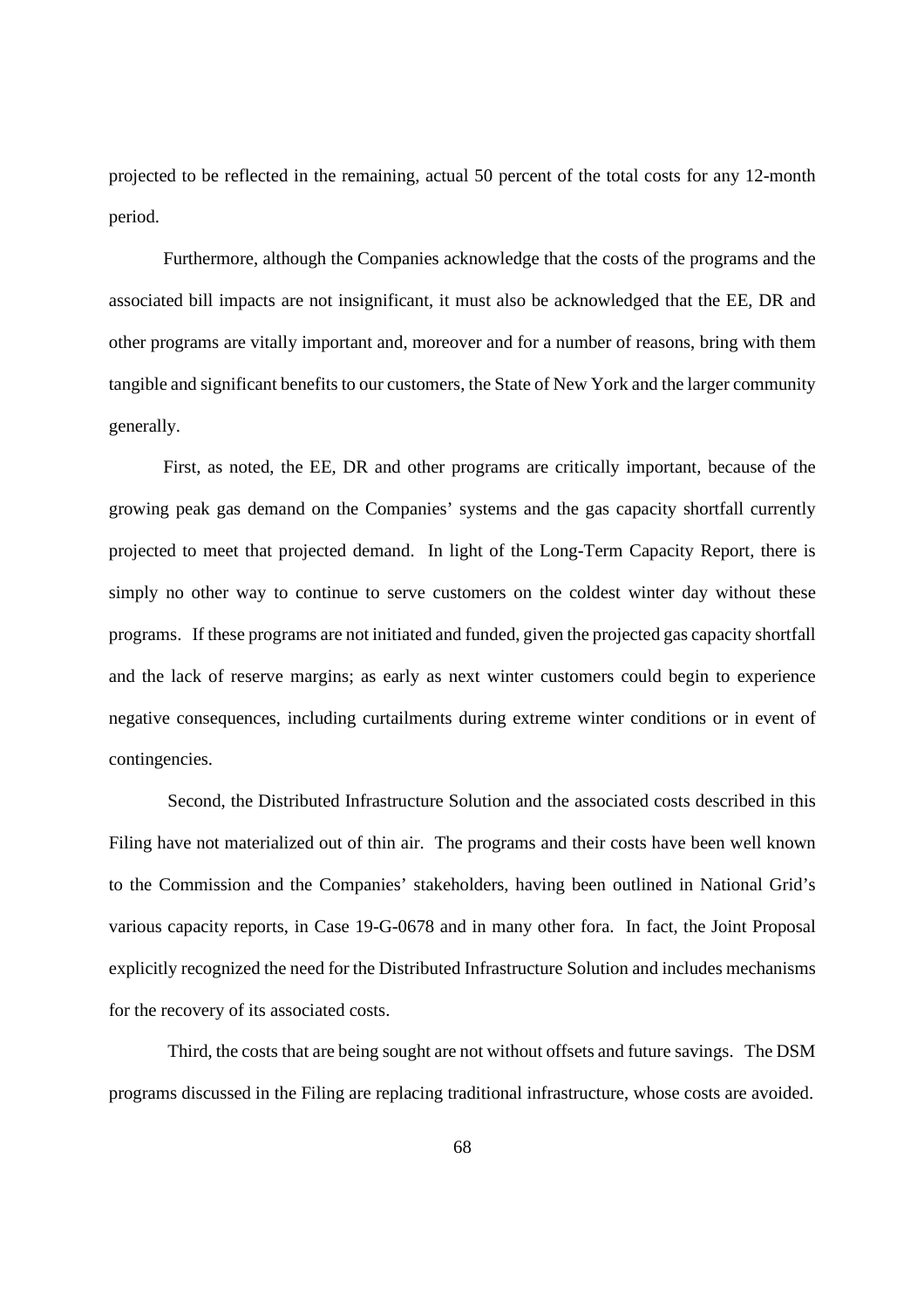projected to be reflected in the remaining, actual 50 percent of the total costs for any 12-month period.

Furthermore, although the Companies acknowledge that the costs of the programs and the associated bill impacts are not insignificant, it must also be acknowledged that the EE, DR and other programs are vitally important and, moreover and for a number of reasons, bring with them tangible and significant benefits to our customers, the State of New York and the larger community generally.

First, as noted, the EE, DR and other programs are critically important, because of the growing peak gas demand on the Companies' systems and the gas capacity shortfall currently projected to meet that projected demand. In light of the Long-Term Capacity Report, there is simply no other way to continue to serve customers on the coldest winter day without these programs. If these programs are not initiated and funded, given the projected gas capacity shortfall and the lack of reserve margins; as early as next winter customers could begin to experience negative consequences, including curtailments during extreme winter conditions or in event of contingencies.

Second, the Distributed Infrastructure Solution and the associated costs described in this Filing have not materialized out of thin air. The programs and their costs have been well known to the Commission and the Companies' stakeholders, having been outlined in National Grid's various capacity reports, in Case 19-G-0678 and in many other fora. In fact, the Joint Proposal explicitly recognized the need for the Distributed Infrastructure Solution and includes mechanisms for the recovery of its associated costs.

Third, the costs that are being sought are not without offsets and future savings. The DSM programs discussed in the Filing are replacing traditional infrastructure, whose costs are avoided.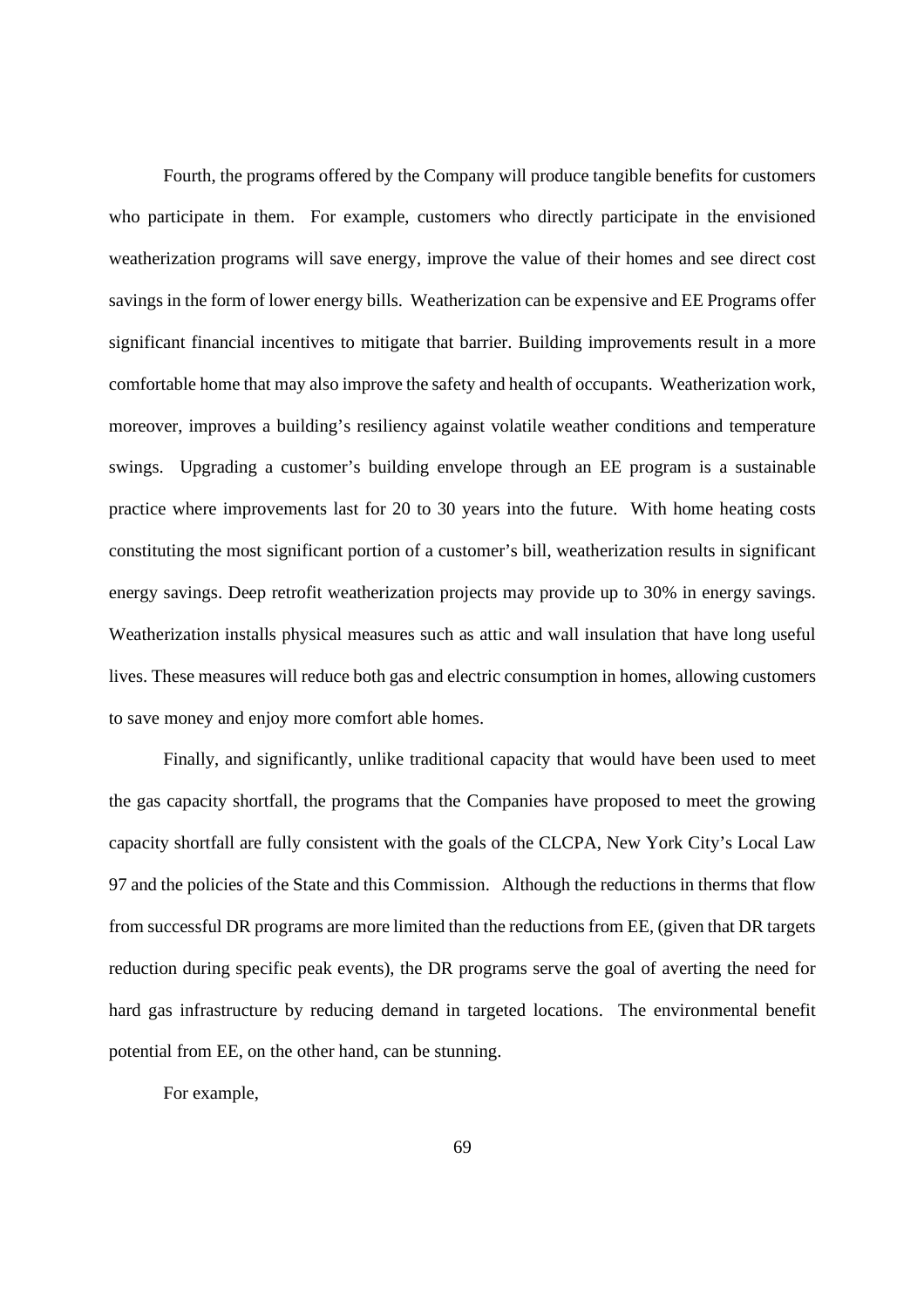Fourth, the programs offered by the Company will produce tangible benefits for customers who participate in them. For example, customers who directly participate in the envisioned weatherization programs will save energy, improve the value of their homes and see direct cost savings in the form of lower energy bills. Weatherization can be expensive and EE Programs offer significant financial incentives to mitigate that barrier. Building improvements result in a more comfortable home that may also improve the safety and health of occupants. Weatherization work, moreover, improves a building's resiliency against volatile weather conditions and temperature swings. Upgrading a customer's building envelope through an EE program is a sustainable practice where improvements last for 20 to 30 years into the future. With home heating costs constituting the most significant portion of a customer's bill, weatherization results in significant energy savings. Deep retrofit weatherization projects may provide up to 30% in energy savings. Weatherization installs physical measures such as attic and wall insulation that have long useful lives. These measures will reduce both gas and electric consumption in homes, allowing customers to save money and enjoy more comfort able homes.

Finally, and significantly, unlike traditional capacity that would have been used to meet the gas capacity shortfall, the programs that the Companies have proposed to meet the growing capacity shortfall are fully consistent with the goals of the CLCPA, New York City's Local Law 97 and the policies of the State and this Commission. Although the reductions in therms that flow from successful DR programs are more limited than the reductions from EE, (given that DR targets reduction during specific peak events), the DR programs serve the goal of averting the need for hard gas infrastructure by reducing demand in targeted locations. The environmental benefit potential from EE, on the other hand, can be stunning.

For example,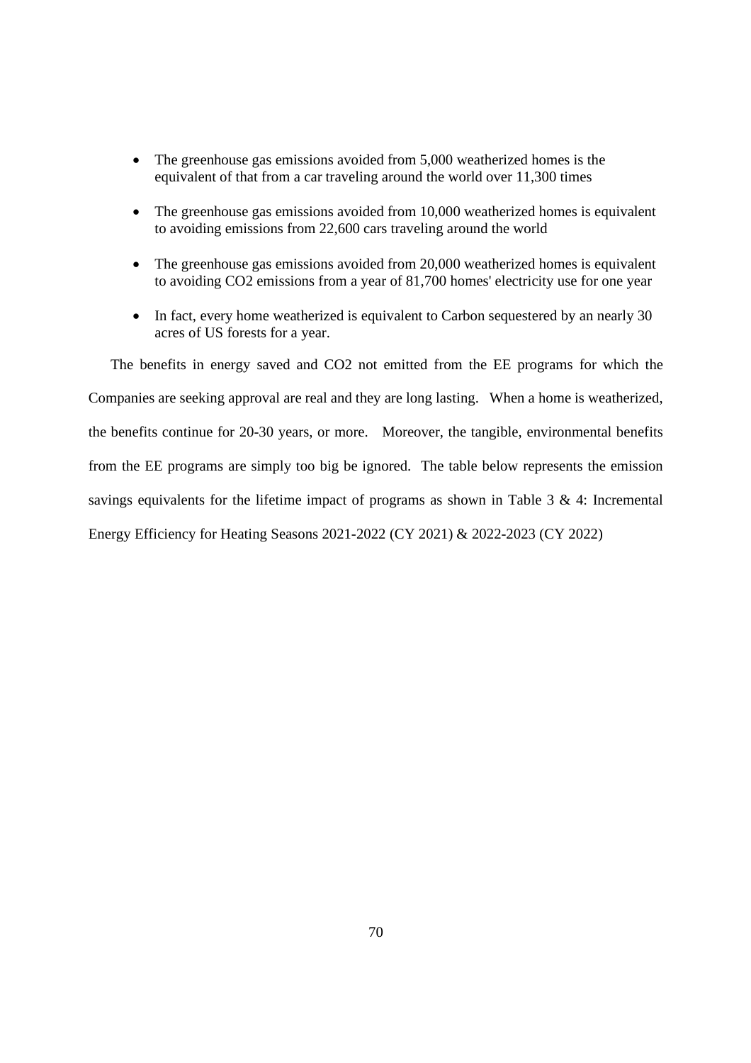- The greenhouse gas emissions avoided from 5,000 weatherized homes is the equivalent of that from a car traveling around the world over 11,300 times

- The greenhouse gas emissions avoided from 10,000 weatherized homes is equivalent to avoiding emissions from 22,600 cars traveling around the world

- The greenhouse gas emissions avoided from 20,000 weatherized homes is equivalent to avoiding $CO_2$ emissions from a year of 81,700 homes' electricity use for one year

- In fact, every home weatherized is equivalent to Carbon sequestered by an nearly 30 acres of US forests for a year.

The benefits in energy saved and $CO_2$ not emitted from the EE programs for which the Companies are seeking approval are real and they are long lasting. When a home is weatherized, the benefits continue for 20-30 years, or more. Moreover, the tangible, environmental benefits from the EE programs are simply too big be ignored. The table below represents the emission savings equivalents for the lifetime impact of programs as shown in Table 3 & 4: Incremental Energy Efficiency for Heating Seasons 2021-2022 (CY 2021) & 2022-2023 (CY 2022)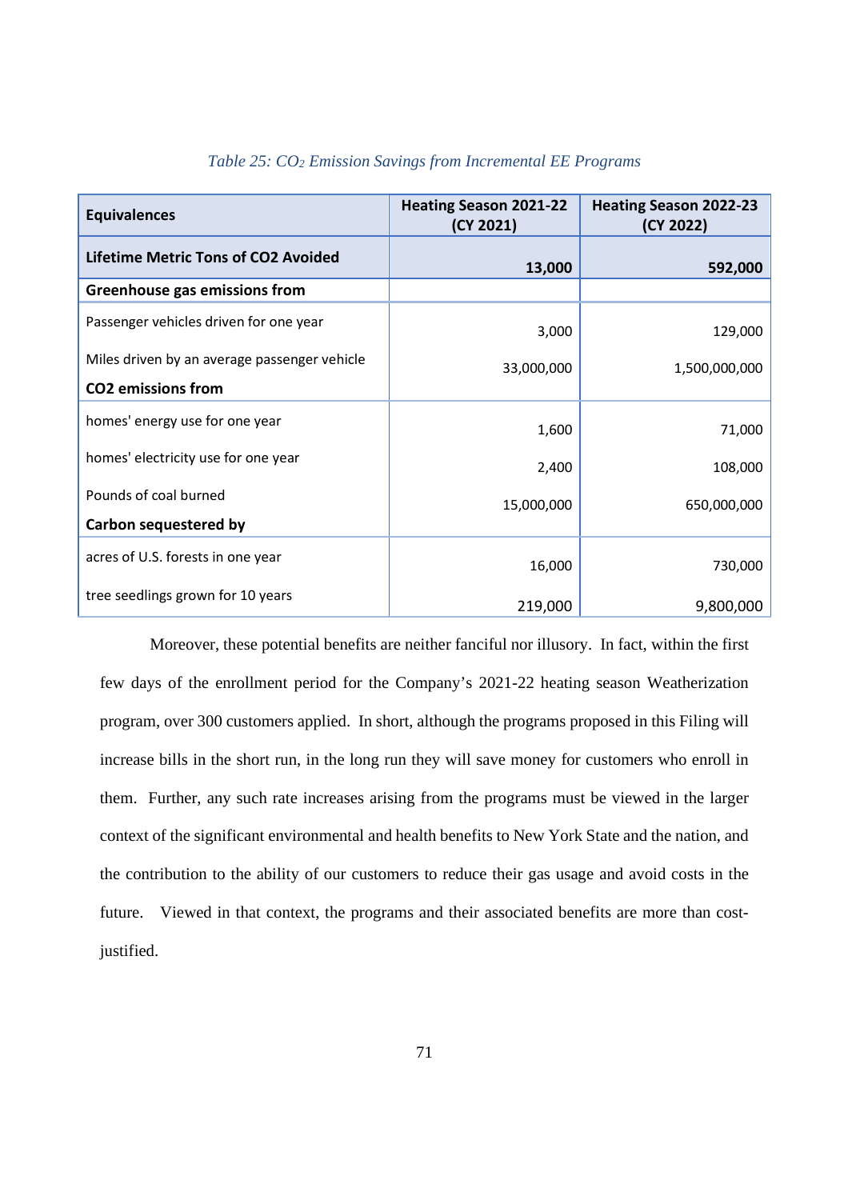*Table 25: $CO_2$ Emission Savings from Incremental EE Programs*

| Equivalences | Heating Season 2021-22 (CY 2021) | Heating Season 2022-23 (CY 2022) |
|---|---|---|
| **Lifetime Metric Tons of CO2 Avoided** | **13,000** | **592,000** |
| **Greenhouse gas emissions from** | | |
| Passenger vehicles driven for one year | 3,000 | 129,000 |
| Miles driven by an average passenger vehicle | 33,000,000 | 1,500,000,000 |
| **CO2 emissions from** | | |
| homes' energy use for one year | 1,600 | 71,000 |
| homes' electricity use for one year | 2,400 | 108,000 |
| Pounds of coal burned | 15,000,000 | 650,000,000 |
| **Carbon sequestered by** | | |
| acres of U.S. forests in one year | 16,000 | 730,000 |
| tree seedlings grown for 10 years | 219,000 | 9,800,000 |

Moreover, these potential benefits are neither fanciful nor illusory. In fact, within the first few days of the enrollment period for the Company's 2021-22 heating season Weatherization program, over 300 customers applied. In short, although the programs proposed in this Filing will increase bills in the short run, in the long run they will save money for customers who enroll in them. Further, any such rate increases arising from the programs must be viewed in the larger context of the significant environmental and health benefits to New York State and the nation, and the contribution to the ability of our customers to reduce their gas usage and avoid costs in the future. Viewed in that context, the programs and their associated benefits are more than cost-justified.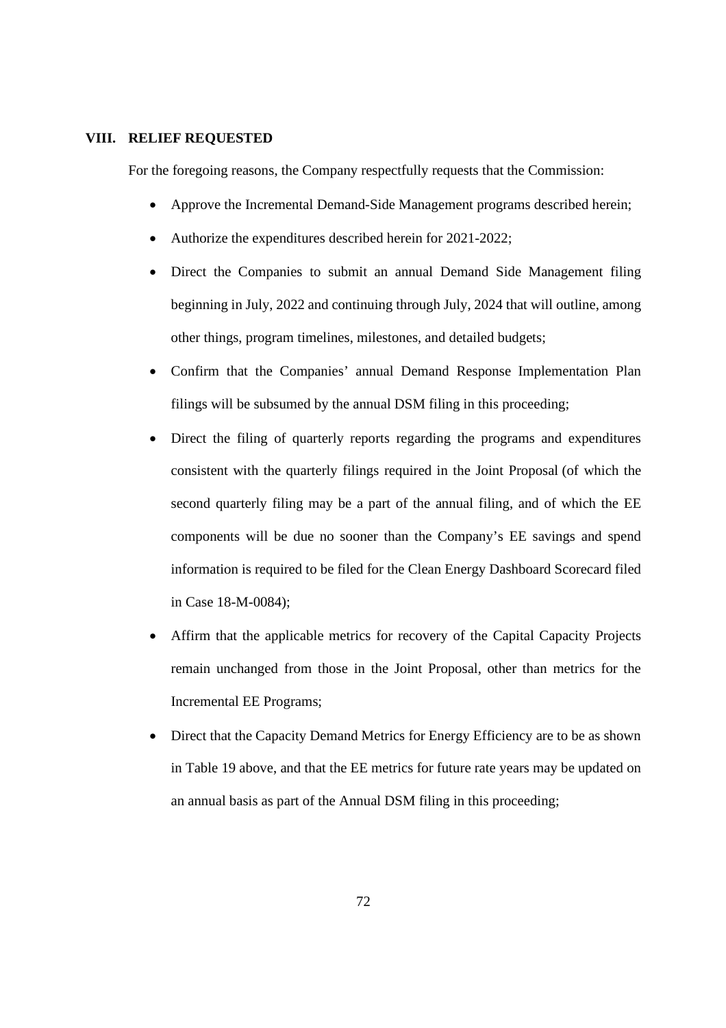## VIII. RELIEF REQUESTED

For the foregoing reasons, the Company respectfully requests that the Commission:

- Approve the Incremental Demand-Side Management programs described herein;
- Authorize the expenditures described herein for 2021-2022;
- Direct the Companies to submit an annual Demand Side Management filing beginning in July, 2022 and continuing through July, 2024 that will outline, among other things, program timelines, milestones, and detailed budgets;
- Confirm that the Companies' annual Demand Response Implementation Plan filings will be subsumed by the annual DSM filing in this proceeding;
- Direct the filing of quarterly reports regarding the programs and expenditures consistent with the quarterly filings required in the Joint Proposal (of which the second quarterly filing may be a part of the annual filing, and of which the EE components will be due no sooner than the Company's EE savings and spend information is required to be filed for the Clean Energy Dashboard Scorecard filed in Case 18-M-0084);
- Affirm that the applicable metrics for recovery of the Capital Capacity Projects remain unchanged from those in the Joint Proposal, other than metrics for the Incremental EE Programs;
- Direct that the Capacity Demand Metrics for Energy Efficiency are to be as shown in Table 19 above, and that the EE metrics for future rate years may be updated on an annual basis as part of the Annual DSM filing in this proceeding;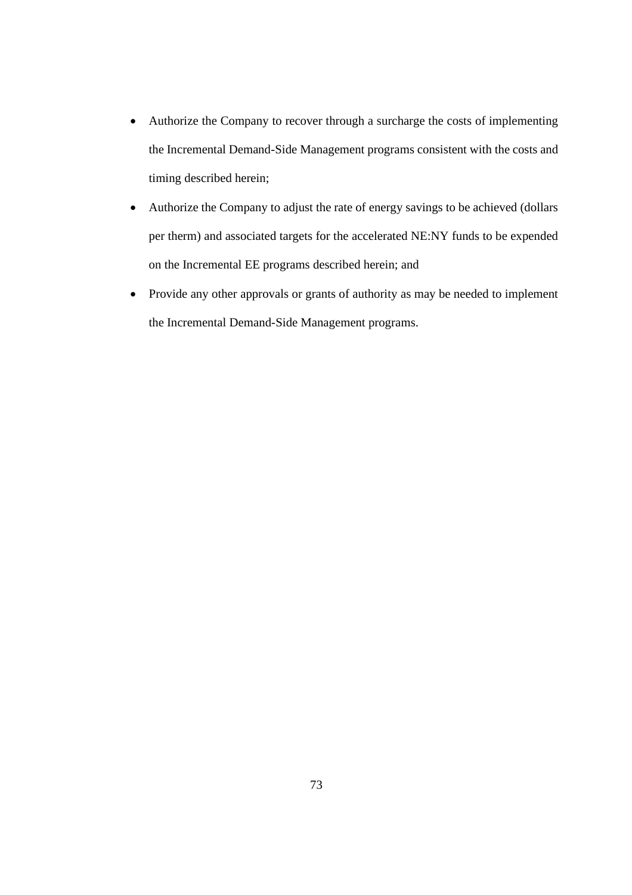- Authorize the Company to recover through a surcharge the costs of implementing the Incremental Demand-Side Management programs consistent with the costs and timing described herein;
- Authorize the Company to adjust the rate of energy savings to be achieved (dollars per therm) and associated targets for the accelerated NE:NY funds to be expended on the Incremental EE programs described herein; and
- Provide any other approvals or grants of authority as may be needed to implement the Incremental Demand-Side Management programs.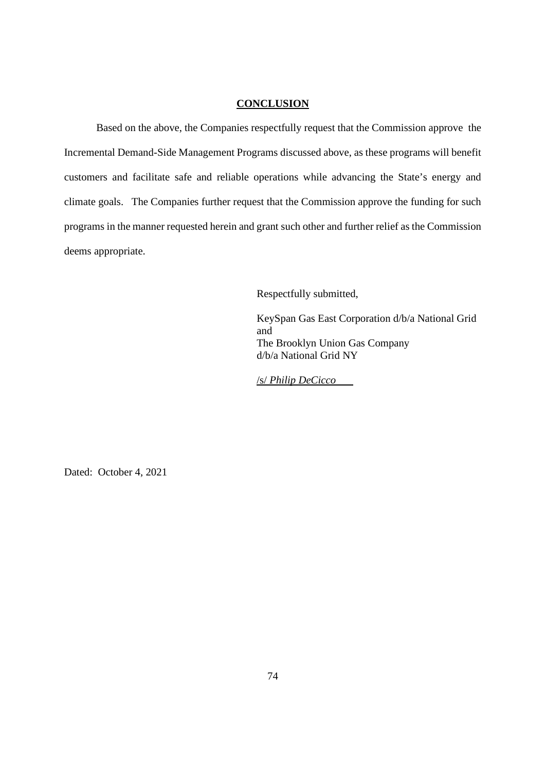## CONCLUSION

Based on the above, the Companies respectfully request that the Commission approve the Incremental Demand-Side Management Programs discussed above, as these programs will benefit customers and facilitate safe and reliable operations while advancing the State's energy and climate goals. The Companies further request that the Commission approve the funding for such programs in the manner requested herein and grant such other and further relief as the Commission deems appropriate.

Respectfully submitted,

KeySpan Gas East Corporation d/b/a National Grid
and
The Brooklyn Union Gas Company
d/b/a National Grid NY

/s/ *Philip DeCicco*

Dated: October 4, 2021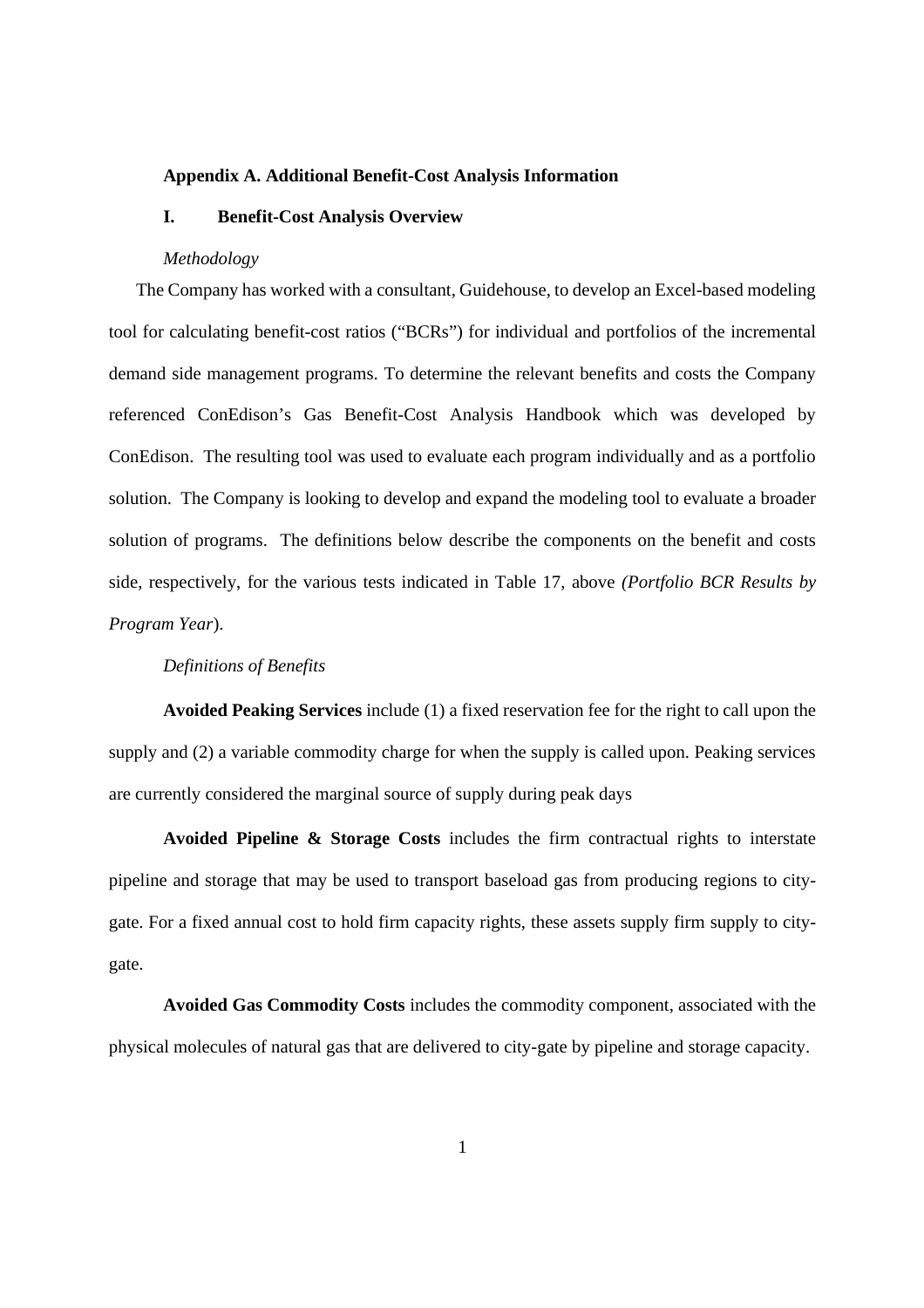## Appendix A. Additional Benefit-Cost Analysis Information

### I. Benefit-Cost Analysis Overview

*Methodology*

The Company has worked with a consultant, Guidehouse, to develop an Excel-based modeling tool for calculating benefit-cost ratios ("BCRs") for individual and portfolios of the incremental demand side management programs. To determine the relevant benefits and costs the Company referenced ConEdison's Gas Benefit-Cost Analysis Handbook which was developed by ConEdison. The resulting tool was used to evaluate each program individually and as a portfolio solution. The Company is looking to develop and expand the modeling tool to evaluate a broader solution of programs. The definitions below describe the components on the benefit and costs side, respectively, for the various tests indicated in Table 17, above *(Portfolio BCR Results by Program Year*).

*Definitions of Benefits*

**Avoided Peaking Services** include (1) a fixed reservation fee for the right to call upon the supply and (2) a variable commodity charge for when the supply is called upon. Peaking services are currently considered the marginal source of supply during peak days

**Avoided Pipeline & Storage Costs** includes the firm contractual rights to interstate pipeline and storage that may be used to transport baseload gas from producing regions to city-gate. For a fixed annual cost to hold firm capacity rights, these assets supply firm supply to city-gate.

**Avoided Gas Commodity Costs** includes the commodity component, associated with the physical molecules of natural gas that are delivered to city-gate by pipeline and storage capacity.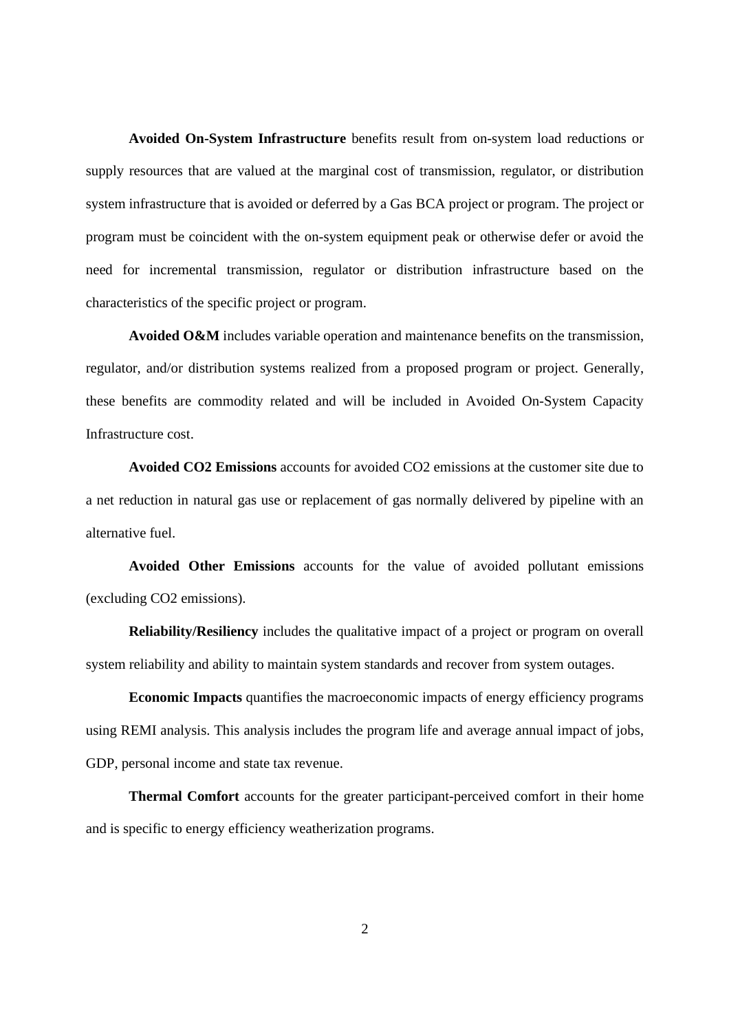**Avoided On-System Infrastructure** benefits result from on-system load reductions or supply resources that are valued at the marginal cost of transmission, regulator, or distribution system infrastructure that is avoided or deferred by a Gas BCA project or program. The project or program must be coincident with the on-system equipment peak or otherwise defer or avoid the need for incremental transmission, regulator or distribution infrastructure based on the characteristics of the specific project or program.

**Avoided O&M** includes variable operation and maintenance benefits on the transmission, regulator, and/or distribution systems realized from a proposed program or project. Generally, these benefits are commodity related and will be included in Avoided On-System Capacity Infrastructure cost.

**Avoided CO2 Emissions** accounts for avoided CO2 emissions at the customer site due to a net reduction in natural gas use or replacement of gas normally delivered by pipeline with an alternative fuel.

**Avoided Other Emissions** accounts for the value of avoided pollutant emissions (excluding CO2 emissions).

**Reliability/Resiliency** includes the qualitative impact of a project or program on overall system reliability and ability to maintain system standards and recover from system outages.

**Economic Impacts** quantifies the macroeconomic impacts of energy efficiency programs using REMI analysis. This analysis includes the program life and average annual impact of jobs, GDP, personal income and state tax revenue.

**Thermal Comfort** accounts for the greater participant-perceived comfort in their home and is specific to energy efficiency weatherization programs.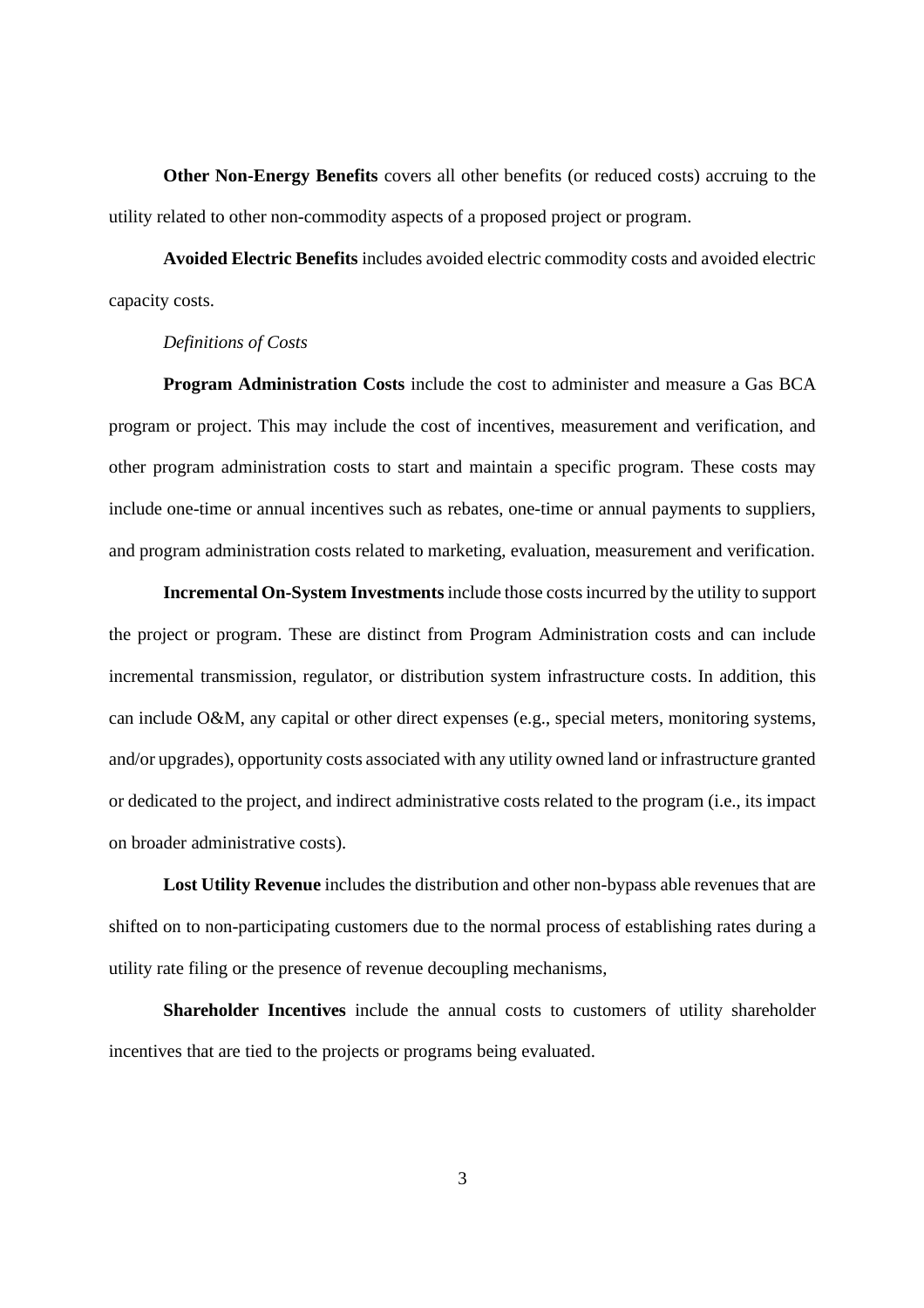**Other Non-Energy Benefits** covers all other benefits (or reduced costs) accruing to the utility related to other non-commodity aspects of a proposed project or program.

**Avoided Electric Benefits** includes avoided electric commodity costs and avoided electric capacity costs.

*Definitions of Costs*

**Program Administration Costs** include the cost to administer and measure a Gas BCA program or project. This may include the cost of incentives, measurement and verification, and other program administration costs to start and maintain a specific program. These costs may include one-time or annual incentives such as rebates, one-time or annual payments to suppliers, and program administration costs related to marketing, evaluation, measurement and verification.

**Incremental On-System Investments** include those costs incurred by the utility to support the project or program. These are distinct from Program Administration costs and can include incremental transmission, regulator, or distribution system infrastructure costs. In addition, this can include O&M, any capital or other direct expenses (e.g., special meters, monitoring systems, and/or upgrades), opportunity costs associated with any utility owned land or infrastructure granted or dedicated to the project, and indirect administrative costs related to the program (i.e., its impact on broader administrative costs).

**Lost Utility Revenue** includes the distribution and other non-bypass able revenues that are shifted on to non-participating customers due to the normal process of establishing rates during a utility rate filing or the presence of revenue decoupling mechanisms,

**Shareholder Incentives** include the annual costs to customers of utility shareholder incentives that are tied to the projects or programs being evaluated.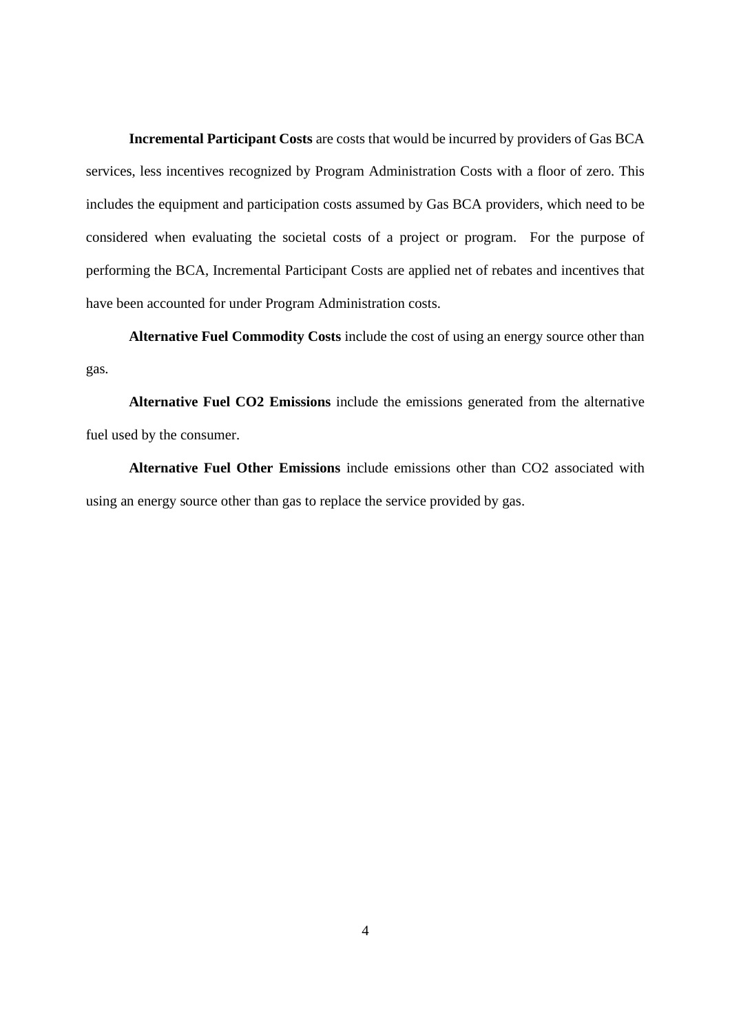**Incremental Participant Costs** are costs that would be incurred by providers of Gas BCA services, less incentives recognized by Program Administration Costs with a floor of zero. This includes the equipment and participation costs assumed by Gas BCA providers, which need to be considered when evaluating the societal costs of a project or program. For the purpose of performing the BCA, Incremental Participant Costs are applied net of rebates and incentives that have been accounted for under Program Administration costs.

**Alternative Fuel Commodity Costs** include the cost of using an energy source other than gas.

**Alternative Fuel $CO_2$ Emissions** include the emissions generated from the alternative fuel used by the consumer.

**Alternative Fuel Other Emissions** include emissions other than $CO_2$ associated with using an energy source other than gas to replace the service provided by gas.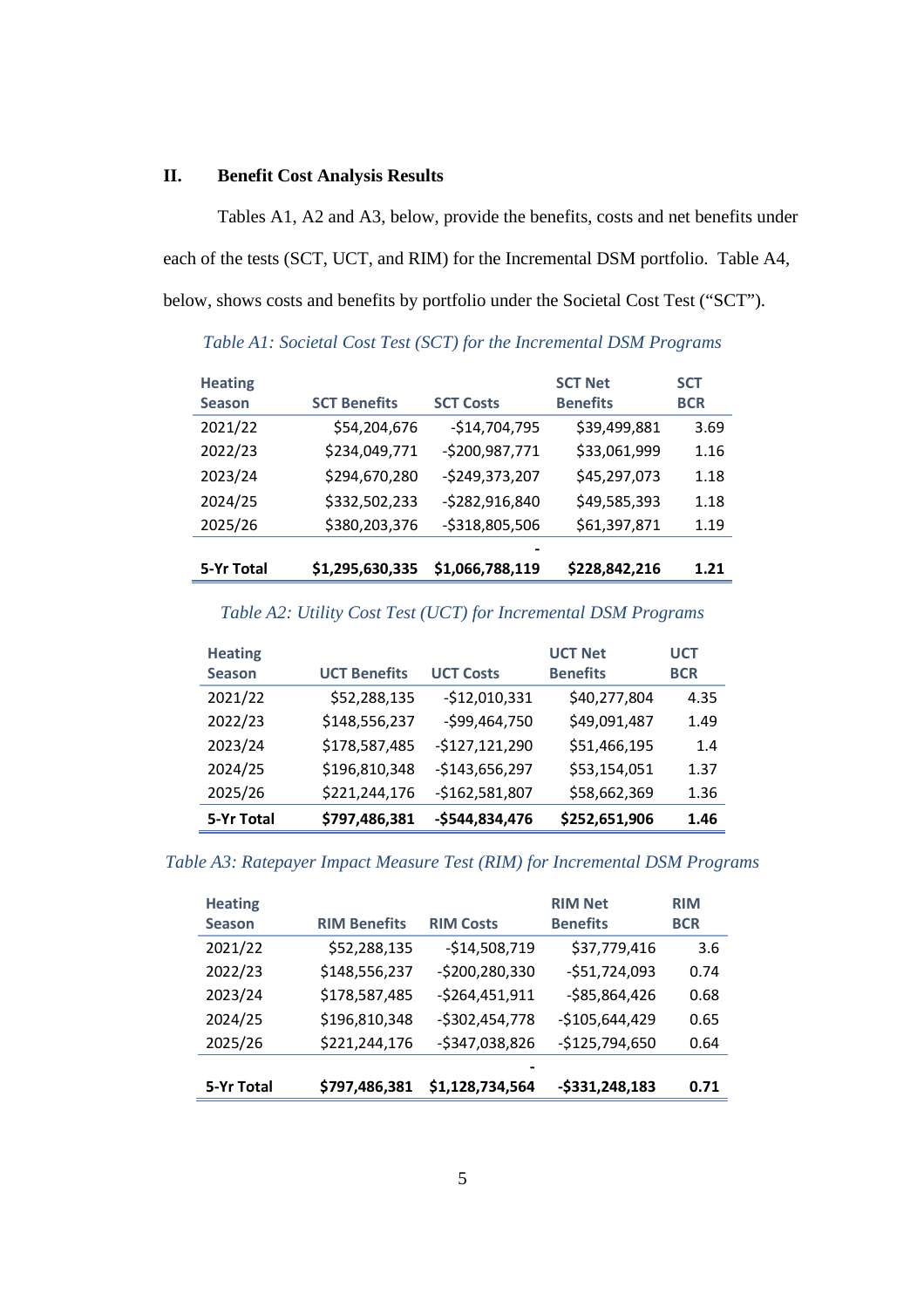## II. Benefit Cost Analysis Results

Tables A1, A2 and A3, below, provide the benefits, costs and net benefits under each of the tests (SCT, UCT, and RIM) for the Incremental DSM portfolio. Table A4, below, shows costs and benefits by portfolio under the Societal Cost Test ("SCT").

*Table A1: Societal Cost Test (SCT) for the Incremental DSM Programs*

| Heating Season | SCT Benefits | SCT Costs | SCT Net Benefits | SCT BCR |
|---|---|---|---|---|
| 2021/22 | $54,204,676 | -$14,704,795 | $39,499,881 | 3.69 |
| 2022/23 | $234,049,771 | -$200,987,771 | $33,061,999 | 1.16 |
| 2023/24 | $294,670,280 | -$249,373,207 | $45,297,073 | 1.18 |
| 2024/25 | $332,502,233 | -$282,916,840 | $49,585,393 | 1.18 |
| 2025/26 | $380,203,376 | -$318,805,506 | $61,397,871 | 1.19 |
| **5-Yr Total** | **$1,295,630,335** | **-$1,066,788,119** | **$228,842,216** | **1.21** |

*Table A2: Utility Cost Test (UCT) for Incremental DSM Programs*

| Heating Season | UCT Benefits | UCT Costs | UCT Net Benefits | UCT BCR |
|---|---|---|---|---|
| 2021/22 | $52,288,135 | -$12,010,331 | $40,277,804 | 4.35 |
| 2022/23 | $148,556,237 | -$99,464,750 | $49,091,487 | 1.49 |
| 2023/24 | $178,587,485 | -$127,121,290 | $51,466,195 | 1.4 |
| 2024/25 | $196,810,348 | -$143,656,297 | $53,154,051 | 1.37 |
| 2025/26 | $221,244,176 | -$162,581,807 | $58,662,369 | 1.36 |
| **5-Yr Total** | **$797,486,381** | **-$544,834,476** | **$252,651,906** | **1.46** |

*Table A3: Ratepayer Impact Measure Test (RIM) for Incremental DSM Programs*

| Heating Season | RIM Benefits | RIM Costs | RIM Net Benefits | RIM BCR |
|---|---|---|---|---|
| 2021/22 | $52,288,135 | -$14,508,719 | $37,779,416 | 3.6 |
| 2022/23 | $148,556,237 | -$200,280,330 | -$51,724,093 | 0.74 |
| 2023/24 | $178,587,485 | -$264,451,911 | -$85,864,426 | 0.68 |
| 2024/25 | $196,810,348 | -$302,454,778 | -$105,644,429 | 0.65 |
| 2025/26 | $221,244,176 | -$347,038,826 | -$125,794,650 | 0.64 |
| **5-Yr Total** | **$797,486,381** | **-$1,128,734,564** | **-$331,248,183** | **0.71** |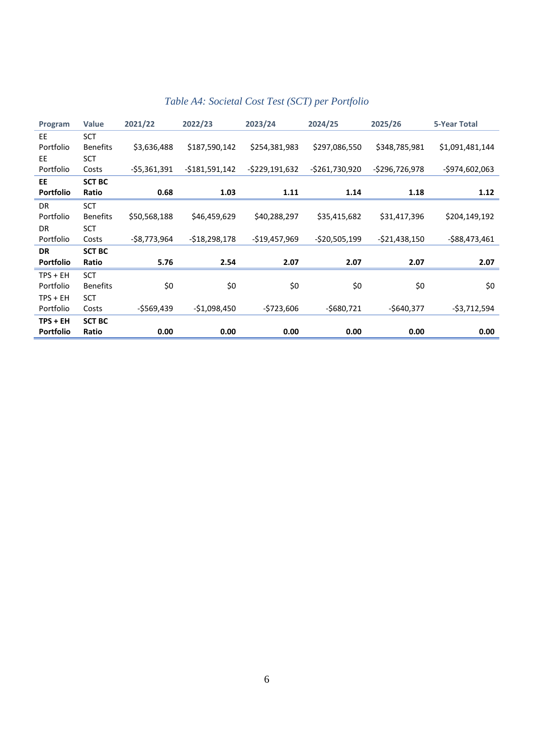*Table A4: Societal Cost Test (SCT) per Portfolio*

| Program | Value | 2021/22 | 2022/23 | 2023/24 | 2024/25 | 2025/26 | 5-Year Total |
|---|---|---|---|---|---|---|---|
| EE Portfolio | SCT Benefits | $3,636,488 | $187,590,142 | $254,381,983 | $297,086,550 | $348,785,981 | $1,091,481,144 |
| EE Portfolio | SCT Costs | -$5,361,391 | -$181,591,142 | -$229,191,632 | -$261,730,920 | -$296,726,978 | -$974,602,063 |
| **EE Portfolio** | **SCT BC Ratio** | **0.68** | **1.03** | **1.11** | **1.14** | **1.18** | **1.12** |
| DR Portfolio | SCT Benefits | $50,568,188 | $46,459,629 | $40,288,297 | $35,415,682 | $31,417,396 | $204,149,192 |
| DR Portfolio | SCT Costs | -$8,773,964 | -$18,298,178 | -$19,457,969 | -$20,505,199 | -$21,438,150 | -$88,473,461 |
| **DR Portfolio** | **SCT BC Ratio** | **5.76** | **2.54** | **2.07** | **2.07** | **2.07** | **2.07** |
| TPS + EH Portfolio | SCT Benefits | $0 | $0 | $0 | $0 | $0 | $0 |
| TPS + EH Portfolio | SCT Costs | -$569,439 | -$1,098,450 | -$723,606 | -$680,721 | -$640,377 | -$3,712,594 |
| **TPS + EH Portfolio** | **SCT BC Ratio** | **0.00** | **0.00** | **0.00** | **0.00** | **0.00** | **0.00** |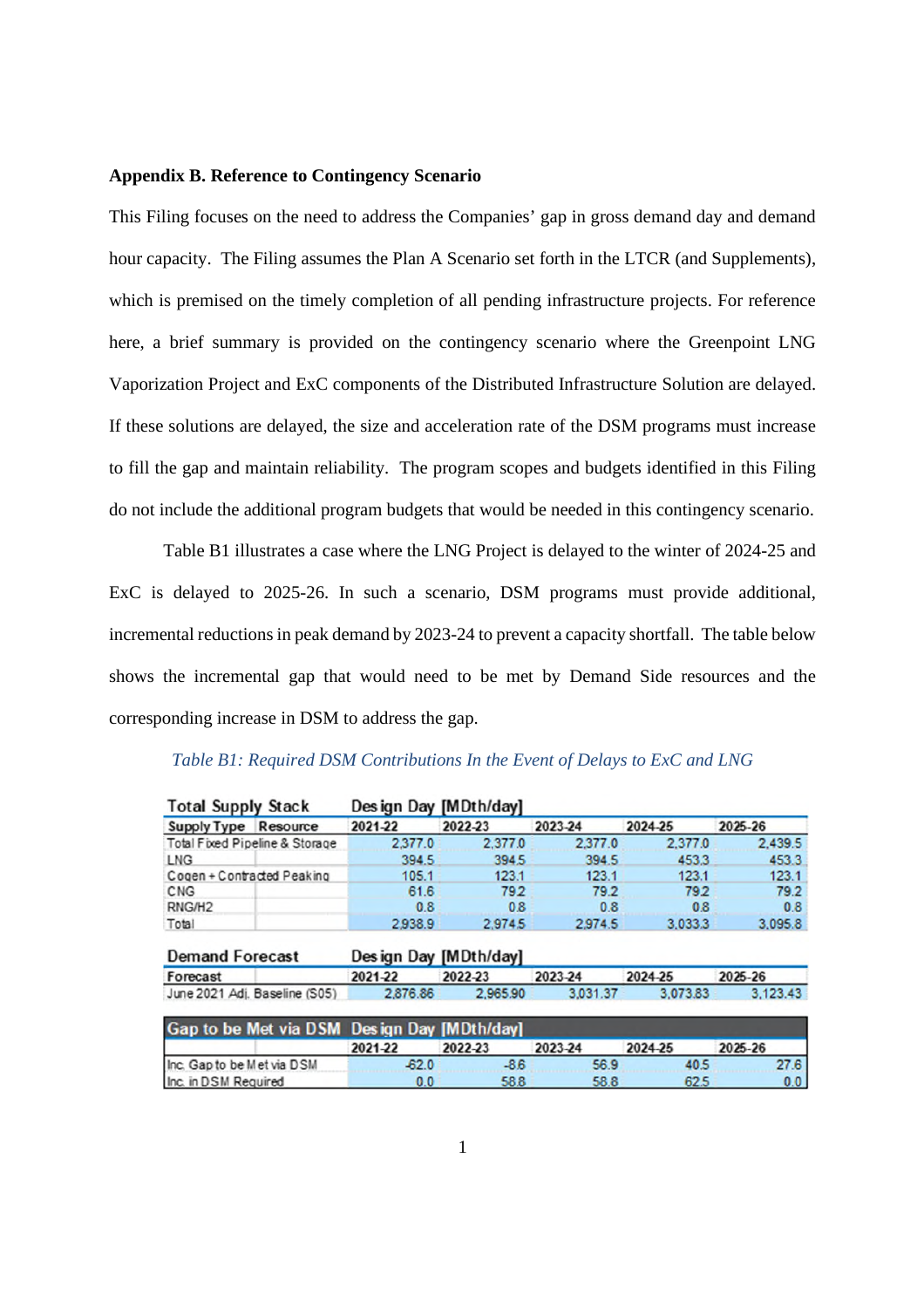## Appendix B. Reference to Contingency Scenario

This Filing focuses on the need to address the Companies' gap in gross demand day and demand hour capacity. The Filing assumes the Plan A Scenario set forth in the LTCR (and Supplements), which is premised on the timely completion of all pending infrastructure projects. For reference here, a brief summary is provided on the contingency scenario where the Greenpoint LNG Vaporization Project and ExC components of the Distributed Infrastructure Solution are delayed. If these solutions are delayed, the size and acceleration rate of the DSM programs must increase to fill the gap and maintain reliability. The program scopes and budgets identified in this Filing do not include the additional program budgets that would be needed in this contingency scenario.

Table B1 illustrates a case where the LNG Project is delayed to the winter of 2024-25 and ExC is delayed to 2025-26. In such a scenario, DSM programs must provide additional, incremental reductions in peak demand by 2023-24 to prevent a capacity shortfall. The table below shows the incremental gap that would need to be met by Demand Side resources and the corresponding increase in DSM to address the gap.

*Table B1: Required DSM Contributions In the Event of Delays to ExC and LNG*

| Total Supply Stack | | Design Day [MDth/day] | | | | |
|---|---|---|---|---|---|---|
| Supply Type | Resource | 2021-22 | 2022-23 | 2023-24 | 2024-25 | 2025-26 |
| Total Fixed Pipeline & Storage | | 2,377.0 | 2,377.0 | 2,377.0 | 2,377.0 | 2,439.5 |
| LNG | | 394.5 | 394.5 | 394.5 | 453.3 | 453.3 |
| Cogen + Contracted Peaking | | 105.1 | 123.1 | 123.1 | 123.1 | 123.1 |
| CNG | | 61.6 | 79.2 | 79.2 | 79.2 | 79.2 |
| RNG/H2 | | 0.8 | 0.8 | 0.8 | 0.8 | 0.8 |
| Total | | 2,938.9 | 2,974.5 | 2,974.5 | 3,033.3 | 3,095.8 |

| Demand Forecast | | Design Day [MDth/day] | | | | |
|---|---|---|---|---|---|---|
| Forecast | | 2021-22 | 2022-23 | 2023-24 | 2024-25 | 2025-26 |
| June 2021 Adj. Baseline (S05) | | 2,876.86 | 2,965.90 | 3,031.37 | 3,073.83 | 3,123.43 |

| Gap to be Met via DSM | Design Day [MDth/day] | | | | |
|---|---|---|---|---|---|
| | 2021-22 | 2022-23 | 2023-24 | 2024-25 | 2025-26 |
| Inc. Gap to be Met via DSM | -62.0 | -8.6 | 56.9 | 40.5 | 27.6 |
| Inc. in DSM Required | 0.0 | 58.8 | 58.8 | 62.5 | 0.0 |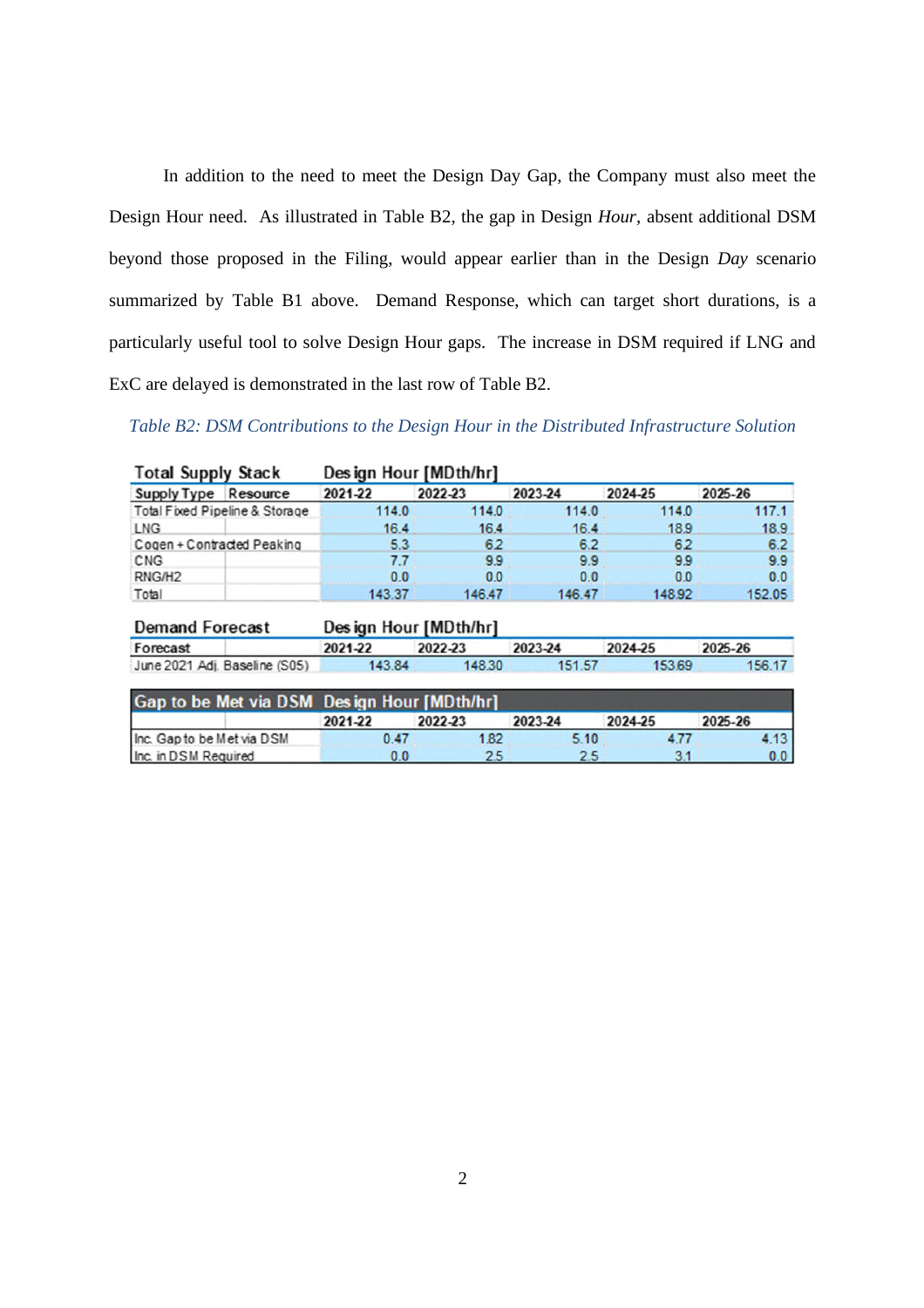In addition to the need to meet the Design Day Gap, the Company must also meet the Design Hour need. As illustrated in Table B2, the gap in Design *Hour*, absent additional DSM beyond those proposed in the Filing, would appear earlier than in the Design *Day* scenario summarized by Table B1 above. Demand Response, which can target short durations, is a particularly useful tool to solve Design Hour gaps. The increase in DSM required if LNG and ExC are delayed is demonstrated in the last row of Table B2.

*Table B2: DSM Contributions to the Design Hour in the Distributed Infrastructure Solution*

| Total Supply Stack | | Design Hour [MDth/hr] | | | | |
|---|---|---|---|---|---|---|
| Supply Type | Resource | 2021-22 | 2022-23 | 2023-24 | 2024-25 | 2025-26 |
| Total Fixed Pipeline & Storage | | 114.0 | 114.0 | 114.0 | 114.0 | 117.1 |
| LNG | | 16.4 | 16.4 | 16.4 | 18.9 | 18.9 |
| Cogen + Contracted Peaking | | 5.3 | 6.2 | 6.2 | 6.2 | 6.2 |
| CNG | | 7.7 | 9.9 | 9.9 | 9.9 | 9.9 |
| RNG/H2 | | 0.0 | 0.0 | 0.0 | 0.0 | 0.0 |
| Total | | 143.37 | 146.47 | 146.47 | 148.92 | 152.05 |

| Demand Forecast | Design Hour [MDth/hr] | | | | |
|---|---|---|---|---|---|
| Forecast | 2021-22 | 2022-23 | 2023-24 | 2024-25 | 2025-26 |
| June 2021 Adj. Baseline (S05) | 143.84 | 148.30 | 151.57 | 153.69 | 156.17 |

| Gap to be Met via DSM | Design Hour [MDth/hr] | | | | |
|---|---|---|---|---|---|
| | 2021-22 | 2022-23 | 2023-24 | 2024-25 | 2025-26 |
| Inc. Gap to be Met via DSM | 0.47 | 1.82 | 5.10 | 4.77 | 4.13 |
| Inc. in DSM Required | 0.0 | 2.5 | 2.5 | 3.1 | 0.0 |